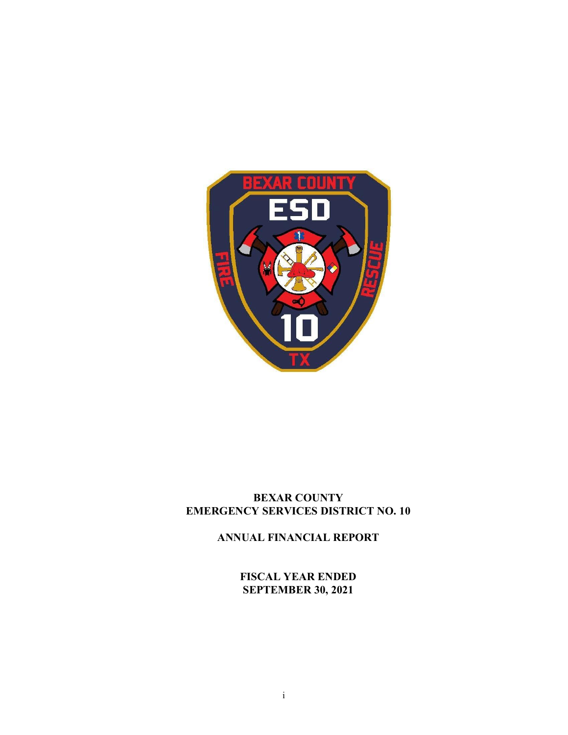# BEXAR COUNTY
# EMERGENCY SERVICES DISTRICT NO. 10

## ANNUAL FINANCIAL REPORT

### FISCAL YEAR ENDED
### SEPTEMBER 30, 2021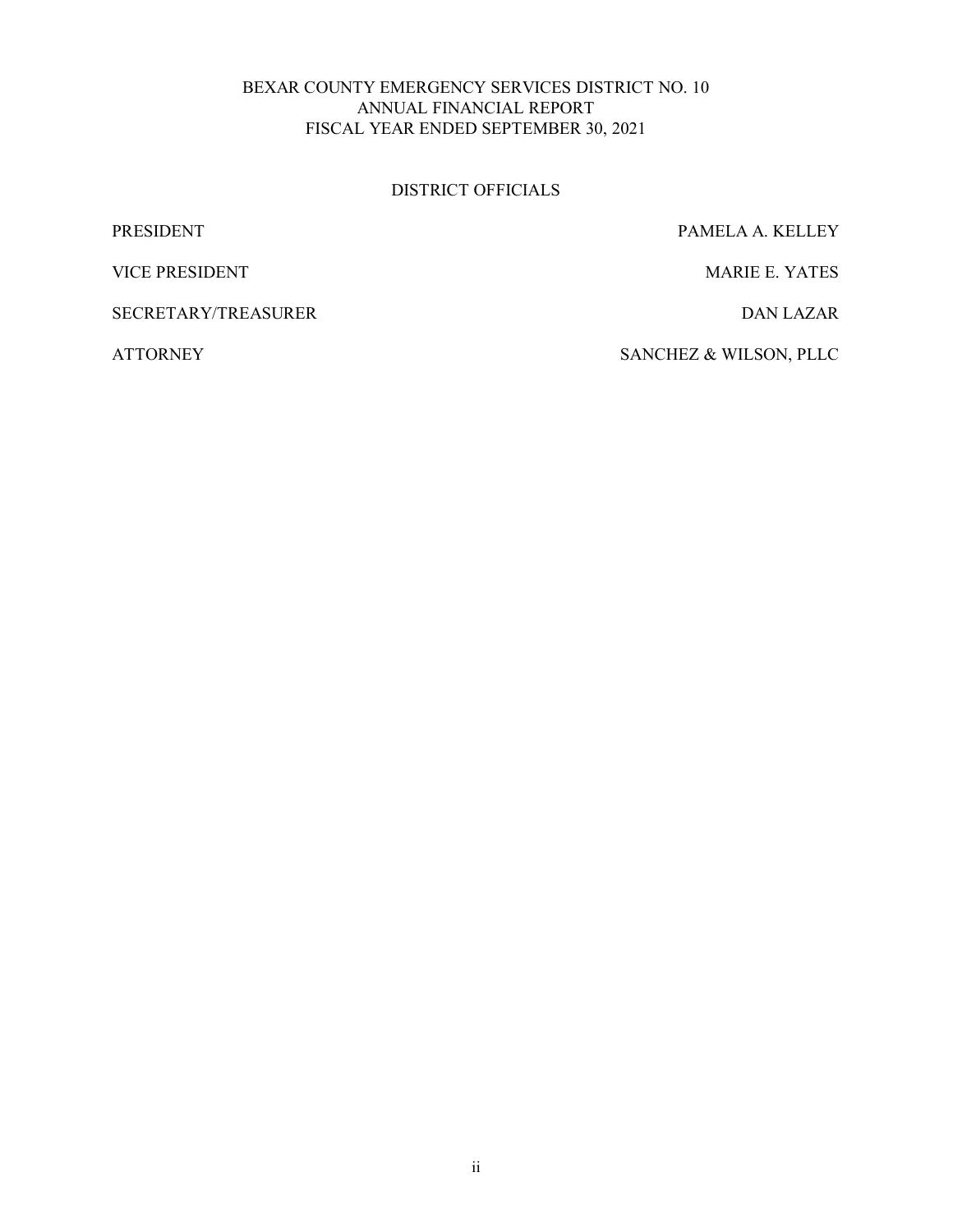# BEXAR COUNTY EMERGENCY SERVICES DISTRICT NO. 10
## ANNUAL FINANCIAL REPORT
## FISCAL YEAR ENDED SEPTEMBER 30, 2021

### DISTRICT OFFICIALS

| | |
|---|---|
| PRESIDENT | PAMELA A. KELLEY |
| VICE PRESIDENT | MARIE E. YATES |
| SECRETARY/TREASURER | DAN LAZAR |
| ATTORNEY | SANCHEZ & WILSON, PLLC |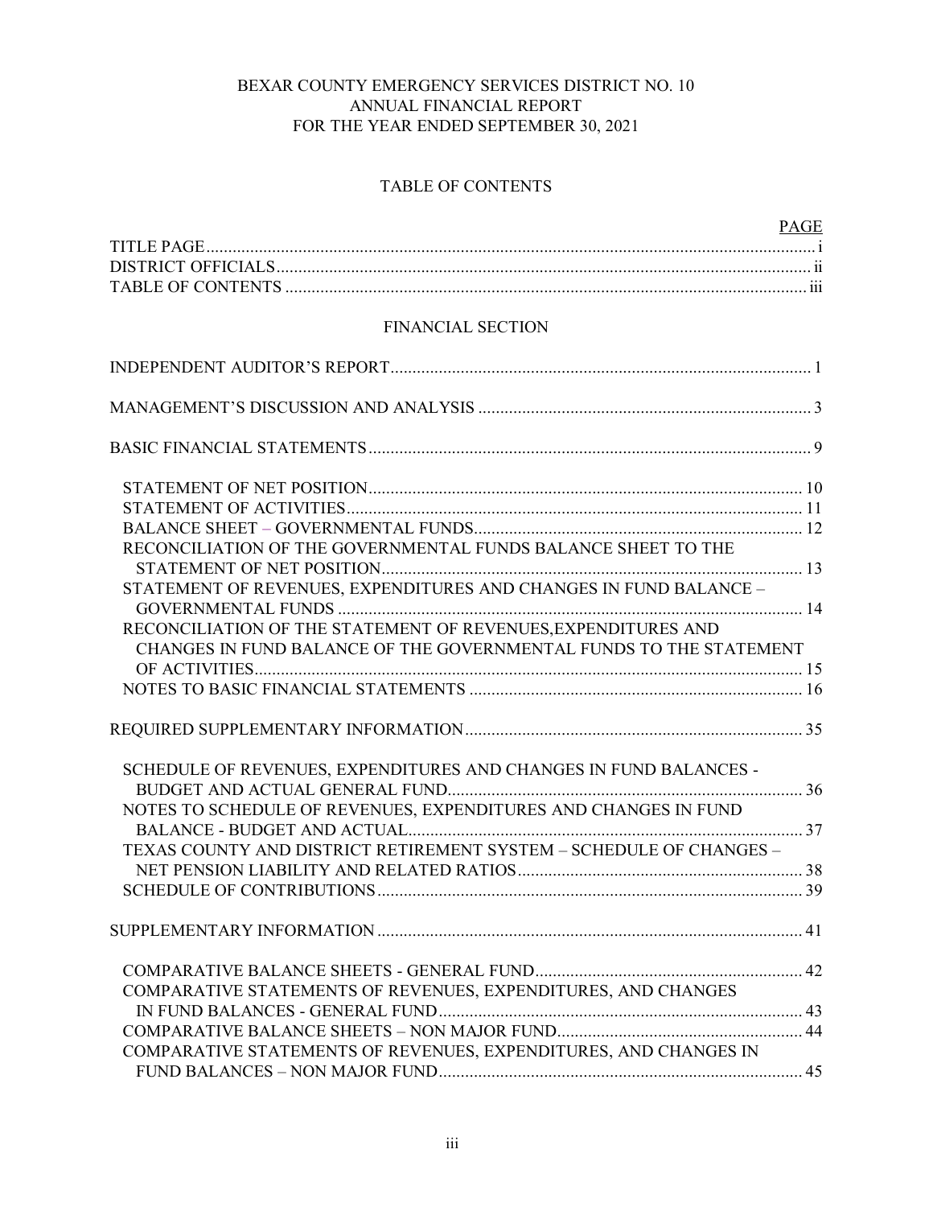BEXAR COUNTY EMERGENCY SERVICES DISTRICT NO. 10
ANNUAL FINANCIAL REPORT
FOR THE YEAR ENDED SEPTEMBER 30, 2021

## TABLE OF CONTENTS

| | PAGE |
|---|---|
| TITLE PAGE | i |
| DISTRICT OFFICIALS | ii |
| TABLE OF CONTENTS | iii |
| **FINANCIAL SECTION** | |
| INDEPENDENT AUDITOR'S REPORT | 1 |
| MANAGEMENT'S DISCUSSION AND ANALYSIS | 3 |
| BASIC FINANCIAL STATEMENTS | 9 |
| STATEMENT OF NET POSITION | 10 |
| STATEMENT OF ACTIVITIES | 11 |
| BALANCE SHEET – GOVERNMENTAL FUNDS | 12 |
| RECONCILIATION OF THE GOVERNMENTAL FUNDS BALANCE SHEET TO THE STATEMENT OF NET POSITION | 13 |
| STATEMENT OF REVENUES, EXPENDITURES AND CHANGES IN FUND BALANCE – GOVERNMENTAL FUNDS | 14 |
| RECONCILIATION OF THE STATEMENT OF REVENUES,EXPENDITURES AND CHANGES IN FUND BALANCE OF THE GOVERNMENTAL FUNDS TO THE STATEMENT OF ACTIVITIES | 15 |
| NOTES TO BASIC FINANCIAL STATEMENTS | 16 |
| REQUIRED SUPPLEMENTARY INFORMATION | 35 |
| SCHEDULE OF REVENUES, EXPENDITURES AND CHANGES IN FUND BALANCES - BUDGET AND ACTUAL GENERAL FUND | 36 |
| NOTES TO SCHEDULE OF REVENUES, EXPENDITURES AND CHANGES IN FUND BALANCE - BUDGET AND ACTUAL | 37 |
| TEXAS COUNTY AND DISTRICT RETIREMENT SYSTEM – SCHEDULE OF CHANGES – NET PENSION LIABILITY AND RELATED RATIOS | 38 |
| SCHEDULE OF CONTRIBUTIONS | 39 |
| SUPPLEMENTARY INFORMATION | 41 |
| COMPARATIVE BALANCE SHEETS - GENERAL FUND | 42 |
| COMPARATIVE STATEMENTS OF REVENUES, EXPENDITURES, AND CHANGES IN FUND BALANCES - GENERAL FUND | 43 |
| COMPARATIVE BALANCE SHEETS – NON MAJOR FUND | 44 |
| COMPARATIVE STATEMENTS OF REVENUES, EXPENDITURES, AND CHANGES IN FUND BALANCES – NON MAJOR FUND | 45 |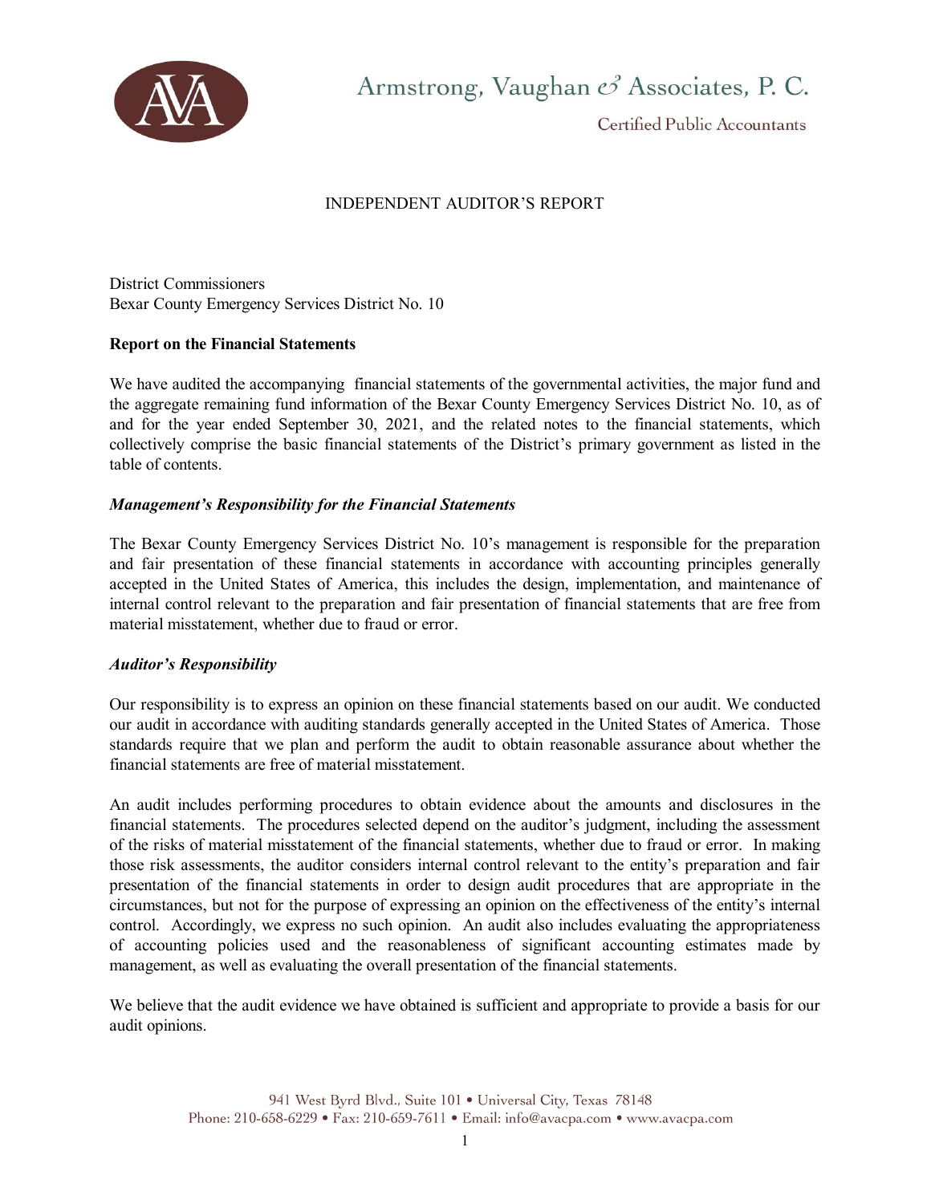# Armstrong, Vaughan & Associates, P. C.

Certified Public Accountants

## INDEPENDENT AUDITOR'S REPORT

District Commissioners
Bexar County Emergency Services District No. 10

**Report on the Financial Statements**

We have audited the accompanying financial statements of the governmental activities, the major fund and the aggregate remaining fund information of the Bexar County Emergency Services District No. 10, as of and for the year ended September 30, 2021, and the related notes to the financial statements, which collectively comprise the basic financial statements of the District's primary government as listed in the table of contents.

***Management's Responsibility for the Financial Statements***

The Bexar County Emergency Services District No. 10's management is responsible for the preparation and fair presentation of these financial statements in accordance with accounting principles generally accepted in the United States of America, this includes the design, implementation, and maintenance of internal control relevant to the preparation and fair presentation of financial statements that are free from material misstatement, whether due to fraud or error.

***Auditor's Responsibility***

Our responsibility is to express an opinion on these financial statements based on our audit. We conducted our audit in accordance with auditing standards generally accepted in the United States of America. Those standards require that we plan and perform the audit to obtain reasonable assurance about whether the financial statements are free of material misstatement.

An audit includes performing procedures to obtain evidence about the amounts and disclosures in the financial statements. The procedures selected depend on the auditor's judgment, including the assessment of the risks of material misstatement of the financial statements, whether due to fraud or error. In making those risk assessments, the auditor considers internal control relevant to the entity's preparation and fair presentation of the financial statements in order to design audit procedures that are appropriate in the circumstances, but not for the purpose of expressing an opinion on the effectiveness of the entity's internal control. Accordingly, we express no such opinion. An audit also includes evaluating the appropriateness of accounting policies used and the reasonableness of significant accounting estimates made by management, as well as evaluating the overall presentation of the financial statements.

We believe that the audit evidence we have obtained is sufficient and appropriate to provide a basis for our audit opinions.

941 West Byrd Blvd., Suite 101 • Universal City, Texas 78148
Phone: 210-658-6229 • Fax: 210-659-7611 • Email: info@avacpa.com • www.avacpa.com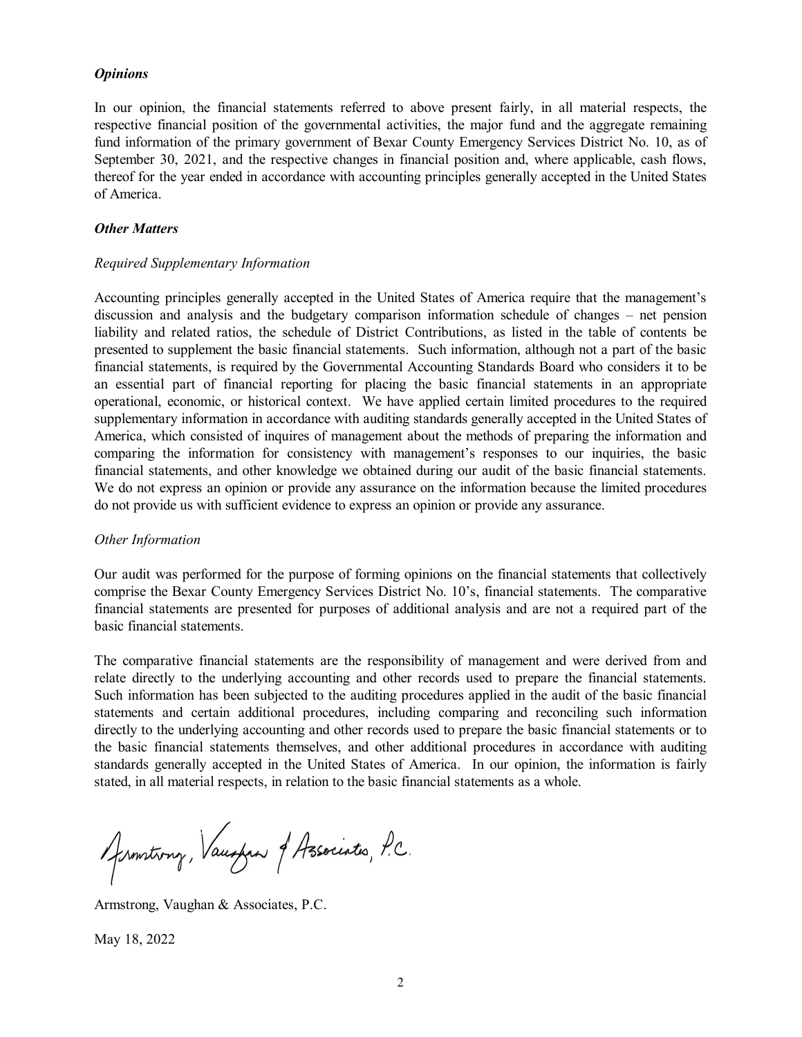***Opinions***

In our opinion, the financial statements referred to above present fairly, in all material respects, the respective financial position of the governmental activities, the major fund and the aggregate remaining fund information of the primary government of Bexar County Emergency Services District No. 10, as of September 30, 2021, and the respective changes in financial position and, where applicable, cash flows, thereof for the year ended in accordance with accounting principles generally accepted in the United States of America.

***Other Matters***

*Required Supplementary Information*

Accounting principles generally accepted in the United States of America require that the management's discussion and analysis and the budgetary comparison information schedule of changes – net pension liability and related ratios, the schedule of District Contributions, as listed in the table of contents be presented to supplement the basic financial statements. Such information, although not a part of the basic financial statements, is required by the Governmental Accounting Standards Board who considers it to be an essential part of financial reporting for placing the basic financial statements in an appropriate operational, economic, or historical context. We have applied certain limited procedures to the required supplementary information in accordance with auditing standards generally accepted in the United States of America, which consisted of inquires of management about the methods of preparing the information and comparing the information for consistency with management's responses to our inquiries, the basic financial statements, and other knowledge we obtained during our audit of the basic financial statements. We do not express an opinion or provide any assurance on the information because the limited procedures do not provide us with sufficient evidence to express an opinion or provide any assurance.

*Other Information*

Our audit was performed for the purpose of forming opinions on the financial statements that collectively comprise the Bexar County Emergency Services District No. 10's, financial statements. The comparative financial statements are presented for purposes of additional analysis and are not a required part of the basic financial statements.

The comparative financial statements are the responsibility of management and were derived from and relate directly to the underlying accounting and other records used to prepare the financial statements. Such information has been subjected to the auditing procedures applied in the audit of the basic financial statements and certain additional procedures, including comparing and reconciling such information directly to the underlying accounting and other records used to prepare the basic financial statements or to the basic financial statements themselves, and other additional procedures in accordance with auditing standards generally accepted in the United States of America. In our opinion, the information is fairly stated, in all material respects, in relation to the basic financial statements as a whole.

*Armstrong, Vaughan & Associates, P.C.*

Armstrong, Vaughan & Associates, P.C.

May 18, 2022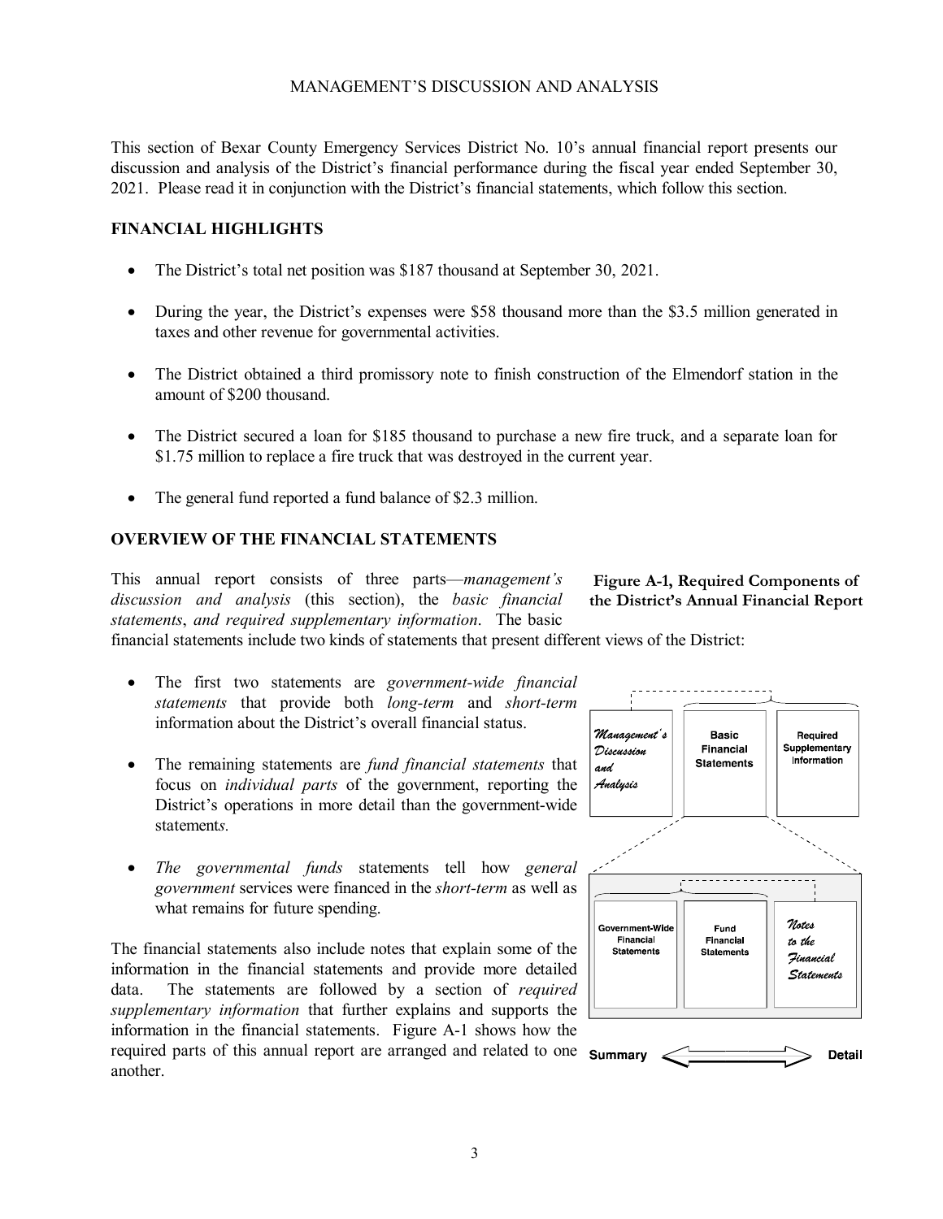# MANAGEMENT'S DISCUSSION AND ANALYSIS

This section of Bexar County Emergency Services District No. 10's annual financial report presents our discussion and analysis of the District's financial performance during the fiscal year ended September 30, 2021. Please read it in conjunction with the District's financial statements, which follow this section.

## FINANCIAL HIGHLIGHTS

- The District's total net position was \$187 thousand at September 30, 2021.
- During the year, the District's expenses were \$58 thousand more than the \$3.5 million generated in taxes and other revenue for governmental activities.
- The District obtained a third promissory note to finish construction of the Elmendorf station in the amount of \$200 thousand.
- The District secured a loan for \$185 thousand to purchase a new fire truck, and a separate loan for \$1.75 million to replace a fire truck that was destroyed in the current year.
- The general fund reported a fund balance of \$2.3 million.

## OVERVIEW OF THE FINANCIAL STATEMENTS

This annual report consists of three parts—*management's discussion and analysis* (this section), the *basic financial statements*, *and required supplementary information*. The basic financial statements include two kinds of statements that present different views of the District:

- The first two statements are *government-wide financial statements* that provide both *long-term* and *short-term* information about the District's overall financial status.
- The remaining statements are *fund financial statements* that focus on *individual parts* of the government, reporting the District's operations in more detail than the government-wide statements.
- *The governmental funds* statements tell how *general government* services were financed in the *short-term* as well as what remains for future spending.

The financial statements also include notes that explain some of the information in the financial statements and provide more detailed data. The statements are followed by a section of *required supplementary information* that further explains and supports the information in the financial statements. Figure A-1 shows how the required parts of this annual report are arranged and related to one another.

**Figure A-1, Required Components of the District's Annual Financial Report**

*Management's Discussion and Analysis* | Basic Financial Statements | Required Supplementary Information

Government-Wide Financial Statements | Fund Financial Statements | *Notes to the Financial Statements*

Summary ⟷ Detail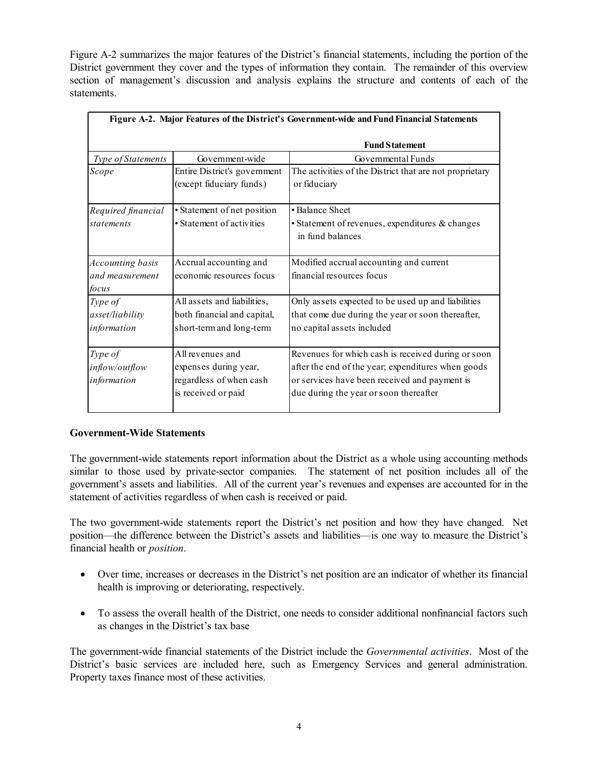Figure A-2 summarizes the major features of the District's financial statements, including the portion of the District government they cover and the types of information they contain. The remainder of this overview section of management's discussion and analysis explains the structure and contents of each of the statements.

**Figure A-2. Major Features of the District's Government-wide and Fund Financial Statements**

| | | **Fund Statement** |
|---|---|---|
| *Type of Statements* | Government-wide | Governmental Funds |
| *Scope* | Entire District's government (except fiduciary funds) | The activities of the District that are not proprietary or fiduciary |
| *Required financial statements* | • Statement of net position<br>• Statement of activities | • Balance Sheet<br>• Statement of revenues, expenditures & changes in fund balances |
| *Accounting basis and measurement focus* | Accrual accounting and economic resources focus | Modified accrual accounting and current financial resources focus |
| *Type of asset/liability information* | All assets and liabilities, both financial and capital, short-term and long-term | Only assets expected to be used up and liabilities that come due during the year or soon thereafter, no capital assets included |
| *Type of inflow/outflow information* | All revenues and expenses during year, regardless of when cash is received or paid | Revenues for which cash is received during or soon after the end of the year; expenditures when goods or services have been received and payment is due during the year or soon thereafter |

**Government-Wide Statements**

The government-wide statements report information about the District as a whole using accounting methods similar to those used by private-sector companies. The statement of net position includes all of the government's assets and liabilities. All of the current year's revenues and expenses are accounted for in the statement of activities regardless of when cash is received or paid.

The two government-wide statements report the District's net position and how they have changed. Net position—the difference between the District's assets and liabilities—is one way to measure the District's financial health or *position*.

- Over time, increases or decreases in the District's net position are an indicator of whether its financial health is improving or deteriorating, respectively.
- To assess the overall health of the District, one needs to consider additional nonfinancial factors such as changes in the District's tax base

The government-wide financial statements of the District include the *Governmental activities*. Most of the District's basic services are included here, such as Emergency Services and general administration. Property taxes finance most of these activities.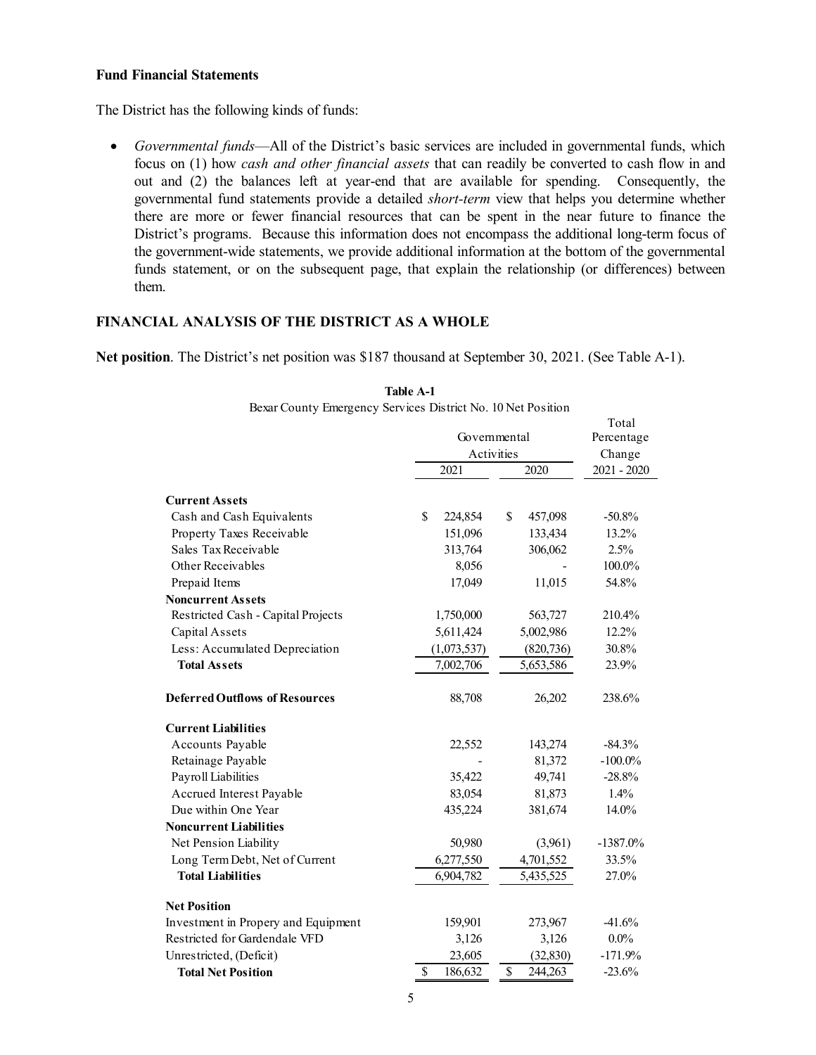**Fund Financial Statements**

The District has the following kinds of funds:

- *Governmental funds*—All of the District's basic services are included in governmental funds, which focus on (1) how *cash and other financial assets* that can readily be converted to cash flow in and out and (2) the balances left at year-end that are available for spending. Consequently, the governmental fund statements provide a detailed *short-term* view that helps you determine whether there are more or fewer financial resources that can be spent in the near future to finance the District's programs. Because this information does not encompass the additional long-term focus of the government-wide statements, we provide additional information at the bottom of the governmental funds statement, or on the subsequent page, that explain the relationship (or differences) between them.

## FINANCIAL ANALYSIS OF THE DISTRICT AS A WHOLE

**Net position**. The District's net position was $187 thousand at September 30, 2021. (See Table A-1).

**Table A-1**

Bexar County Emergency Services District No. 10 Net Position

| | Governmental Activities | | Total Percentage Change |
|---|---|---|---|
| | 2021 | 2020 | 2021 - 2020 |
| **Current Assets** | | | |
| Cash and Cash Equivalents | $ 224,854 | $ 457,098 | -50.8% |
| Property Taxes Receivable | 151,096 | 133,434 | 13.2% |
| Sales Tax Receivable | 313,764 | 306,062 | 2.5% |
| Other Receivables | 8,056 | - | 100.0% |
| Prepaid Items | 17,049 | 11,015 | 54.8% |
| **Noncurrent Assets** | | | |
| Restricted Cash - Capital Projects | 1,750,000 | 563,727 | 210.4% |
| Capital Assets | 5,611,424 | 5,002,986 | 12.2% |
| Less: Accumulated Depreciation | (1,073,537) | (820,736) | 30.8% |
| **Total Assets** | 7,002,706 | 5,653,586 | 23.9% |
| **Deferred Outflows of Resources** | 88,708 | 26,202 | 238.6% |
| **Current Liabilities** | | | |
| Accounts Payable | 22,552 | 143,274 | -84.3% |
| Retainage Payable | - | 81,372 | -100.0% |
| Payroll Liabilities | 35,422 | 49,741 | -28.8% |
| Accrued Interest Payable | 83,054 | 81,873 | 1.4% |
| Due within One Year | 435,224 | 381,674 | 14.0% |
| **Noncurrent Liabilities** | | | |
| Net Pension Liability | 50,980 | (3,961) | -1387.0% |
| Long Term Debt, Net of Current | 6,277,550 | 4,701,552 | 33.5% |
| **Total Liabilities** | 6,904,782 | 5,435,525 | 27.0% |
| **Net Position** | | | |
| Investment in Propery and Equipment | 159,901 | 273,967 | -41.6% |
| Restricted for Gardendale VFD | 3,126 | 3,126 | 0.0% |
| Unrestricted, (Deficit) | 23,605 | (32,830) | -171.9% |
| **Total Net Position** | $ 186,632 | $ 244,263 | -23.6% |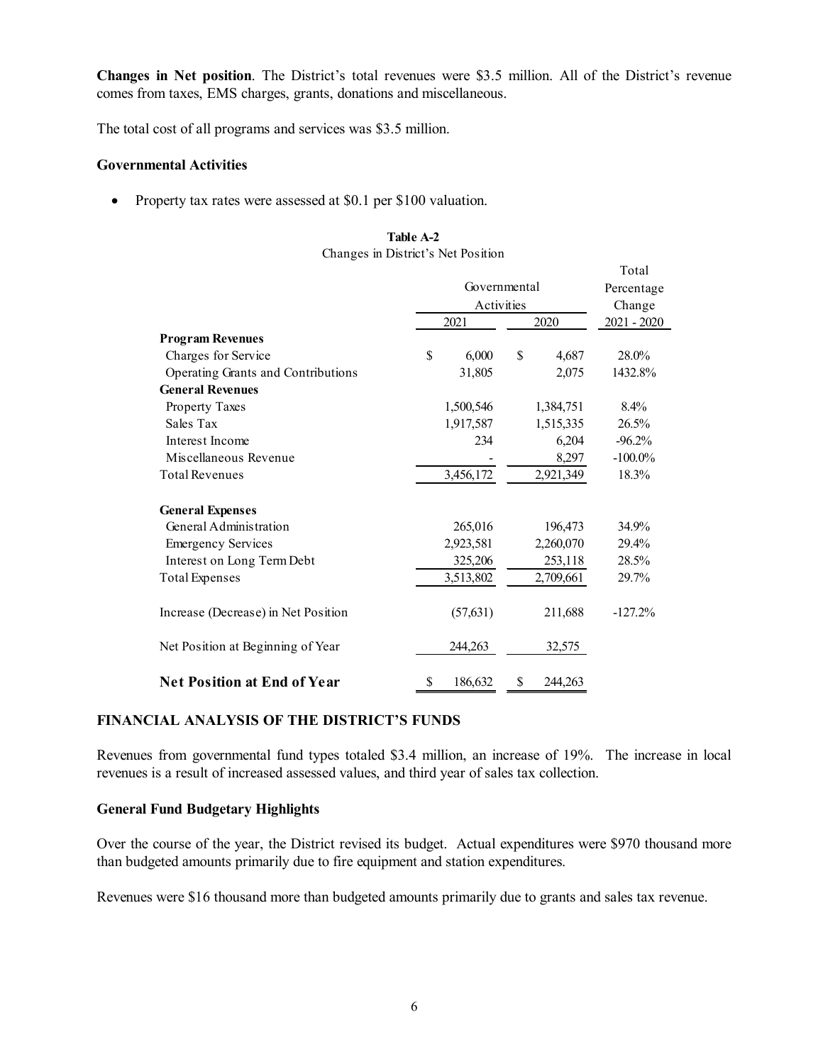**Changes in Net position**. The District's total revenues were \$3.5 million. All of the District's revenue comes from taxes, EMS charges, grants, donations and miscellaneous.

The total cost of all programs and services was \$3.5 million.

**Governmental Activities**

- Property tax rates were assessed at \$0.1 per \$100 valuation.

**Table A-2**
Changes in District's Net Position

| | Governmental Activities | | Total Percentage Change |
|---|---|---|---|
| | 2021 | 2020 | 2021 - 2020 |
| **Program Revenues** | | | |
| Charges for Service | $ 6,000 | $ 4,687 | 28.0% |
| Operating Grants and Contributions | 31,805 | 2,075 | 1432.8% |
| **General Revenues** | | | |
| Property Taxes | 1,500,546 | 1,384,751 | 8.4% |
| Sales Tax | 1,917,587 | 1,515,335 | 26.5% |
| Interest Income | 234 | 6,204 | -96.2% |
| Miscellaneous Revenue | - | 8,297 | -100.0% |
| Total Revenues | 3,456,172 | 2,921,349 | 18.3% |
| | | | |
| **General Expenses** | | | |
| General Administration | 265,016 | 196,473 | 34.9% |
| Emergency Services | 2,923,581 | 2,260,070 | 29.4% |
| Interest on Long Term Debt | 325,206 | 253,118 | 28.5% |
| Total Expenses | 3,513,802 | 2,709,661 | 29.7% |
| | | | |
| Increase (Decrease) in Net Position | (57,631) | 211,688 | -127.2% |
| | | | |
| Net Position at Beginning of Year | 244,263 | 32,575 | |
| | | | |
| **Net Position at End of Year** | $ 186,632 | $ 244,263 | |

## FINANCIAL ANALYSIS OF THE DISTRICT'S FUNDS

Revenues from governmental fund types totaled \$3.4 million, an increase of 19%. The increase in local revenues is a result of increased assessed values, and third year of sales tax collection.

**General Fund Budgetary Highlights**

Over the course of the year, the District revised its budget. Actual expenditures were \$970 thousand more than budgeted amounts primarily due to fire equipment and station expenditures.

Revenues were \$16 thousand more than budgeted amounts primarily due to grants and sales tax revenue.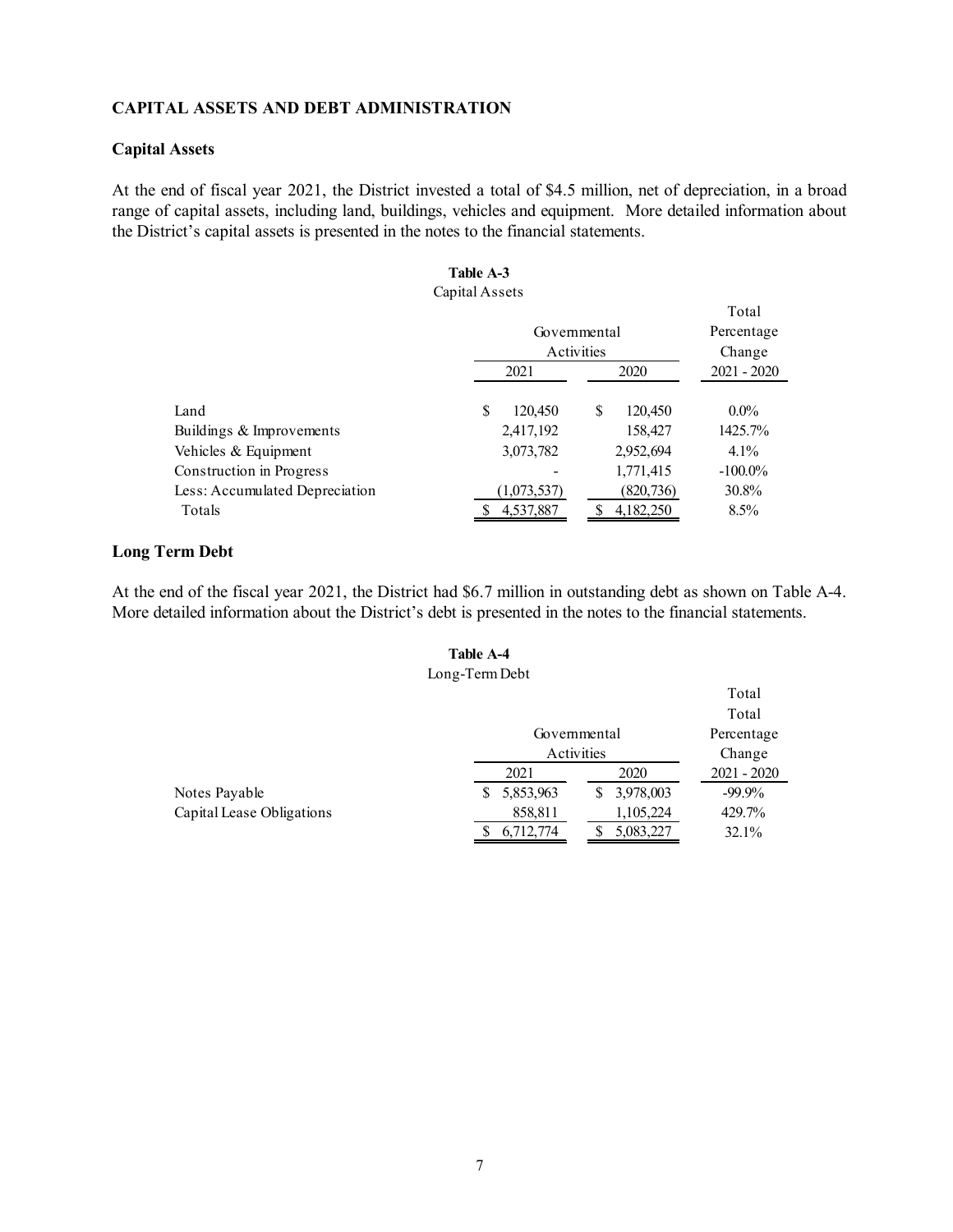## CAPITAL ASSETS AND DEBT ADMINISTRATION

### Capital Assets

At the end of fiscal year 2021, the District invested a total of $4.5 million, net of depreciation, in a broad range of capital assets, including land, buildings, vehicles and equipment. More detailed information about the District's capital assets is presented in the notes to the financial statements.

**Table A-3**
Capital Assets

| | Governmental Activities | | Total Percentage Change |
|---|---|---|---|
| | 2021 | 2020 | 2021 - 2020 |
| Land | $ 120,450 | $ 120,450 | 0.0% |
| Buildings & Improvements | 2,417,192 | 158,427 | 1425.7% |
| Vehicles & Equipment | 3,073,782 | 2,952,694 | 4.1% |
| Construction in Progress | - | 1,771,415 | -100.0% |
| Less: Accumulated Depreciation | (1,073,537) | (820,736) | 30.8% |
| Totals | $ 4,537,887 | $ 4,182,250 | 8.5% |

### Long Term Debt

At the end of the fiscal year 2021, the District had $6.7 million in outstanding debt as shown on Table A-4. More detailed information about the District's debt is presented in the notes to the financial statements.

**Table A-4**
Long-Term Debt

| | Governmental Activities | | Total Total Percentage Change |
|---|---|---|---|
| | 2021 | 2020 | 2021 - 2020 |
| Notes Payable | $ 5,853,963 | $ 3,978,003 | -99.9% |
| Capital Lease Obligations | 858,811 | 1,105,224 | 429.7% |
| | $ 6,712,774 | $ 5,083,227 | 32.1% |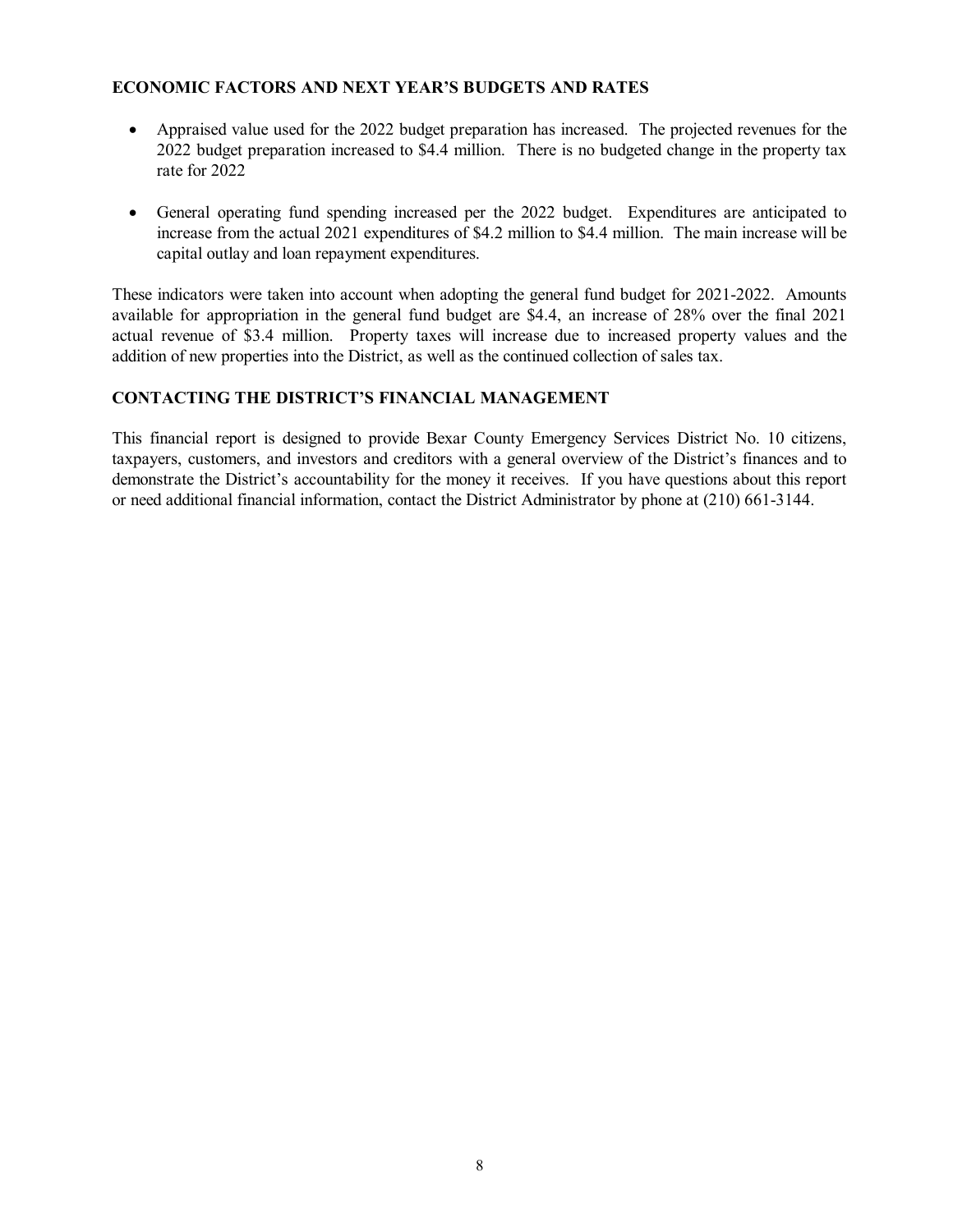## ECONOMIC FACTORS AND NEXT YEAR'S BUDGETS AND RATES

- Appraised value used for the 2022 budget preparation has increased. The projected revenues for the 2022 budget preparation increased to $4.4 million. There is no budgeted change in the property tax rate for 2022

- General operating fund spending increased per the 2022 budget. Expenditures are anticipated to increase from the actual 2021 expenditures of $4.2 million to $4.4 million. The main increase will be capital outlay and loan repayment expenditures.

These indicators were taken into account when adopting the general fund budget for 2021-2022. Amounts available for appropriation in the general fund budget are $4.4, an increase of 28% over the final 2021 actual revenue of $3.4 million. Property taxes will increase due to increased property values and the addition of new properties into the District, as well as the continued collection of sales tax.

## CONTACTING THE DISTRICT'S FINANCIAL MANAGEMENT

This financial report is designed to provide Bexar County Emergency Services District No. 10 citizens, taxpayers, customers, and investors and creditors with a general overview of the District's finances and to demonstrate the District's accountability for the money it receives. If you have questions about this report or need additional financial information, contact the District Administrator by phone at (210) 661-3144.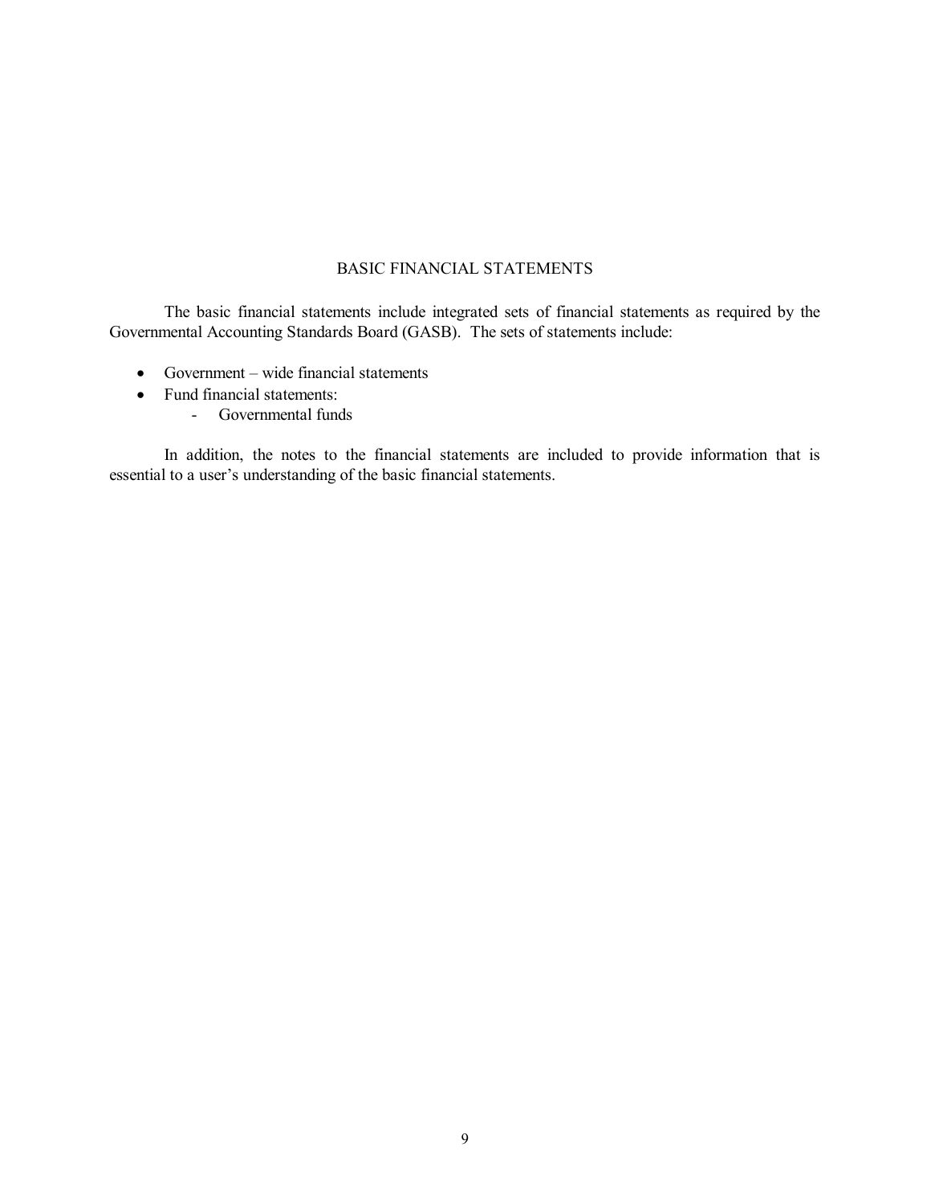# BASIC FINANCIAL STATEMENTS

The basic financial statements include integrated sets of financial statements as required by the Governmental Accounting Standards Board (GASB). The sets of statements include:

- Government – wide financial statements
- Fund financial statements:
  - Governmental funds

In addition, the notes to the financial statements are included to provide information that is essential to a user's understanding of the basic financial statements.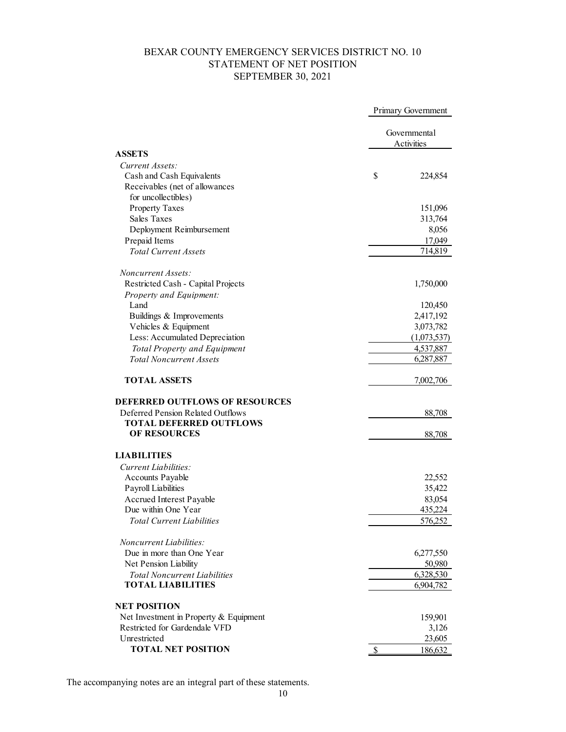# BEXAR COUNTY EMERGENCY SERVICES DISTRICT NO. 10
## STATEMENT OF NET POSITION
## SEPTEMBER 30, 2021

| | Primary Government |
|---|---|
| | Governmental Activities |
| **ASSETS** | |
| *Current Assets:* | |
| Cash and Cash Equivalents | $ 224,854 |
| Receivables (net of allowances for uncollectibles) | |
| Property Taxes | 151,096 |
| Sales Taxes | 313,764 |
| Deployment Reimbursement | 8,056 |
| Prepaid Items | 17,049 |
| *Total Current Assets* | 714,819 |
| *Noncurrent Assets:* | |
| Restricted Cash - Capital Projects | 1,750,000 |
| *Property and Equipment:* | |
| Land | 120,450 |
| Buildings & Improvements | 2,417,192 |
| Vehicles & Equipment | 3,073,782 |
| Less: Accumulated Depreciation | (1,073,537) |
| *Total Property and Equipment* | 4,537,887 |
| *Total Noncurrent Assets* | 6,287,887 |
| **TOTAL ASSETS** | 7,002,706 |
| **DEFERRED OUTFLOWS OF RESOURCES** | |
| Deferred Pension Related Outflows | 88,708 |
| **TOTAL DEFERRED OUTFLOWS OF RESOURCES** | 88,708 |
| **LIABILITIES** | |
| *Current Liabilities:* | |
| Accounts Payable | 22,552 |
| Payroll Liabilities | 35,422 |
| Accrued Interest Payable | 83,054 |
| Due within One Year | 435,224 |
| *Total Current Liabilities* | 576,252 |
| *Noncurrent Liabilities:* | |
| Due in more than One Year | 6,277,550 |
| Net Pension Liability | 50,980 |
| *Total Noncurrent Liabilities* | 6,328,530 |
| **TOTAL LIABILITIES** | 6,904,782 |
| **NET POSITION** | |
| Net Investment in Property & Equipment | 159,901 |
| Restricted for Gardendale VFD | 3,126 |
| Unrestricted | 23,605 |
| **TOTAL NET POSITION** | $ 186,632 |

The accompanying notes are an integral part of these statements.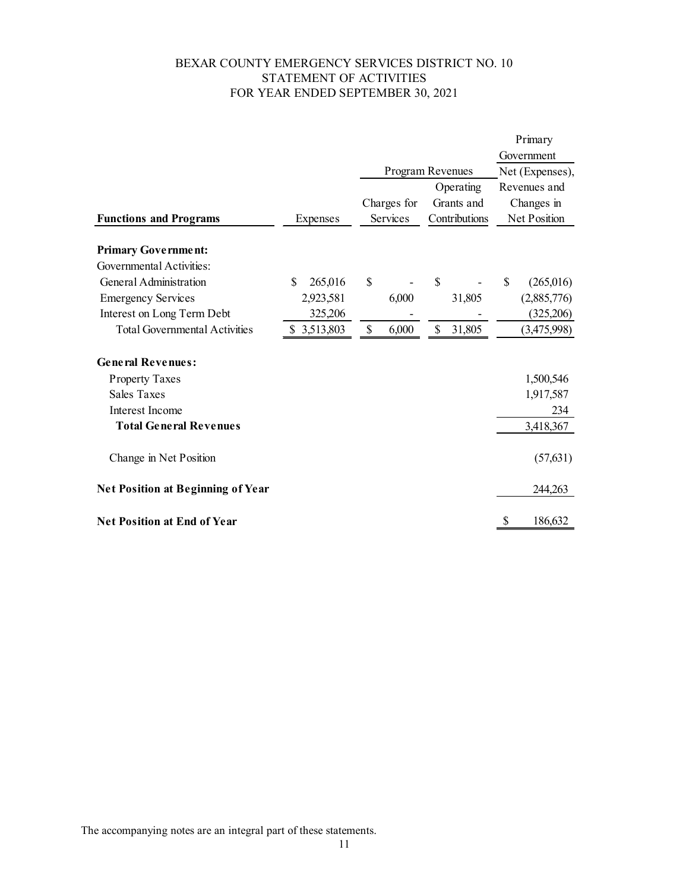# BEXAR COUNTY EMERGENCY SERVICES DISTRICT NO. 10
## STATEMENT OF ACTIVITIES
## FOR YEAR ENDED SEPTEMBER 30, 2021

| | | Program Revenues | | Primary Government |
|---|---|---|---|---|
| **Functions and Programs** | Expenses | Charges for Services | Operating Grants and Contributions | Net (Expenses), Revenues and Changes in Net Position |
| **Primary Government:** | | | | |
| Governmental Activities: | | | | |
| General Administration | $ 265,016 | $ - | $ - | $ (265,016) |
| Emergency Services | 2,923,581 | 6,000 | 31,805 | (2,885,776) |
| Interest on Long Term Debt | 325,206 | - | - | (325,206) |
| Total Governmental Activities | $ 3,513,803 | $ 6,000 | $ 31,805 | (3,475,998) |
| **General Revenues:** | | | | |
| Property Taxes | | | | 1,500,546 |
| Sales Taxes | | | | 1,917,587 |
| Interest Income | | | | 234 |
| **Total General Revenues** | | | | 3,418,367 |
| Change in Net Position | | | | (57,631) |
| **Net Position at Beginning of Year** | | | | 244,263 |
| **Net Position at End of Year** | | | | $ 186,632 |

The accompanying notes are an integral part of these statements.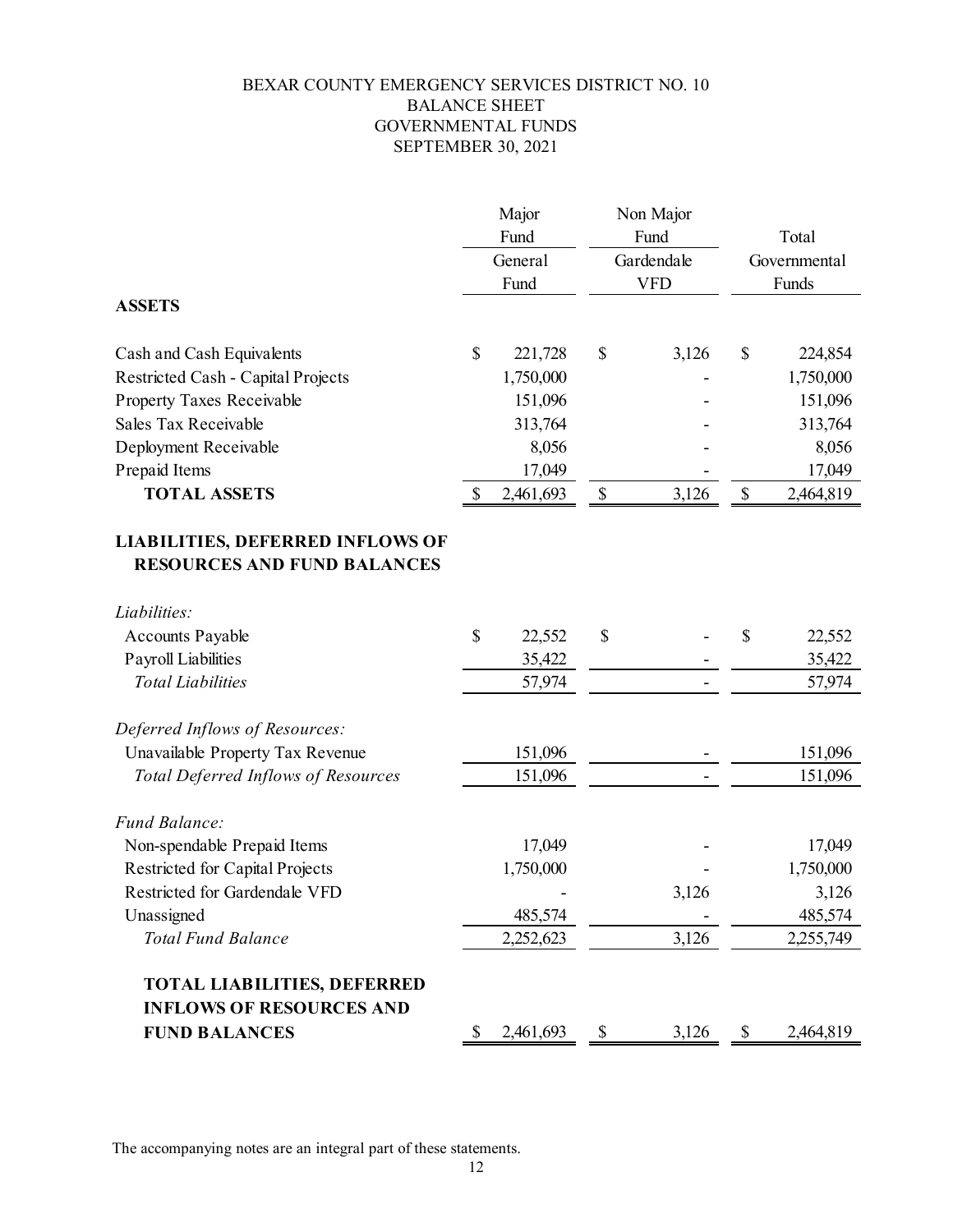# BEXAR COUNTY EMERGENCY SERVICES DISTRICT NO. 10
## BALANCE SHEET
## GOVERNMENTAL FUNDS
## SEPTEMBER 30, 2021

| | Major Fund | Non Major Fund | |
|---|---|---|---|
| | General Fund | Gardendale VFD | Total Governmental Funds |
| **ASSETS** | | | |
| Cash and Cash Equivalents | $ 221,728 | $ 3,126 | $ 224,854 |
| Restricted Cash - Capital Projects | 1,750,000 | - | 1,750,000 |
| Property Taxes Receivable | 151,096 | - | 151,096 |
| Sales Tax Receivable | 313,764 | - | 313,764 |
| Deployment Receivable | 8,056 | - | 8,056 |
| Prepaid Items | 17,049 | - | 17,049 |
| **TOTAL ASSETS** | $ 2,461,693 | $ 3,126 | $ 2,464,819 |
| **LIABILITIES, DEFERRED INFLOWS OF RESOURCES AND FUND BALANCES** | | | |
| *Liabilities:* | | | |
| Accounts Payable | $ 22,552 | $ - | $ 22,552 |
| Payroll Liabilities | 35,422 | - | 35,422 |
| *Total Liabilities* | 57,974 | - | 57,974 |
| *Deferred Inflows of Resources:* | | | |
| Unavailable Property Tax Revenue | 151,096 | - | 151,096 |
| *Total Deferred Inflows of Resources* | 151,096 | - | 151,096 |
| *Fund Balance:* | | | |
| Non-spendable Prepaid Items | 17,049 | - | 17,049 |
| Restricted for Capital Projects | 1,750,000 | - | 1,750,000 |
| Restricted for Gardendale VFD | - | 3,126 | 3,126 |
| Unassigned | 485,574 | - | 485,574 |
| *Total Fund Balance* | 2,252,623 | 3,126 | 2,255,749 |
| **TOTAL LIABILITIES, DEFERRED INFLOWS OF RESOURCES AND FUND BALANCES** | $ 2,461,693 | $ 3,126 | $ 2,464,819 |

The accompanying notes are an integral part of these statements.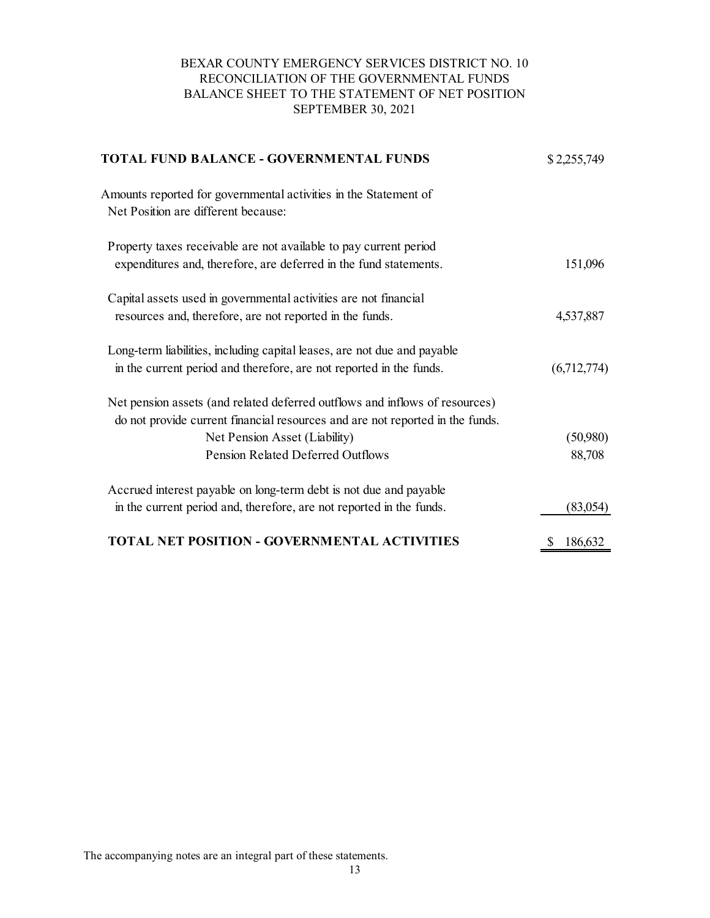# BEXAR COUNTY EMERGENCY SERVICES DISTRICT NO. 10
## RECONCILIATION OF THE GOVERNMENTAL FUNDS BALANCE SHEET TO THE STATEMENT OF NET POSITION
### SEPTEMBER 30, 2021

| | |
|---|---|
| **TOTAL FUND BALANCE - GOVERNMENTAL FUNDS** | $ 2,255,749 |
| Amounts reported for governmental activities in the Statement of Net Position are different because: | |
| Property taxes receivable are not available to pay current period expenditures and, therefore, are deferred in the fund statements. | 151,096 |
| Capital assets used in governmental activities are not financial resources and, therefore, are not reported in the funds. | 4,537,887 |
| Long-term liabilities, including capital leases, are not due and payable in the current period and therefore, are not reported in the funds. | (6,712,774) |
| Net pension assets (and related deferred outflows and inflows of resources) do not provide current financial resources and are not reported in the funds. | |
| Net Pension Asset (Liability) | (50,980) |
| Pension Related Deferred Outflows | 88,708 |
| Accrued interest payable on long-term debt is not due and payable in the current period and, therefore, are not reported in the funds. | (83,054) |
| **TOTAL NET POSITION - GOVERNMENTAL ACTIVITIES** | $ 186,632 |

The accompanying notes are an integral part of these statements.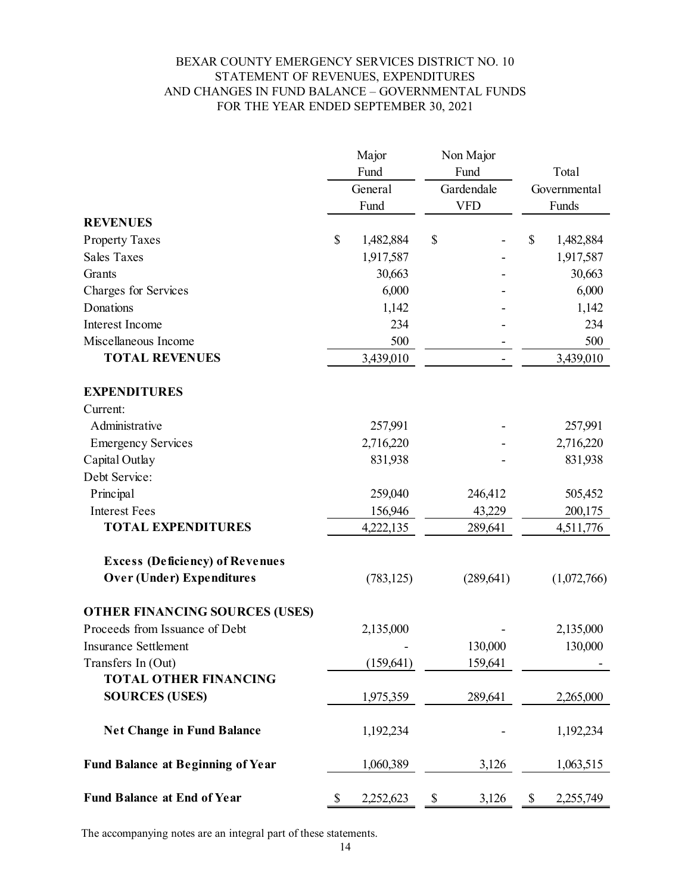# BEXAR COUNTY EMERGENCY SERVICES DISTRICT NO. 10
## STATEMENT OF REVENUES, EXPENDITURES AND CHANGES IN FUND BALANCE – GOVERNMENTAL FUNDS
### FOR THE YEAR ENDED SEPTEMBER 30, 2021

| | Major Fund | Non Major Fund | |
|---|---|---|---|
| | General Fund | Gardendale VFD | Total Governmental Funds |
| **REVENUES** | | | |
| Property Taxes | $ 1,482,884 | $ - | $ 1,482,884 |
| Sales Taxes | 1,917,587 | - | 1,917,587 |
| Grants | 30,663 | - | 30,663 |
| Charges for Services | 6,000 | - | 6,000 |
| Donations | 1,142 | - | 1,142 |
| Interest Income | 234 | - | 234 |
| Miscellaneous Income | 500 | - | 500 |
| **TOTAL REVENUES** | 3,439,010 | - | 3,439,010 |
| **EXPENDITURES** | | | |
| Current: | | | |
| Administrative | 257,991 | - | 257,991 |
| Emergency Services | 2,716,220 | - | 2,716,220 |
| Capital Outlay | 831,938 | - | 831,938 |
| Debt Service: | | | |
| Principal | 259,040 | 246,412 | 505,452 |
| Interest Fees | 156,946 | 43,229 | 200,175 |
| **TOTAL EXPENDITURES** | 4,222,135 | 289,641 | 4,511,776 |
| **Excess (Deficiency) of Revenues Over (Under) Expenditures** | (783,125) | (289,641) | (1,072,766) |
| **OTHER FINANCING SOURCES (USES)** | | | |
| Proceeds from Issuance of Debt | 2,135,000 | - | 2,135,000 |
| Insurance Settlement | - | 130,000 | 130,000 |
| Transfers In (Out) | (159,641) | 159,641 | - |
| **TOTAL OTHER FINANCING SOURCES (USES)** | 1,975,359 | 289,641 | 2,265,000 |
| **Net Change in Fund Balance** | 1,192,234 | - | 1,192,234 |
| **Fund Balance at Beginning of Year** | 1,060,389 | 3,126 | 1,063,515 |
| **Fund Balance at End of Year** | $ 2,252,623 | $ 3,126 | $ 2,255,749 |

The accompanying notes are an integral part of these statements.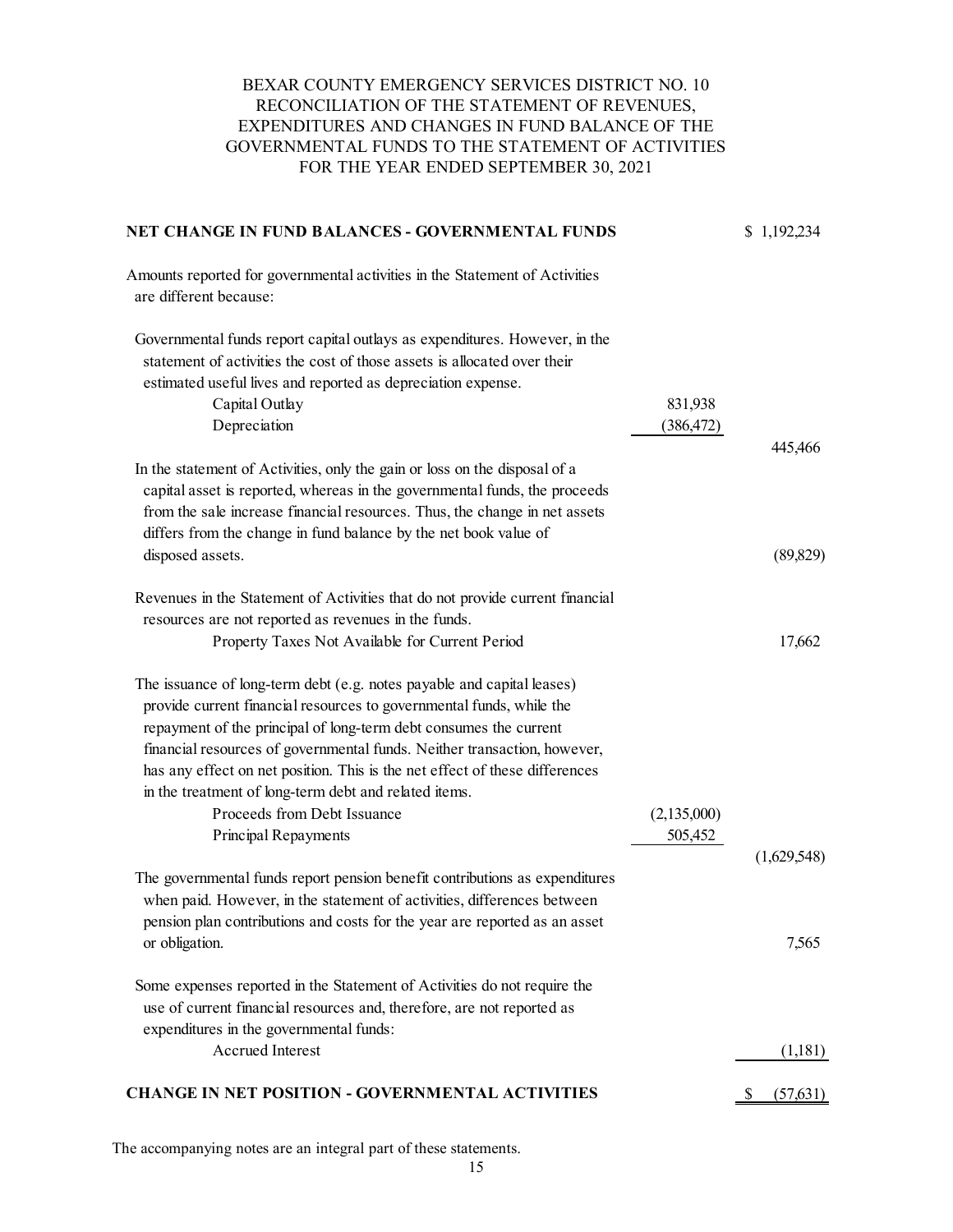# BEXAR COUNTY EMERGENCY SERVICES DISTRICT NO. 10
## RECONCILIATION OF THE STATEMENT OF REVENUES, EXPENDITURES AND CHANGES IN FUND BALANCE OF THE GOVERNMENTAL FUNDS TO THE STATEMENT OF ACTIVITIES
## FOR THE YEAR ENDED SEPTEMBER 30, 2021

| | | |
|---|---|---|
| **NET CHANGE IN FUND BALANCES - GOVERNMENTAL FUNDS** | | $ 1,192,234 |
| Amounts reported for governmental activities in the Statement of Activities are different because: | | |
| Governmental funds report capital outlays as expenditures. However, in the statement of activities the cost of those assets is allocated over their estimated useful lives and reported as depreciation expense. | | |
| Capital Outlay | 831,938 | |
| Depreciation | (386,472) | |
| | | 445,466 |
| In the statement of Activities, only the gain or loss on the disposal of a capital asset is reported, whereas in the governmental funds, the proceeds from the sale increase financial resources. Thus, the change in net assets differs from the change in fund balance by the net book value of disposed assets. | | (89,829) |
| Revenues in the Statement of Activities that do not provide current financial resources are not reported as revenues in the funds. | | |
| Property Taxes Not Available for Current Period | | 17,662 |
| The issuance of long-term debt (e.g. notes payable and capital leases) provide current financial resources to governmental funds, while the repayment of the principal of long-term debt consumes the current financial resources of governmental funds. Neither transaction, however, has any effect on net position. This is the net effect of these differences in the treatment of long-term debt and related items. | | |
| Proceeds from Debt Issuance | (2,135,000) | |
| Principal Repayments | 505,452 | |
| | | (1,629,548) |
| The governmental funds report pension benefit contributions as expenditures when paid. However, in the statement of activities, differences between pension plan contributions and costs for the year are reported as an asset or obligation. | | 7,565 |
| Some expenses reported in the Statement of Activities do not require the use of current financial resources and, therefore, are not reported as expenditures in the governmental funds: | | |
| Accrued Interest | | (1,181) |
| **CHANGE IN NET POSITION - GOVERNMENTAL ACTIVITIES** | | $ (57,631) |

The accompanying notes are an integral part of these statements.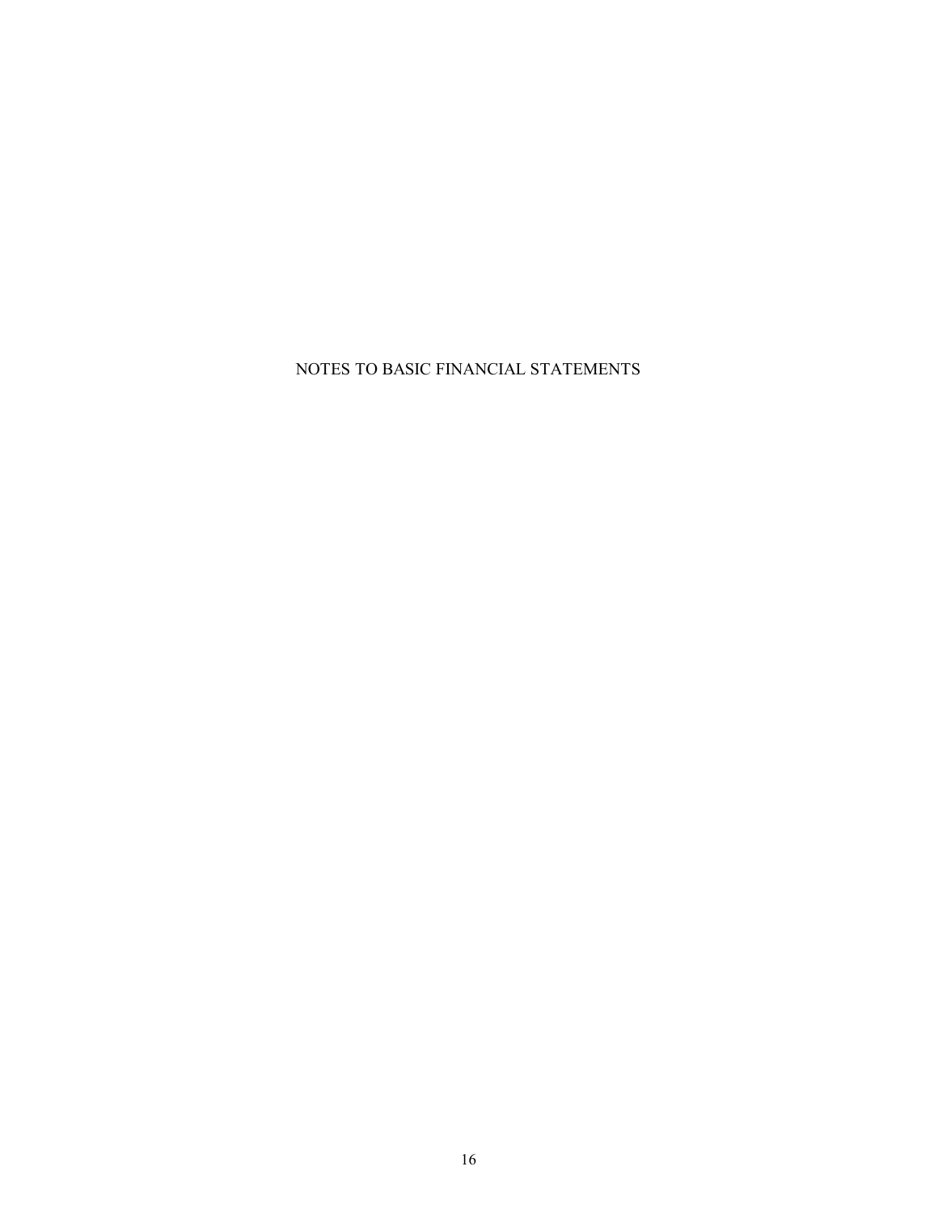# NOTES TO BASIC FINANCIAL STATEMENTS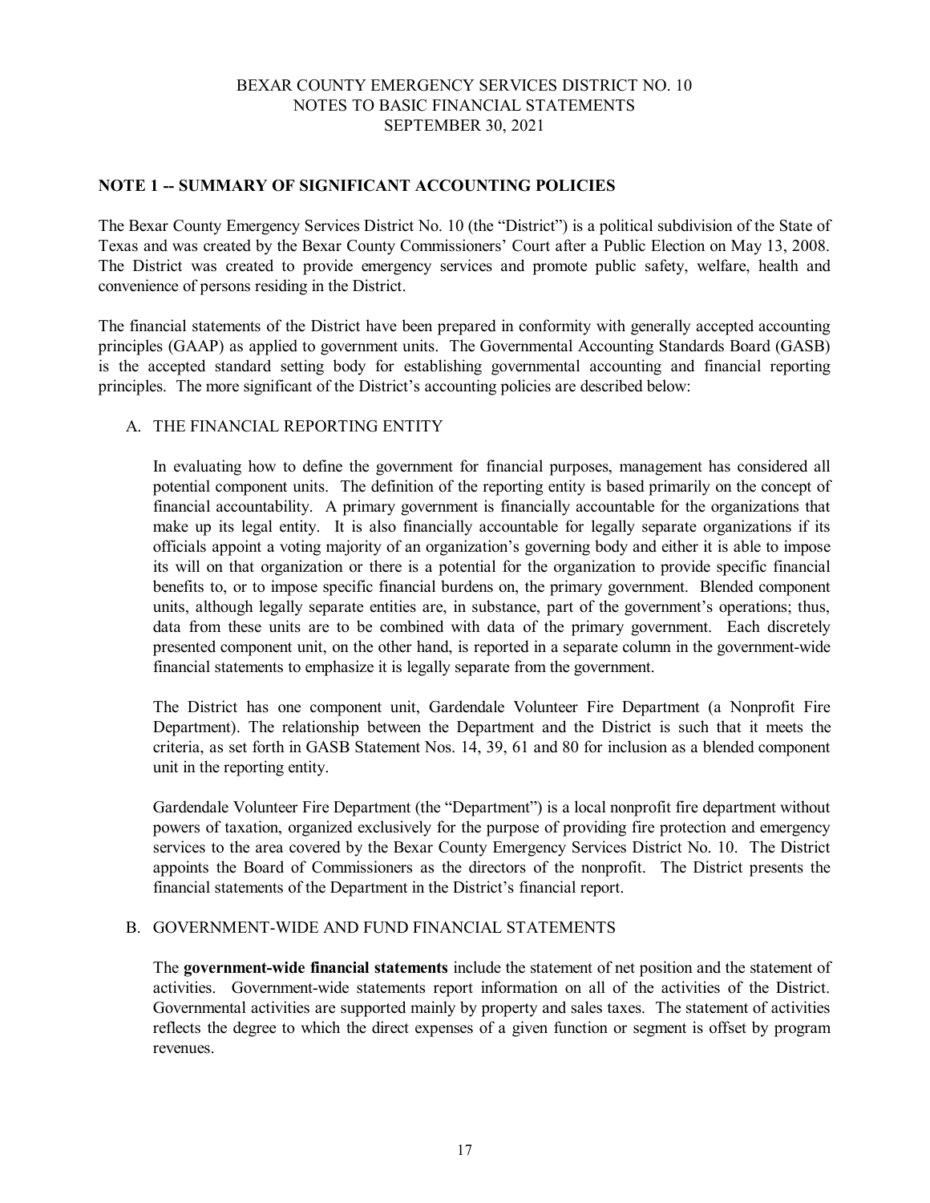## NOTE 1 -- SUMMARY OF SIGNIFICANT ACCOUNTING POLICIES

The Bexar County Emergency Services District No. 10 (the "District") is a political subdivision of the State of Texas and was created by the Bexar County Commissioners' Court after a Public Election on May 13, 2008. The District was created to provide emergency services and promote public safety, welfare, health and convenience of persons residing in the District.

The financial statements of the District have been prepared in conformity with generally accepted accounting principles (GAAP) as applied to government units. The Governmental Accounting Standards Board (GASB) is the accepted standard setting body for establishing governmental accounting and financial reporting principles. The more significant of the District's accounting policies are described below:

### A. THE FINANCIAL REPORTING ENTITY

In evaluating how to define the government for financial purposes, management has considered all potential component units. The definition of the reporting entity is based primarily on the concept of financial accountability. A primary government is financially accountable for the organizations that make up its legal entity. It is also financially accountable for legally separate organizations if its officials appoint a voting majority of an organization's governing body and either it is able to impose its will on that organization or there is a potential for the organization to provide specific financial benefits to, or to impose specific financial burdens on, the primary government. Blended component units, although legally separate entities are, in substance, part of the government's operations; thus, data from these units are to be combined with data of the primary government. Each discretely presented component unit, on the other hand, is reported in a separate column in the government-wide financial statements to emphasize it is legally separate from the government.

The District has one component unit, Gardendale Volunteer Fire Department (a Nonprofit Fire Department). The relationship between the Department and the District is such that it meets the criteria, as set forth in GASB Statement Nos. 14, 39, 61 and 80 for inclusion as a blended component unit in the reporting entity.

Gardendale Volunteer Fire Department (the "Department") is a local nonprofit fire department without powers of taxation, organized exclusively for the purpose of providing fire protection and emergency services to the area covered by the Bexar County Emergency Services District No. 10. The District appoints the Board of Commissioners as the directors of the nonprofit. The District presents the financial statements of the Department in the District's financial report.

### B. GOVERNMENT-WIDE AND FUND FINANCIAL STATEMENTS

The **government-wide financial statements** include the statement of net position and the statement of activities. Government-wide statements report information on all of the activities of the District. Governmental activities are supported mainly by property and sales taxes. The statement of activities reflects the degree to which the direct expenses of a given function or segment is offset by program revenues.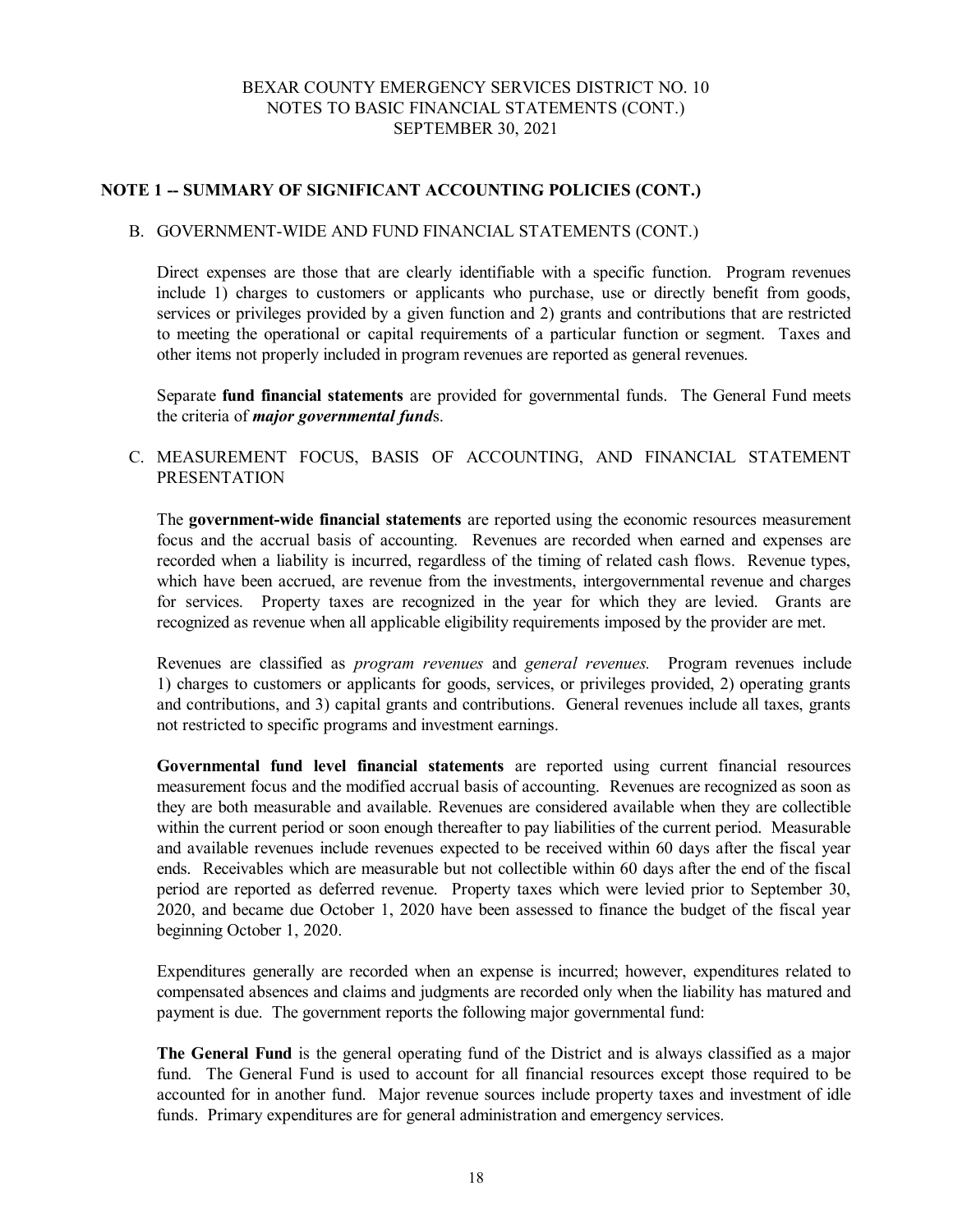## NOTE 1 -- SUMMARY OF SIGNIFICANT ACCOUNTING POLICIES (CONT.)

### B. GOVERNMENT-WIDE AND FUND FINANCIAL STATEMENTS (CONT.)

Direct expenses are those that are clearly identifiable with a specific function. Program revenues include 1) charges to customers or applicants who purchase, use or directly benefit from goods, services or privileges provided by a given function and 2) grants and contributions that are restricted to meeting the operational or capital requirements of a particular function or segment. Taxes and other items not properly included in program revenues are reported as general revenues.

Separate **fund financial statements** are provided for governmental funds. The General Fund meets the criteria of ***major governmental fund***s.

### C. MEASUREMENT FOCUS, BASIS OF ACCOUNTING, AND FINANCIAL STATEMENT PRESENTATION

The **government-wide financial statements** are reported using the economic resources measurement focus and the accrual basis of accounting. Revenues are recorded when earned and expenses are recorded when a liability is incurred, regardless of the timing of related cash flows. Revenue types, which have been accrued, are revenue from the investments, intergovernmental revenue and charges for services. Property taxes are recognized in the year for which they are levied. Grants are recognized as revenue when all applicable eligibility requirements imposed by the provider are met.

Revenues are classified as *program revenues* and *general revenues.* Program revenues include 1) charges to customers or applicants for goods, services, or privileges provided, 2) operating grants and contributions, and 3) capital grants and contributions. General revenues include all taxes, grants not restricted to specific programs and investment earnings.

**Governmental fund level financial statements** are reported using current financial resources measurement focus and the modified accrual basis of accounting. Revenues are recognized as soon as they are both measurable and available. Revenues are considered available when they are collectible within the current period or soon enough thereafter to pay liabilities of the current period. Measurable and available revenues include revenues expected to be received within 60 days after the fiscal year ends. Receivables which are measurable but not collectible within 60 days after the end of the fiscal period are reported as deferred revenue. Property taxes which were levied prior to September 30, 2020, and became due October 1, 2020 have been assessed to finance the budget of the fiscal year beginning October 1, 2020.

Expenditures generally are recorded when an expense is incurred; however, expenditures related to compensated absences and claims and judgments are recorded only when the liability has matured and payment is due. The government reports the following major governmental fund:

**The General Fund** is the general operating fund of the District and is always classified as a major fund. The General Fund is used to account for all financial resources except those required to be accounted for in another fund. Major revenue sources include property taxes and investment of idle funds. Primary expenditures are for general administration and emergency services.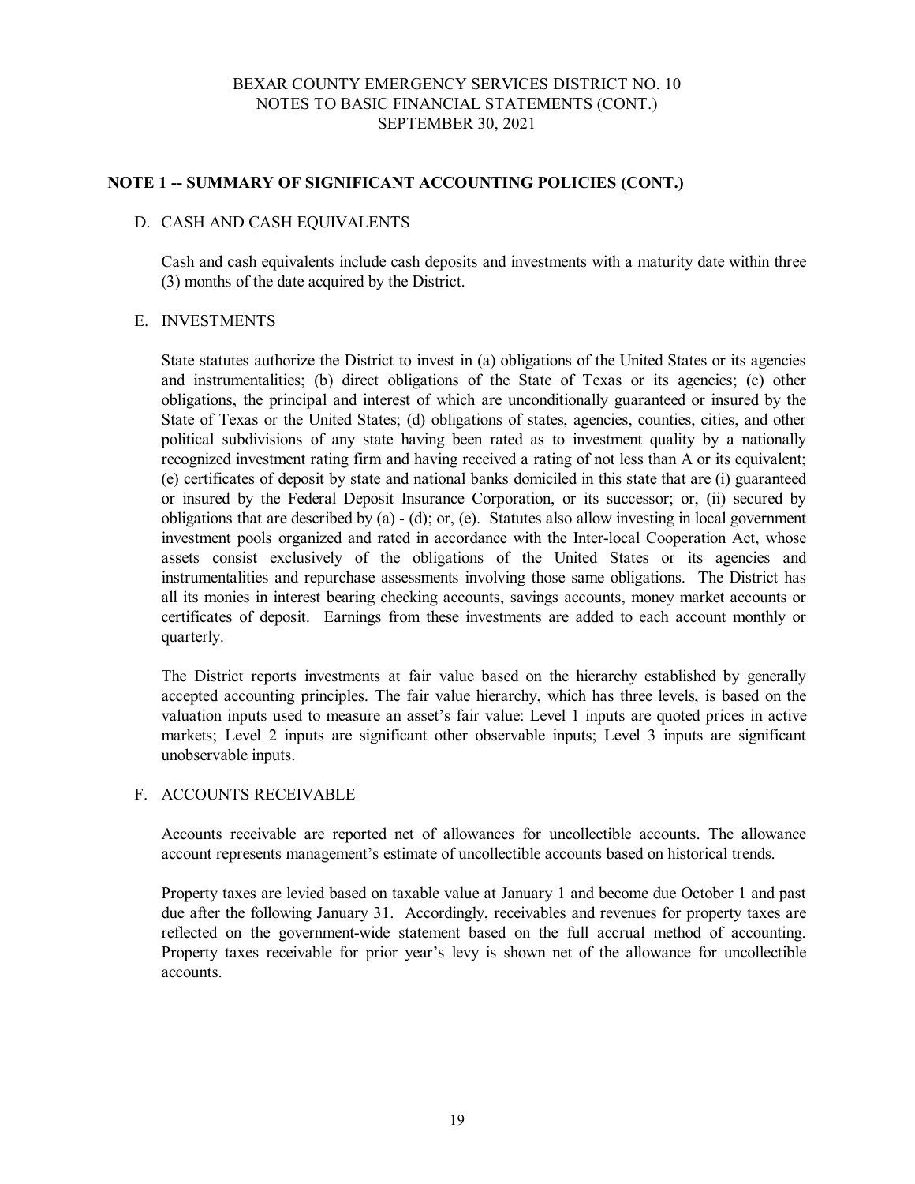## NOTE 1 -- SUMMARY OF SIGNIFICANT ACCOUNTING POLICIES (CONT.)

### D. CASH AND CASH EQUIVALENTS

Cash and cash equivalents include cash deposits and investments with a maturity date within three (3) months of the date acquired by the District.

### E. INVESTMENTS

State statutes authorize the District to invest in (a) obligations of the United States or its agencies and instrumentalities; (b) direct obligations of the State of Texas or its agencies; (c) other obligations, the principal and interest of which are unconditionally guaranteed or insured by the State of Texas or the United States; (d) obligations of states, agencies, counties, cities, and other political subdivisions of any state having been rated as to investment quality by a nationally recognized investment rating firm and having received a rating of not less than A or its equivalent; (e) certificates of deposit by state and national banks domiciled in this state that are (i) guaranteed or insured by the Federal Deposit Insurance Corporation, or its successor; or, (ii) secured by obligations that are described by (a) - (d); or, (e). Statutes also allow investing in local government investment pools organized and rated in accordance with the Inter-local Cooperation Act, whose assets consist exclusively of the obligations of the United States or its agencies and instrumentalities and repurchase assessments involving those same obligations. The District has all its monies in interest bearing checking accounts, savings accounts, money market accounts or certificates of deposit. Earnings from these investments are added to each account monthly or quarterly.

The District reports investments at fair value based on the hierarchy established by generally accepted accounting principles. The fair value hierarchy, which has three levels, is based on the valuation inputs used to measure an asset's fair value: Level 1 inputs are quoted prices in active markets; Level 2 inputs are significant other observable inputs; Level 3 inputs are significant unobservable inputs.

### F. ACCOUNTS RECEIVABLE

Accounts receivable are reported net of allowances for uncollectible accounts. The allowance account represents management's estimate of uncollectible accounts based on historical trends.

Property taxes are levied based on taxable value at January 1 and become due October 1 and past due after the following January 31. Accordingly, receivables and revenues for property taxes are reflected on the government-wide statement based on the full accrual method of accounting. Property taxes receivable for prior year's levy is shown net of the allowance for uncollectible accounts.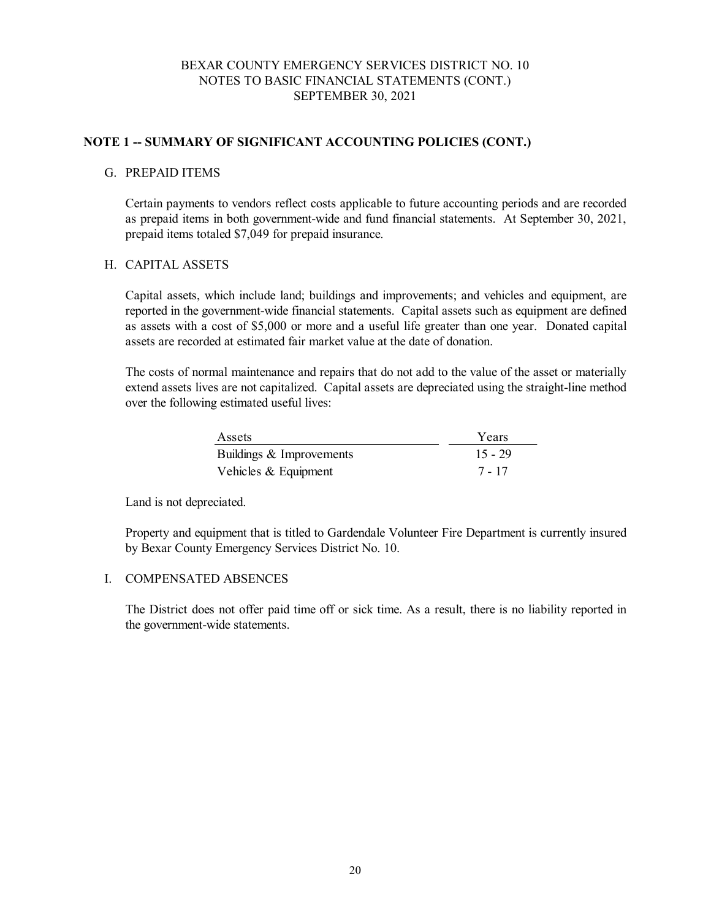## NOTE 1 -- SUMMARY OF SIGNIFICANT ACCOUNTING POLICIES (CONT.)

### G. PREPAID ITEMS

Certain payments to vendors reflect costs applicable to future accounting periods and are recorded as prepaid items in both government-wide and fund financial statements. At September 30, 2021, prepaid items totaled $7,049 for prepaid insurance.

### H. CAPITAL ASSETS

Capital assets, which include land; buildings and improvements; and vehicles and equipment, are reported in the government-wide financial statements. Capital assets such as equipment are defined as assets with a cost of $5,000 or more and a useful life greater than one year. Donated capital assets are recorded at estimated fair market value at the date of donation.

The costs of normal maintenance and repairs that do not add to the value of the asset or materially extend assets lives are not capitalized. Capital assets are depreciated using the straight-line method over the following estimated useful lives:

| Assets | Years |
|---|---|
| Buildings & Improvements | 15 - 29 |
| Vehicles & Equipment | 7 - 17 |

Land is not depreciated.

Property and equipment that is titled to Gardendale Volunteer Fire Department is currently insured by Bexar County Emergency Services District No. 10.

### I. COMPENSATED ABSENCES

The District does not offer paid time off or sick time. As a result, there is no liability reported in the government-wide statements.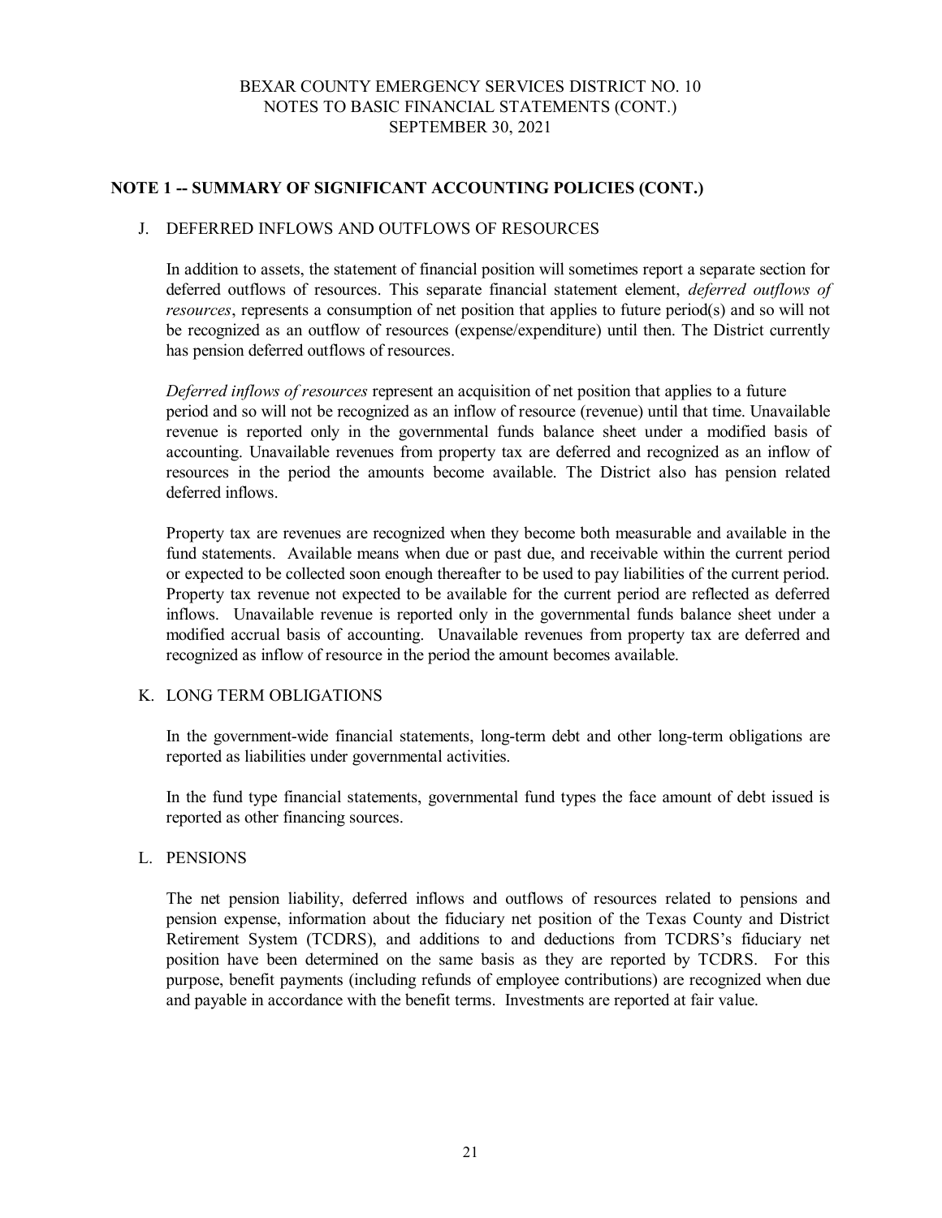## NOTE 1 -- SUMMARY OF SIGNIFICANT ACCOUNTING POLICIES (CONT.)

### J. DEFERRED INFLOWS AND OUTFLOWS OF RESOURCES

In addition to assets, the statement of financial position will sometimes report a separate section for deferred outflows of resources. This separate financial statement element, *deferred outflows of resources*, represents a consumption of net position that applies to future period(s) and so will not be recognized as an outflow of resources (expense/expenditure) until then. The District currently has pension deferred outflows of resources.

*Deferred inflows of resources* represent an acquisition of net position that applies to a future period and so will not be recognized as an inflow of resource (revenue) until that time. Unavailable revenue is reported only in the governmental funds balance sheet under a modified basis of accounting. Unavailable revenues from property tax are deferred and recognized as an inflow of resources in the period the amounts become available. The District also has pension related deferred inflows.

Property tax are revenues are recognized when they become both measurable and available in the fund statements. Available means when due or past due, and receivable within the current period or expected to be collected soon enough thereafter to be used to pay liabilities of the current period. Property tax revenue not expected to be available for the current period are reflected as deferred inflows. Unavailable revenue is reported only in the governmental funds balance sheet under a modified accrual basis of accounting. Unavailable revenues from property tax are deferred and recognized as inflow of resource in the period the amount becomes available.

### K. LONG TERM OBLIGATIONS

In the government-wide financial statements, long-term debt and other long-term obligations are reported as liabilities under governmental activities.

In the fund type financial statements, governmental fund types the face amount of debt issued is reported as other financing sources.

### L. PENSIONS

The net pension liability, deferred inflows and outflows of resources related to pensions and pension expense, information about the fiduciary net position of the Texas County and District Retirement System (TCDRS), and additions to and deductions from TCDRS's fiduciary net position have been determined on the same basis as they are reported by TCDRS. For this purpose, benefit payments (including refunds of employee contributions) are recognized when due and payable in accordance with the benefit terms. Investments are reported at fair value.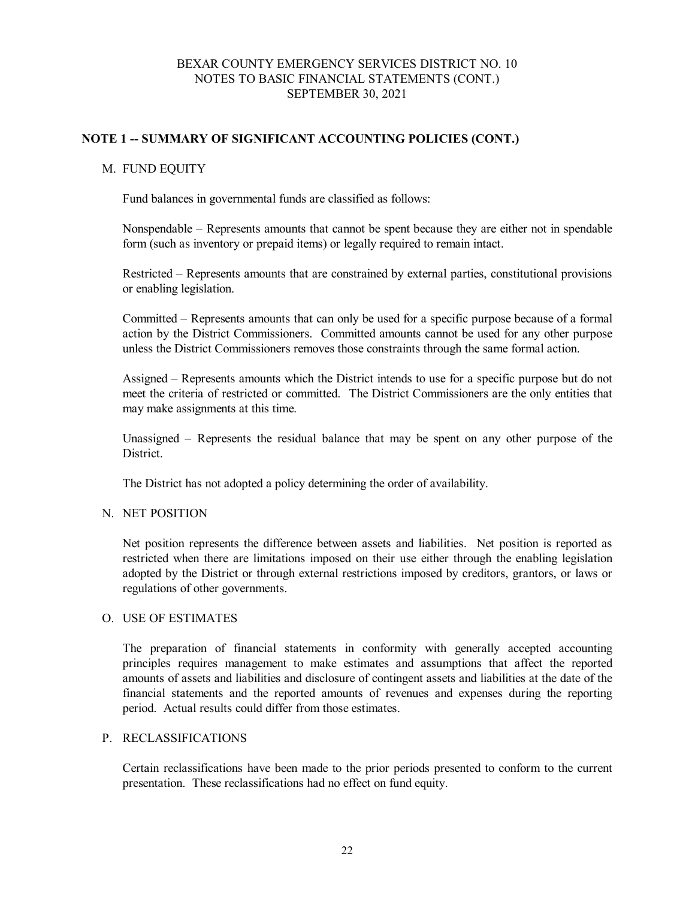## NOTE 1 -- SUMMARY OF SIGNIFICANT ACCOUNTING POLICIES (CONT.)

### M. FUND EQUITY

Fund balances in governmental funds are classified as follows:

Nonspendable – Represents amounts that cannot be spent because they are either not in spendable form (such as inventory or prepaid items) or legally required to remain intact.

Restricted – Represents amounts that are constrained by external parties, constitutional provisions or enabling legislation.

Committed – Represents amounts that can only be used for a specific purpose because of a formal action by the District Commissioners. Committed amounts cannot be used for any other purpose unless the District Commissioners removes those constraints through the same formal action.

Assigned – Represents amounts which the District intends to use for a specific purpose but do not meet the criteria of restricted or committed. The District Commissioners are the only entities that may make assignments at this time.

Unassigned – Represents the residual balance that may be spent on any other purpose of the District.

The District has not adopted a policy determining the order of availability.

### N. NET POSITION

Net position represents the difference between assets and liabilities. Net position is reported as restricted when there are limitations imposed on their use either through the enabling legislation adopted by the District or through external restrictions imposed by creditors, grantors, or laws or regulations of other governments.

### O. USE OF ESTIMATES

The preparation of financial statements in conformity with generally accepted accounting principles requires management to make estimates and assumptions that affect the reported amounts of assets and liabilities and disclosure of contingent assets and liabilities at the date of the financial statements and the reported amounts of revenues and expenses during the reporting period. Actual results could differ from those estimates.

### P. RECLASSIFICATIONS

Certain reclassifications have been made to the prior periods presented to conform to the current presentation. These reclassifications had no effect on fund equity.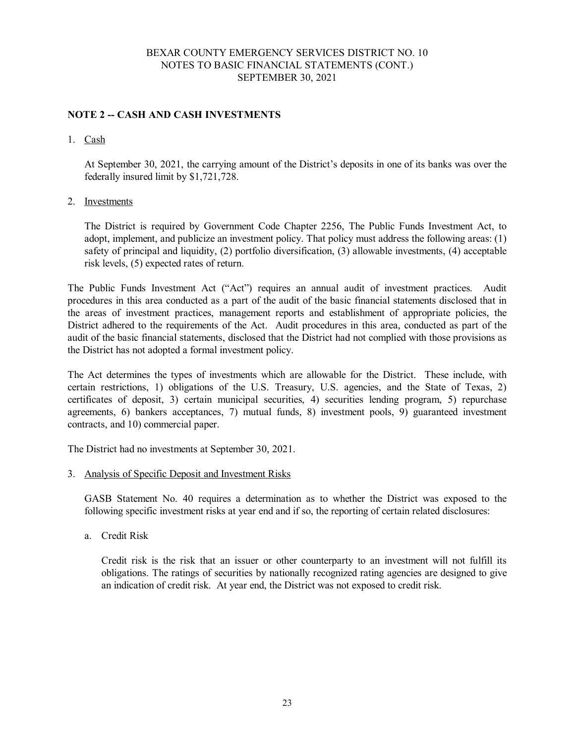## NOTE 2 -- CASH AND CASH INVESTMENTS

1. Cash

   At September 30, 2021, the carrying amount of the District's deposits in one of its banks was over the federally insured limit by $1,721,728.

2. Investments

   The District is required by Government Code Chapter 2256, The Public Funds Investment Act, to adopt, implement, and publicize an investment policy. That policy must address the following areas: (1) safety of principal and liquidity, (2) portfolio diversification, (3) allowable investments, (4) acceptable risk levels, (5) expected rates of return.

The Public Funds Investment Act ("Act") requires an annual audit of investment practices. Audit procedures in this area conducted as a part of the audit of the basic financial statements disclosed that in the areas of investment practices, management reports and establishment of appropriate policies, the District adhered to the requirements of the Act. Audit procedures in this area, conducted as part of the audit of the basic financial statements, disclosed that the District had not complied with those provisions as the District has not adopted a formal investment policy.

The Act determines the types of investments which are allowable for the District. These include, with certain restrictions, 1) obligations of the U.S. Treasury, U.S. agencies, and the State of Texas, 2) certificates of deposit, 3) certain municipal securities, 4) securities lending program, 5) repurchase agreements, 6) bankers acceptances, 7) mutual funds, 8) investment pools, 9) guaranteed investment contracts, and 10) commercial paper.

The District had no investments at September 30, 2021.

3. Analysis of Specific Deposit and Investment Risks

   GASB Statement No. 40 requires a determination as to whether the District was exposed to the following specific investment risks at year end and if so, the reporting of certain related disclosures:

   a. Credit Risk

      Credit risk is the risk that an issuer or other counterparty to an investment will not fulfill its obligations. The ratings of securities by nationally recognized rating agencies are designed to give an indication of credit risk. At year end, the District was not exposed to credit risk.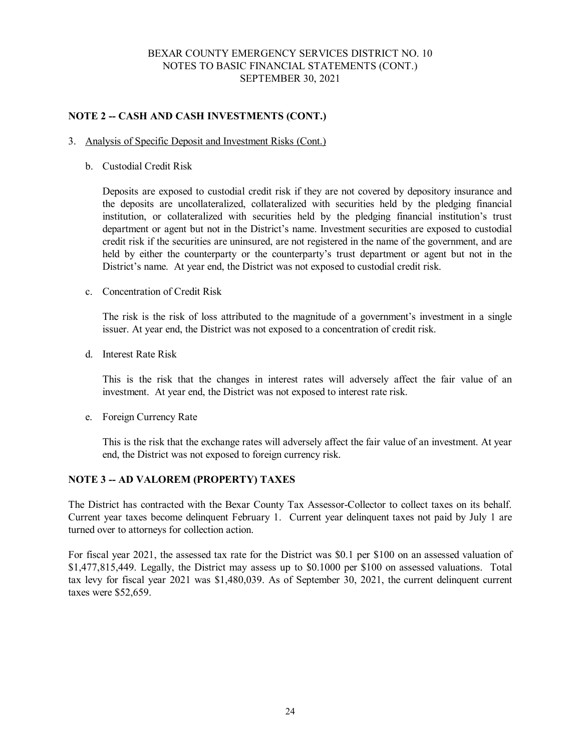## NOTE 2 -- CASH AND CASH INVESTMENTS (CONT.)

3. Analysis of Specific Deposit and Investment Risks (Cont.)

   b. Custodial Credit Risk

   Deposits are exposed to custodial credit risk if they are not covered by depository insurance and the deposits are uncollateralized, collateralized with securities held by the pledging financial institution, or collateralized with securities held by the pledging financial institution's trust department or agent but not in the District's name. Investment securities are exposed to custodial credit risk if the securities are uninsured, are not registered in the name of the government, and are held by either the counterparty or the counterparty's trust department or agent but not in the District's name. At year end, the District was not exposed to custodial credit risk.

   c. Concentration of Credit Risk

   The risk is the risk of loss attributed to the magnitude of a government's investment in a single issuer. At year end, the District was not exposed to a concentration of credit risk.

   d. Interest Rate Risk

   This is the risk that the changes in interest rates will adversely affect the fair value of an investment. At year end, the District was not exposed to interest rate risk.

   e. Foreign Currency Rate

   This is the risk that the exchange rates will adversely affect the fair value of an investment. At year end, the District was not exposed to foreign currency risk.

## NOTE 3 -- AD VALOREM (PROPERTY) TAXES

The District has contracted with the Bexar County Tax Assessor-Collector to collect taxes on its behalf. Current year taxes become delinquent February 1. Current year delinquent taxes not paid by July 1 are turned over to attorneys for collection action.

For fiscal year 2021, the assessed tax rate for the District was $0.1 per $100 on an assessed valuation of $1,477,815,449. Legally, the District may assess up to $0.1000 per $100 on assessed valuations. Total tax levy for fiscal year 2021 was $1,480,039. As of September 30, 2021, the current delinquent current taxes were $52,659.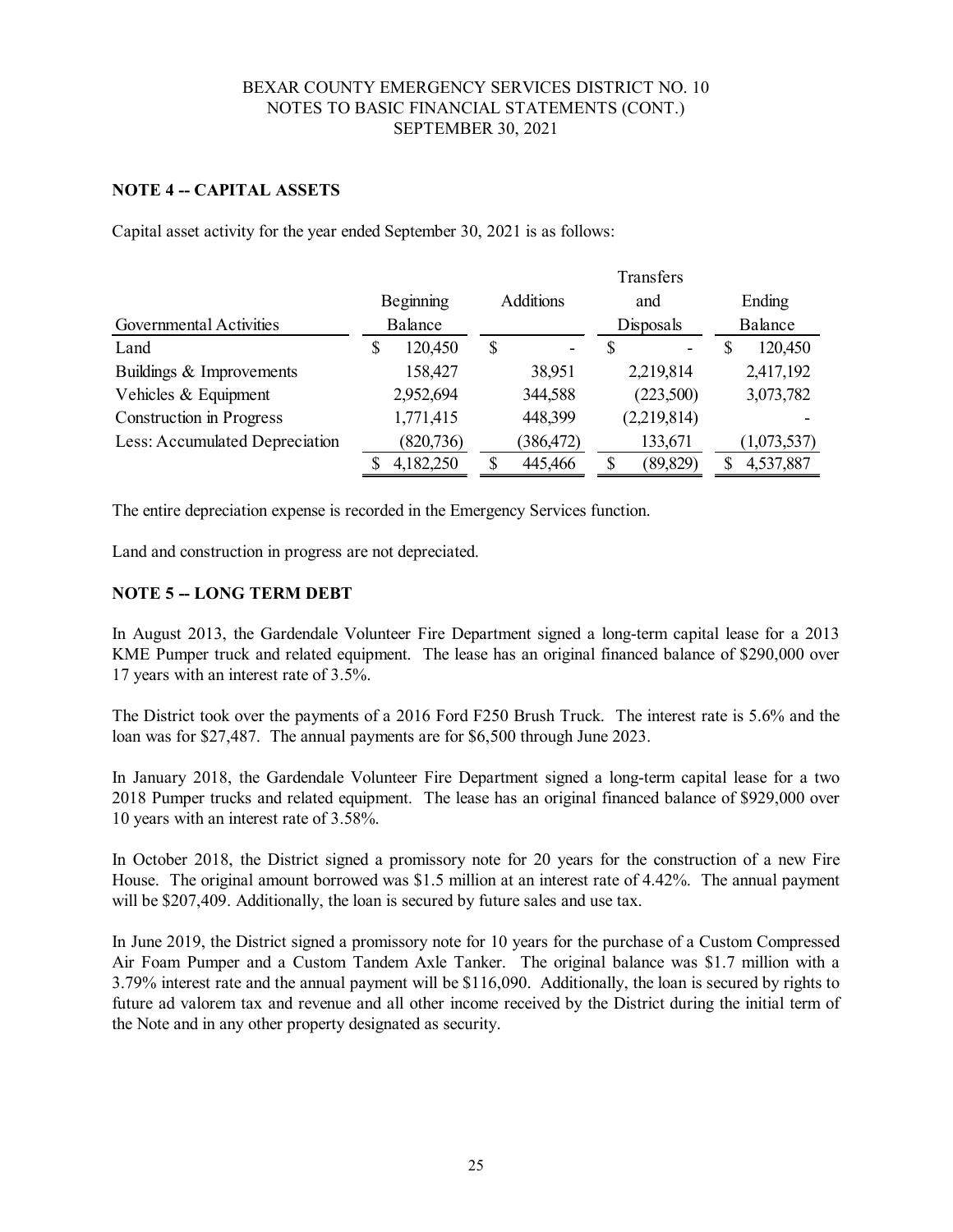BEXAR COUNTY EMERGENCY SERVICES DISTRICT NO. 10
NOTES TO BASIC FINANCIAL STATEMENTS (CONT.)
SEPTEMBER 30, 2021

## NOTE 4 -- CAPITAL ASSETS

Capital asset activity for the year ended September 30, 2021 is as follows:

| Governmental Activities | Beginning Balance | Additions | Transfers and Disposals | Ending Balance |
|---|---|---|---|---|
| Land | $ 120,450 | $ - | $ - | $ 120,450 |
| Buildings & Improvements | 158,427 | 38,951 | 2,219,814 | 2,417,192 |
| Vehicles & Equipment | 2,952,694 | 344,588 | (223,500) | 3,073,782 |
| Construction in Progress | 1,771,415 | 448,399 | (2,219,814) | - |
| Less: Accumulated Depreciation | (820,736) | (386,472) | 133,671 | (1,073,537) |
| | $ 4,182,250 | $ 445,466 | $ (89,829) | $ 4,537,887 |

The entire depreciation expense is recorded in the Emergency Services function.

Land and construction in progress are not depreciated.

## NOTE 5 -- LONG TERM DEBT

In August 2013, the Gardendale Volunteer Fire Department signed a long-term capital lease for a 2013 KME Pumper truck and related equipment. The lease has an original financed balance of $290,000 over 17 years with an interest rate of 3.5%.

The District took over the payments of a 2016 Ford F250 Brush Truck. The interest rate is 5.6% and the loan was for $27,487. The annual payments are for $6,500 through June 2023.

In January 2018, the Gardendale Volunteer Fire Department signed a long-term capital lease for a two 2018 Pumper trucks and related equipment. The lease has an original financed balance of $929,000 over 10 years with an interest rate of 3.58%.

In October 2018, the District signed a promissory note for 20 years for the construction of a new Fire House. The original amount borrowed was $1.5 million at an interest rate of 4.42%. The annual payment will be $207,409. Additionally, the loan is secured by future sales and use tax.

In June 2019, the District signed a promissory note for 10 years for the purchase of a Custom Compressed Air Foam Pumper and a Custom Tandem Axle Tanker. The original balance was $1.7 million with a 3.79% interest rate and the annual payment will be $116,090. Additionally, the loan is secured by rights to future ad valorem tax and revenue and all other income received by the District during the initial term of the Note and in any other property designated as security.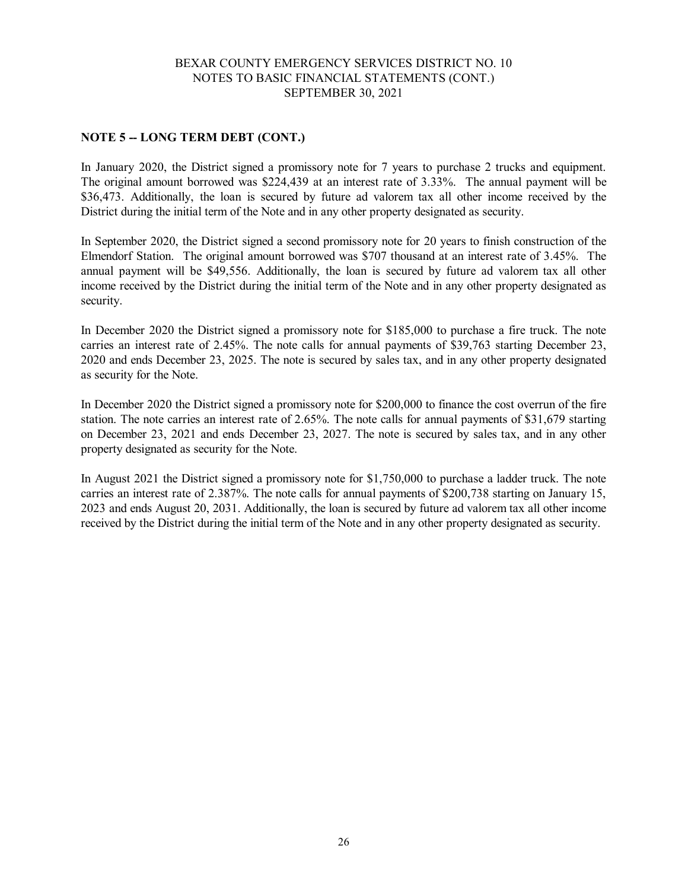## NOTE 5 -- LONG TERM DEBT (CONT.)

In January 2020, the District signed a promissory note for 7 years to purchase 2 trucks and equipment. The original amount borrowed was $224,439 at an interest rate of 3.33%. The annual payment will be $36,473. Additionally, the loan is secured by future ad valorem tax all other income received by the District during the initial term of the Note and in any other property designated as security.

In September 2020, the District signed a second promissory note for 20 years to finish construction of the Elmendorf Station. The original amount borrowed was $707 thousand at an interest rate of 3.45%. The annual payment will be $49,556. Additionally, the loan is secured by future ad valorem tax all other income received by the District during the initial term of the Note and in any other property designated as security.

In December 2020 the District signed a promissory note for $185,000 to purchase a fire truck. The note carries an interest rate of 2.45%. The note calls for annual payments of $39,763 starting December 23, 2020 and ends December 23, 2025. The note is secured by sales tax, and in any other property designated as security for the Note.

In December 2020 the District signed a promissory note for $200,000 to finance the cost overrun of the fire station. The note carries an interest rate of 2.65%. The note calls for annual payments of $31,679 starting on December 23, 2021 and ends December 23, 2027. The note is secured by sales tax, and in any other property designated as security for the Note.

In August 2021 the District signed a promissory note for $1,750,000 to purchase a ladder truck. The note carries an interest rate of 2.387%. The note calls for annual payments of $200,738 starting on January 15, 2023 and ends August 20, 2031. Additionally, the loan is secured by future ad valorem tax all other income received by the District during the initial term of the Note and in any other property designated as security.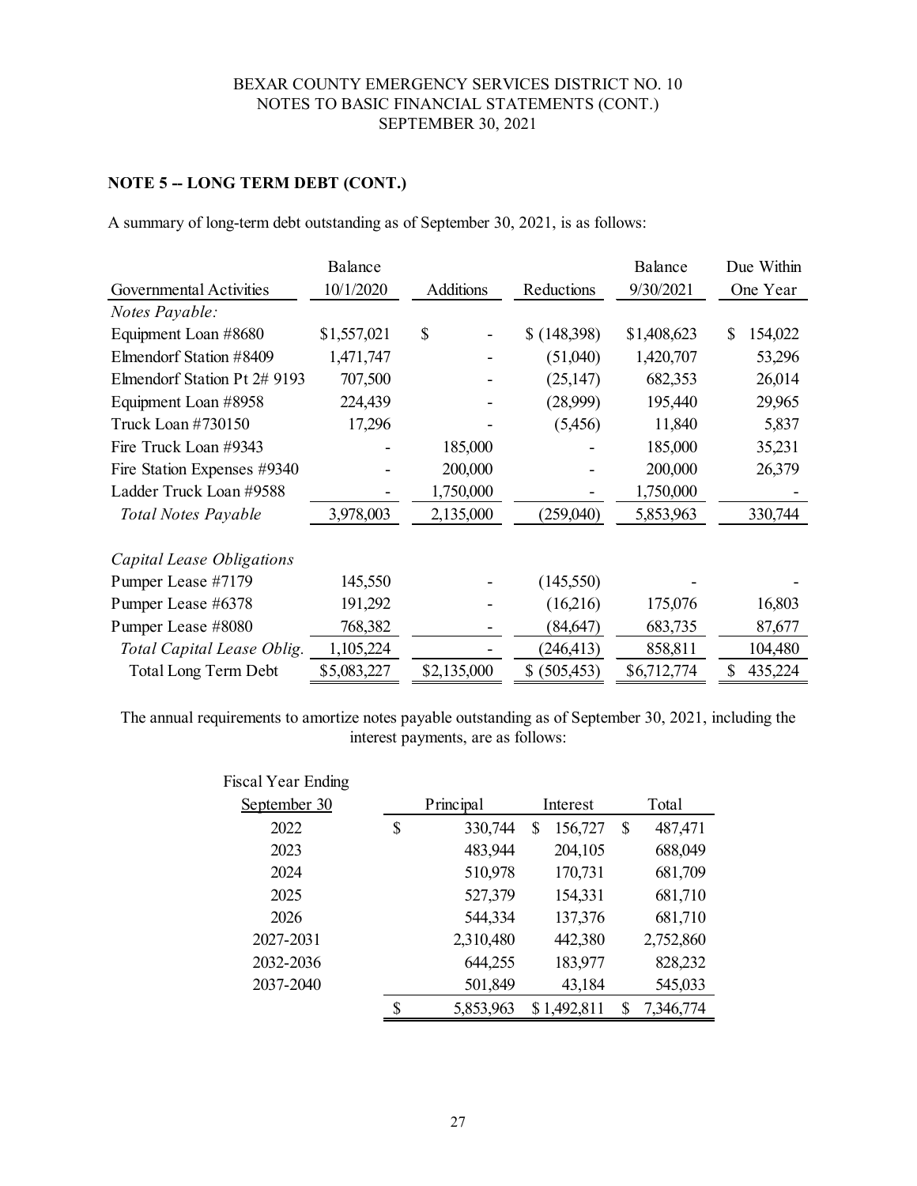BEXAR COUNTY EMERGENCY SERVICES DISTRICT NO. 10
NOTES TO BASIC FINANCIAL STATEMENTS (CONT.)
SEPTEMBER 30, 2021

## NOTE 5 -- LONG TERM DEBT (CONT.)

A summary of long-term debt outstanding as of September 30, 2021, is as follows:

| Governmental Activities | Balance 10/1/2020 | Additions | Reductions | Balance 9/30/2021 | Due Within One Year |
|---|---|---|---|---|---|
| *Notes Payable:* | | | | | |
| Equipment Loan #8680 | $1,557,021 | $ - | $ (148,398) | $1,408,623 | $ 154,022 |
| Elmendorf Station #8409 | 1,471,747 | - | (51,040) | 1,420,707 | 53,296 |
| Elmendorf Station Pt 2# 9193 | 707,500 | - | (25,147) | 682,353 | 26,014 |
| Equipment Loan #8958 | 224,439 | - | (28,999) | 195,440 | 29,965 |
| Truck Loan #730150 | 17,296 | - | (5,456) | 11,840 | 5,837 |
| Fire Truck Loan #9343 | - | 185,000 | - | 185,000 | 35,231 |
| Fire Station Expenses #9340 | - | 200,000 | - | 200,000 | 26,379 |
| Ladder Truck Loan #9588 | - | 1,750,000 | - | 1,750,000 | - |
| *Total Notes Payable* | 3,978,003 | 2,135,000 | (259,040) | 5,853,963 | 330,744 |
| | | | | | |
| *Capital Lease Obligations* | | | | | |
| Pumper Lease #7179 | 145,550 | - | (145,550) | - | - |
| Pumper Lease #6378 | 191,292 | - | (16,216) | 175,076 | 16,803 |
| Pumper Lease #8080 | 768,382 | - | (84,647) | 683,735 | 87,677 |
| *Total Capital Lease Oblig.* | 1,105,224 | - | (246,413) | 858,811 | 104,480 |
| Total Long Term Debt | $5,083,227 | $2,135,000 | $ (505,453) | $6,712,774 | $ 435,224 |

The annual requirements to amortize notes payable outstanding as of September 30, 2021, including the interest payments, are as follows:

| Fiscal Year Ending September 30 | Principal | Interest | Total |
|---|---|---|---|
| 2022 | $ 330,744 | $ 156,727 | $ 487,471 |
| 2023 | 483,944 | 204,105 | 688,049 |
| 2024 | 510,978 | 170,731 | 681,709 |
| 2025 | 527,379 | 154,331 | 681,710 |
| 2026 | 544,334 | 137,376 | 681,710 |
| 2027-2031 | 2,310,480 | 442,380 | 2,752,860 |
| 2032-2036 | 644,255 | 183,977 | 828,232 |
| 2037-2040 | 501,849 | 43,184 | 545,033 |
| | $ 5,853,963 | $ 1,492,811 | $ 7,346,774 |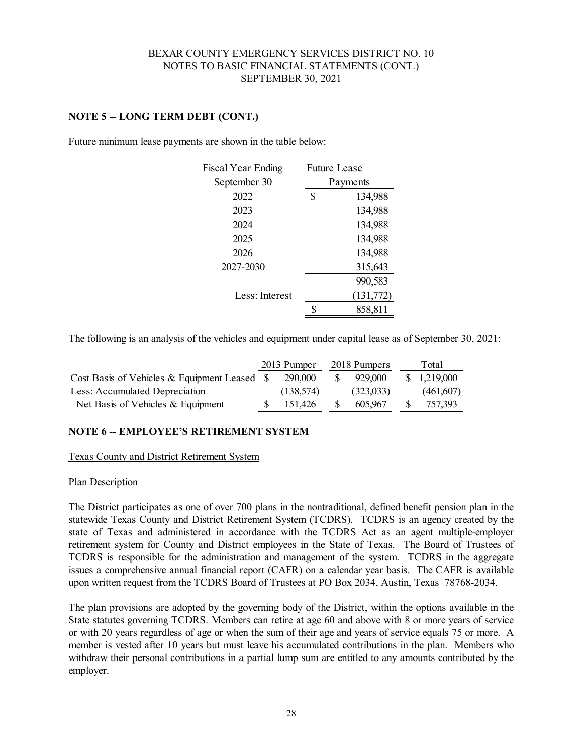## NOTE 5 -- LONG TERM DEBT (CONT.)

Future minimum lease payments are shown in the table below:

| Fiscal Year Ending September 30 | Future Lease Payments |
|---|---|
| 2022 | $ 134,988 |
| 2023 | 134,988 |
| 2024 | 134,988 |
| 2025 | 134,988 |
| 2026 | 134,988 |
| 2027-2030 | 315,643 |
| | 990,583 |
| Less: Interest | (131,772) |
| | $ 858,811 |

The following is an analysis of the vehicles and equipment under capital lease as of September 30, 2021:

| | 2013 Pumper | 2018 Pumpers | Total |
|---|---|---|---|
| Cost Basis of Vehicles & Equipment Leased | $ 290,000 | $ 929,000 | $ 1,219,000 |
| Less: Accumulated Depreciation | (138,574) | (323,033) | (461,607) |
| Net Basis of Vehicles & Equipment | $ 151,426 | $ 605,967 | $ 757,393 |

## NOTE 6 -- EMPLOYEE'S RETIREMENT SYSTEM

Texas County and District Retirement System

Plan Description

The District participates as one of over 700 plans in the nontraditional, defined benefit pension plan in the statewide Texas County and District Retirement System (TCDRS). TCDRS is an agency created by the state of Texas and administered in accordance with the TCDRS Act as an agent multiple-employer retirement system for County and District employees in the State of Texas. The Board of Trustees of TCDRS is responsible for the administration and management of the system. TCDRS in the aggregate issues a comprehensive annual financial report (CAFR) on a calendar year basis. The CAFR is available upon written request from the TCDRS Board of Trustees at PO Box 2034, Austin, Texas 78768-2034.

The plan provisions are adopted by the governing body of the District, within the options available in the State statutes governing TCDRS. Members can retire at age 60 and above with 8 or more years of service or with 20 years regardless of age or when the sum of their age and years of service equals 75 or more. A member is vested after 10 years but must leave his accumulated contributions in the plan. Members who withdraw their personal contributions in a partial lump sum are entitled to any amounts contributed by the employer.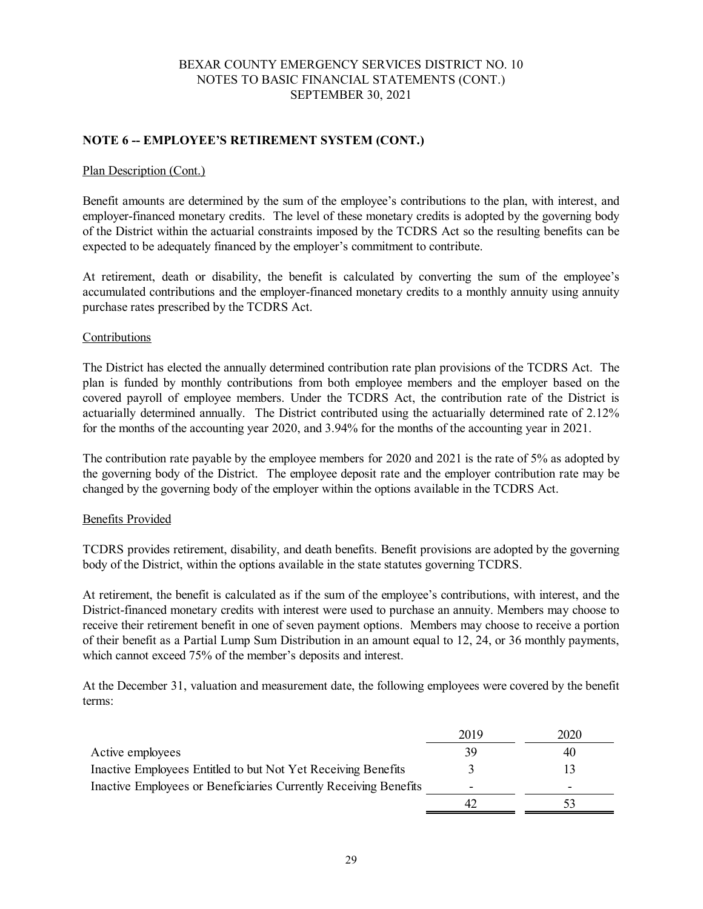## NOTE 6 -- EMPLOYEE'S RETIREMENT SYSTEM (CONT.)

Plan Description (Cont.)

Benefit amounts are determined by the sum of the employee's contributions to the plan, with interest, and employer-financed monetary credits. The level of these monetary credits is adopted by the governing body of the District within the actuarial constraints imposed by the TCDRS Act so the resulting benefits can be expected to be adequately financed by the employer's commitment to contribute.

At retirement, death or disability, the benefit is calculated by converting the sum of the employee's accumulated contributions and the employer-financed monetary credits to a monthly annuity using annuity purchase rates prescribed by the TCDRS Act.

Contributions

The District has elected the annually determined contribution rate plan provisions of the TCDRS Act. The plan is funded by monthly contributions from both employee members and the employer based on the covered payroll of employee members. Under the TCDRS Act, the contribution rate of the District is actuarially determined annually. The District contributed using the actuarially determined rate of 2.12% for the months of the accounting year 2020, and 3.94% for the months of the accounting year in 2021.

The contribution rate payable by the employee members for 2020 and 2021 is the rate of 5% as adopted by the governing body of the District. The employee deposit rate and the employer contribution rate may be changed by the governing body of the employer within the options available in the TCDRS Act.

Benefits Provided

TCDRS provides retirement, disability, and death benefits. Benefit provisions are adopted by the governing body of the District, within the options available in the state statutes governing TCDRS.

At retirement, the benefit is calculated as if the sum of the employee's contributions, with interest, and the District-financed monetary credits with interest were used to purchase an annuity. Members may choose to receive their retirement benefit in one of seven payment options. Members may choose to receive a portion of their benefit as a Partial Lump Sum Distribution in an amount equal to 12, 24, or 36 monthly payments, which cannot exceed 75% of the member's deposits and interest.

At the December 31, valuation and measurement date, the following employees were covered by the benefit terms:

| | 2019 | 2020 |
|---|---|---|
| Active employees | 39 | 40 |
| Inactive Employees Entitled to but Not Yet Receiving Benefits | 3 | 13 |
| Inactive Employees or Beneficiaries Currently Receiving Benefits | - | - |
| | 42 | 53 |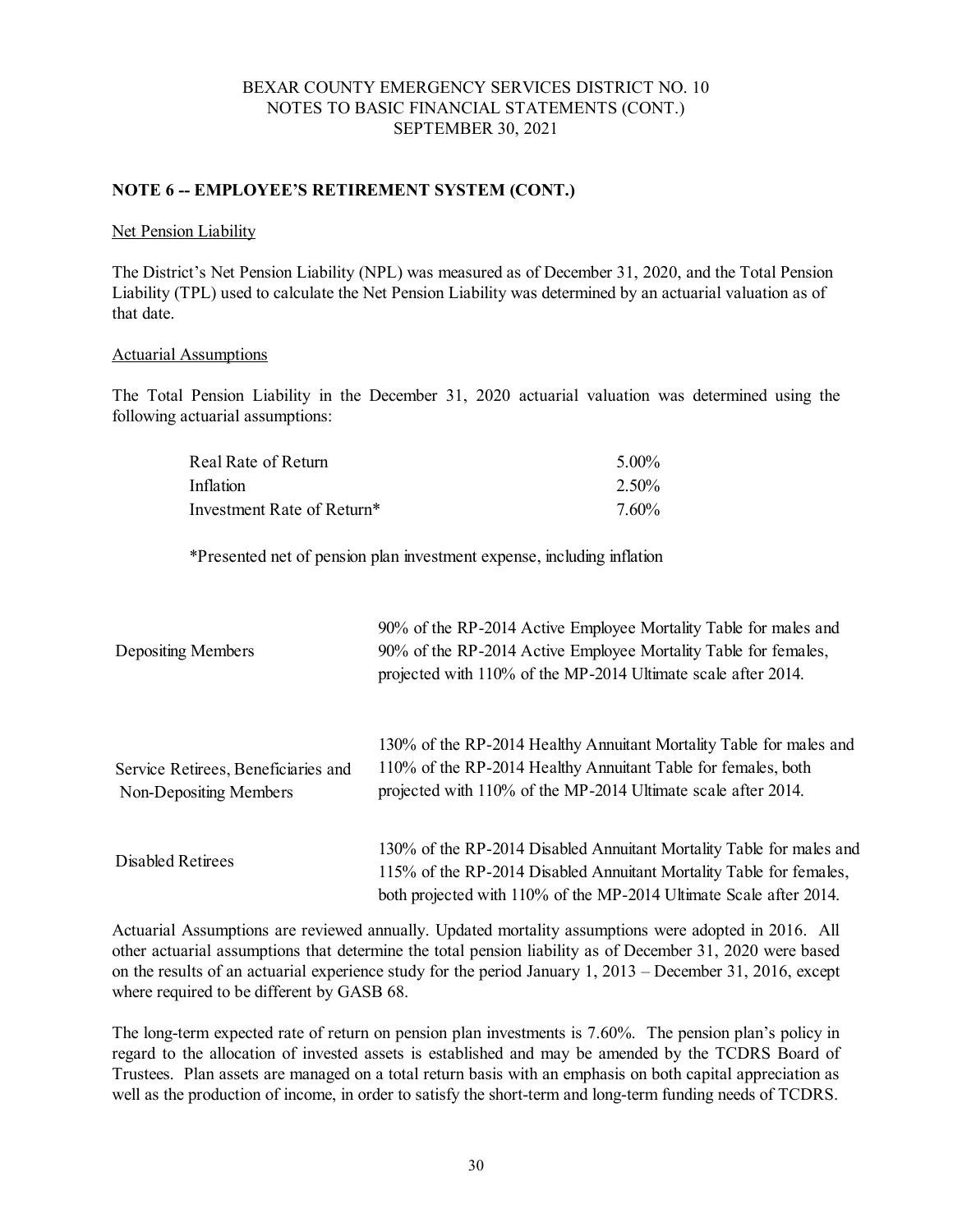## NOTE 6 -- EMPLOYEE'S RETIREMENT SYSTEM (CONT.)

Net Pension Liability

The District's Net Pension Liability (NPL) was measured as of December 31, 2020, and the Total Pension Liability (TPL) used to calculate the Net Pension Liability was determined by an actuarial valuation as of that date.

Actuarial Assumptions

The Total Pension Liability in the December 31, 2020 actuarial valuation was determined using the following actuarial assumptions:

| | |
|---|---|
| Real Rate of Return | 5.00% |
| Inflation | 2.50% |
| Investment Rate of Return* | 7.60% |

*Presented net of pension plan investment expense, including inflation

| | |
|---|---|
| Depositing Members | 90% of the RP-2014 Active Employee Mortality Table for males and 90% of the RP-2014 Active Employee Mortality Table for females, projected with 110% of the MP-2014 Ultimate scale after 2014. |
| Service Retirees, Beneficiaries and Non-Depositing Members | 130% of the RP-2014 Healthy Annuitant Mortality Table for males and 110% of the RP-2014 Healthy Annuitant Table for females, both projected with 110% of the MP-2014 Ultimate scale after 2014. |
| Disabled Retirees | 130% of the RP-2014 Disabled Annuitant Mortality Table for males and 115% of the RP-2014 Disabled Annuitant Mortality Table for females, both projected with 110% of the MP-2014 Ultimate Scale after 2014. |

Actuarial Assumptions are reviewed annually. Updated mortality assumptions were adopted in 2016. All other actuarial assumptions that determine the total pension liability as of December 31, 2020 were based on the results of an actuarial experience study for the period January 1, 2013 – December 31, 2016, except where required to be different by GASB 68.

The long-term expected rate of return on pension plan investments is 7.60%. The pension plan's policy in regard to the allocation of invested assets is established and may be amended by the TCDRS Board of Trustees. Plan assets are managed on a total return basis with an emphasis on both capital appreciation as well as the production of income, in order to satisfy the short-term and long-term funding needs of TCDRS.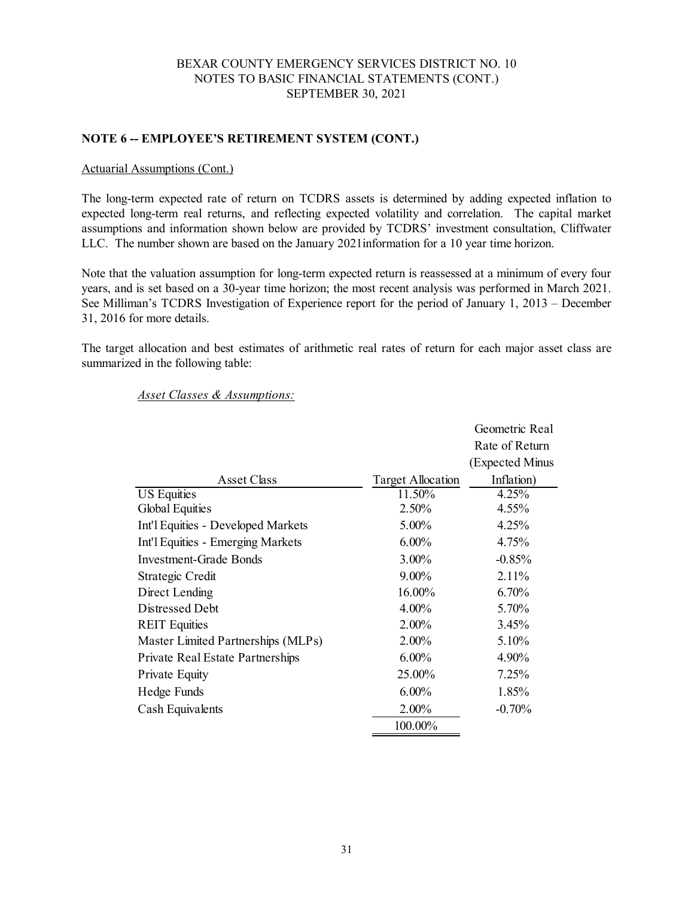BEXAR COUNTY EMERGENCY SERVICES DISTRICT NO. 10
NOTES TO BASIC FINANCIAL STATEMENTS (CONT.)
SEPTEMBER 30, 2021

**NOTE 6 -- EMPLOYEE'S RETIREMENT SYSTEM (CONT.)**

Actuarial Assumptions (Cont.)

The long-term expected rate of return on TCDRS assets is determined by adding expected inflation to expected long-term real returns, and reflecting expected volatility and correlation. The capital market assumptions and information shown below are provided by TCDRS' investment consultation, Cliffwater LLC. The number shown are based on the January 2021information for a 10 year time horizon.

Note that the valuation assumption for long-term expected return is reassessed at a minimum of every four years, and is set based on a 30-year time horizon; the most recent analysis was performed in March 2021. See Milliman's TCDRS Investigation of Experience report for the period of January 1, 2013 – December 31, 2016 for more details.

The target allocation and best estimates of arithmetic real rates of return for each major asset class are summarized in the following table:

*Asset Classes & Assumptions:*

| Asset Class | Target Allocation | Geometric Real Rate of Return (Expected Minus Inflation) |
|---|---|---|
| US Equities | 11.50% | 4.25% |
| Global Equities | 2.50% | 4.55% |
| Int'l Equities - Developed Markets | 5.00% | 4.25% |
| Int'l Equities - Emerging Markets | 6.00% | 4.75% |
| Investment-Grade Bonds | 3.00% | -0.85% |
| Strategic Credit | 9.00% | 2.11% |
| Direct Lending | 16.00% | 6.70% |
| Distressed Debt | 4.00% | 5.70% |
| REIT Equities | 2.00% | 3.45% |
| Master Limited Partnerships (MLPs) | 2.00% | 5.10% |
| Private Real Estate Partnerships | 6.00% | 4.90% |
| Private Equity | 25.00% | 7.25% |
| Hedge Funds | 6.00% | 1.85% |
| Cash Equivalents | 2.00% | -0.70% |
| | 100.00% | |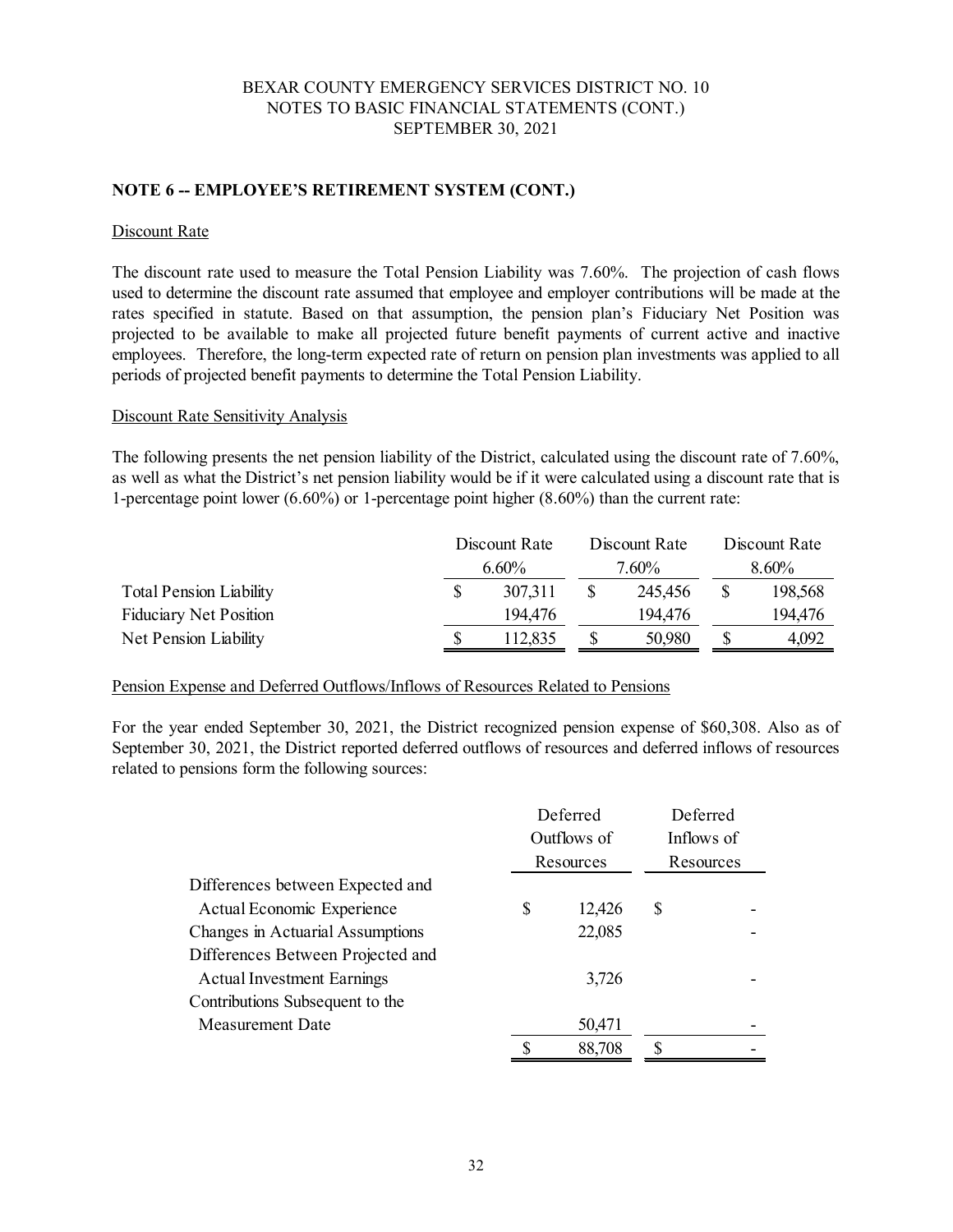BEXAR COUNTY EMERGENCY SERVICES DISTRICT NO. 10
NOTES TO BASIC FINANCIAL STATEMENTS (CONT.)
SEPTEMBER 30, 2021

## NOTE 6 -- EMPLOYEE'S RETIREMENT SYSTEM (CONT.)

### Discount Rate

The discount rate used to measure the Total Pension Liability was 7.60%. The projection of cash flows used to determine the discount rate assumed that employee and employer contributions will be made at the rates specified in statute. Based on that assumption, the pension plan's Fiduciary Net Position was projected to be available to make all projected future benefit payments of current active and inactive employees. Therefore, the long-term expected rate of return on pension plan investments was applied to all periods of projected benefit payments to determine the Total Pension Liability.

### Discount Rate Sensitivity Analysis

The following presents the net pension liability of the District, calculated using the discount rate of 7.60%, as well as what the District's net pension liability would be if it were calculated using a discount rate that is 1-percentage point lower (6.60%) or 1-percentage point higher (8.60%) than the current rate:

| | Discount Rate 6.60% | Discount Rate 7.60% | Discount Rate 8.60% |
|---|---|---|---|
| Total Pension Liability | $ 307,311 | $ 245,456 | $ 198,568 |
| Fiduciary Net Position | 194,476 | 194,476 | 194,476 |
| Net Pension Liability | $ 112,835 | $ 50,980 | $ 4,092 |

### Pension Expense and Deferred Outflows/Inflows of Resources Related to Pensions

For the year ended September 30, 2021, the District recognized pension expense of $60,308. Also as of September 30, 2021, the District reported deferred outflows of resources and deferred inflows of resources related to pensions form the following sources:

| | Deferred Outflows of Resources | Deferred Inflows of Resources |
|---|---|---|
| Differences between Expected and Actual Economic Experience | $ 12,426 | $ - |
| Changes in Actuarial Assumptions | 22,085 | - |
| Differences Between Projected and Actual Investment Earnings | 3,726 | - |
| Contributions Subsequent to the Measurement Date | 50,471 | - |
| | $ 88,708 | $ - |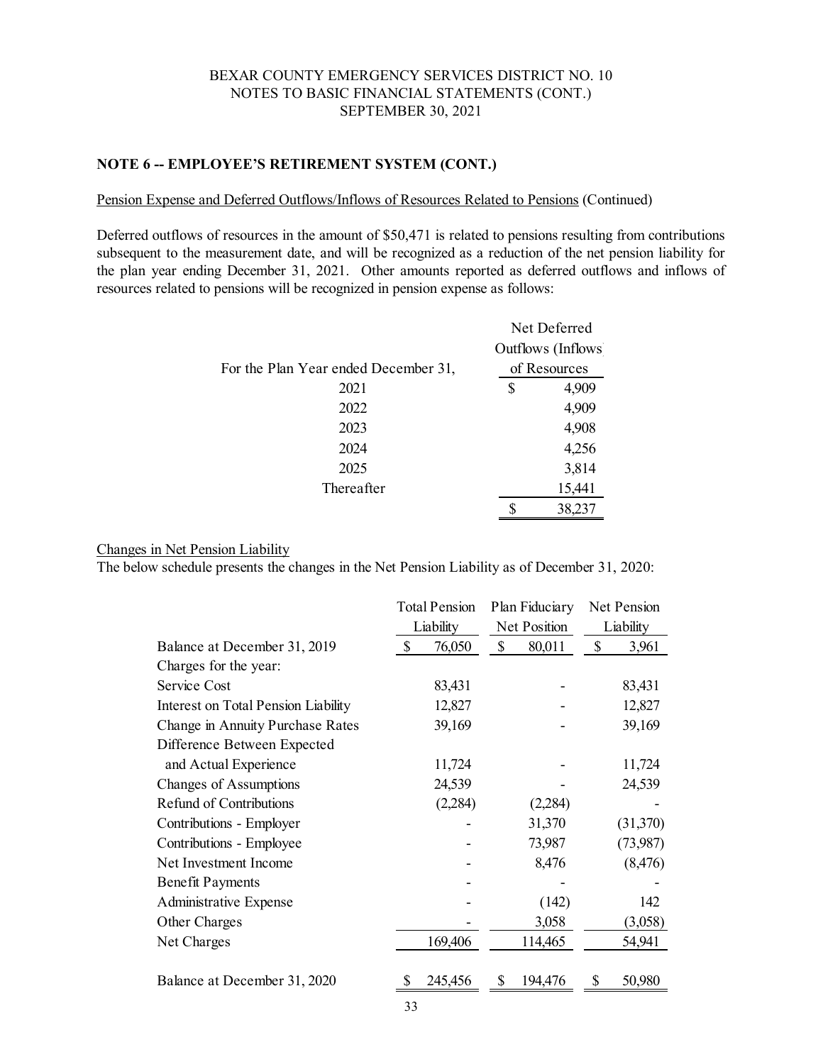BEXAR COUNTY EMERGENCY SERVICES DISTRICT NO. 10
NOTES TO BASIC FINANCIAL STATEMENTS (CONT.)
SEPTEMBER 30, 2021

## NOTE 6 -- EMPLOYEE'S RETIREMENT SYSTEM (CONT.)

Pension Expense and Deferred Outflows/Inflows of Resources Related to Pensions (Continued)

Deferred outflows of resources in the amount of $50,471 is related to pensions resulting from contributions subsequent to the measurement date, and will be recognized as a reduction of the net pension liability for the plan year ending December 31, 2021. Other amounts reported as deferred outflows and inflows of resources related to pensions will be recognized in pension expense as follows:

| For the Plan Year ended December 31, | Net Deferred Outflows (Inflows) of Resources |
|---|---|
| 2021 | $ 4,909 |
| 2022 | 4,909 |
| 2023 | 4,908 |
| 2024 | 4,256 |
| 2025 | 3,814 |
| Thereafter | 15,441 |
| | $ 38,237 |

Changes in Net Pension Liability

The below schedule presents the changes in the Net Pension Liability as of December 31, 2020:

| | Total Pension Liability | Plan Fiduciary Net Position | Net Pension Liability |
|---|---|---|---|
| Balance at December 31, 2019 | $ 76,050 | $ 80,011 | $ 3,961 |
| Charges for the year: | | | |
| Service Cost | 83,431 | - | 83,431 |
| Interest on Total Pension Liability | 12,827 | - | 12,827 |
| Change in Annuity Purchase Rates | 39,169 | - | 39,169 |
| Difference Between Expected and Actual Experience | 11,724 | - | 11,724 |
| Changes of Assumptions | 24,539 | - | 24,539 |
| Refund of Contributions | (2,284) | (2,284) | - |
| Contributions - Employer | - | 31,370 | (31,370) |
| Contributions - Employee | - | 73,987 | (73,987) |
| Net Investment Income | - | 8,476 | (8,476) |
| Benefit Payments | - | - | - |
| Administrative Expense | - | (142) | 142 |
| Other Charges | - | 3,058 | (3,058) |
| Net Charges | 169,406 | 114,465 | 54,941 |
| Balance at December 31, 2020 | $ 245,456 | $ 194,476 | $ 50,980 |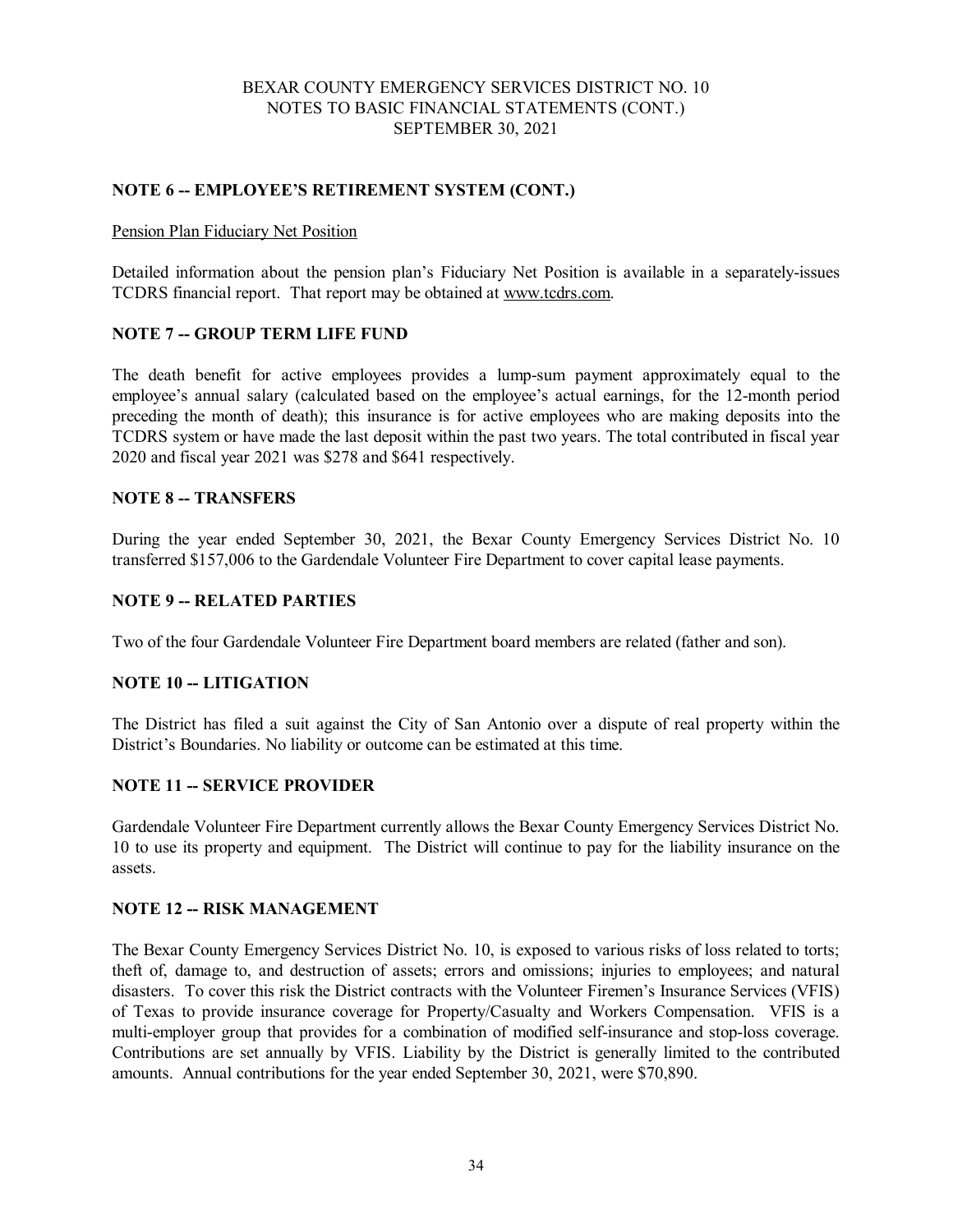## NOTE 6 -- EMPLOYEE'S RETIREMENT SYSTEM (CONT.)

Pension Plan Fiduciary Net Position

Detailed information about the pension plan's Fiduciary Net Position is available in a separately-issues TCDRS financial report. That report may be obtained at www.tcdrs.com.

## NOTE 7 -- GROUP TERM LIFE FUND

The death benefit for active employees provides a lump-sum payment approximately equal to the employee's annual salary (calculated based on the employee's actual earnings, for the 12-month period preceding the month of death); this insurance is for active employees who are making deposits into the TCDRS system or have made the last deposit within the past two years. The total contributed in fiscal year 2020 and fiscal year 2021 was $278 and $641 respectively.

## NOTE 8 -- TRANSFERS

During the year ended September 30, 2021, the Bexar County Emergency Services District No. 10 transferred $157,006 to the Gardendale Volunteer Fire Department to cover capital lease payments.

## NOTE 9 -- RELATED PARTIES

Two of the four Gardendale Volunteer Fire Department board members are related (father and son).

## NOTE 10 -- LITIGATION

The District has filed a suit against the City of San Antonio over a dispute of real property within the District's Boundaries. No liability or outcome can be estimated at this time.

## NOTE 11 -- SERVICE PROVIDER

Gardendale Volunteer Fire Department currently allows the Bexar County Emergency Services District No. 10 to use its property and equipment. The District will continue to pay for the liability insurance on the assets.

## NOTE 12 -- RISK MANAGEMENT

The Bexar County Emergency Services District No. 10, is exposed to various risks of loss related to torts; theft of, damage to, and destruction of assets; errors and omissions; injuries to employees; and natural disasters. To cover this risk the District contracts with the Volunteer Firemen's Insurance Services (VFIS) of Texas to provide insurance coverage for Property/Casualty and Workers Compensation. VFIS is a multi-employer group that provides for a combination of modified self-insurance and stop-loss coverage. Contributions are set annually by VFIS. Liability by the District is generally limited to the contributed amounts. Annual contributions for the year ended September 30, 2021, were $70,890.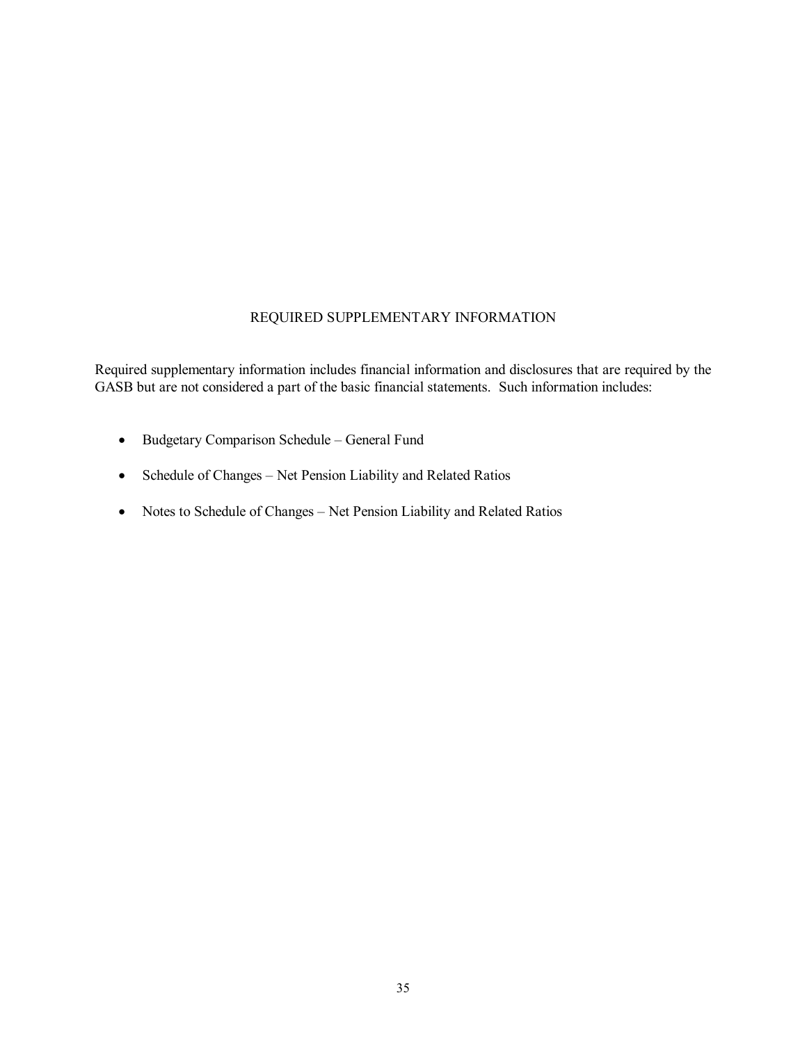# REQUIRED SUPPLEMENTARY INFORMATION

Required supplementary information includes financial information and disclosures that are required by the GASB but are not considered a part of the basic financial statements. Such information includes:

- Budgetary Comparison Schedule – General Fund
- Schedule of Changes – Net Pension Liability and Related Ratios
- Notes to Schedule of Changes – Net Pension Liability and Related Ratios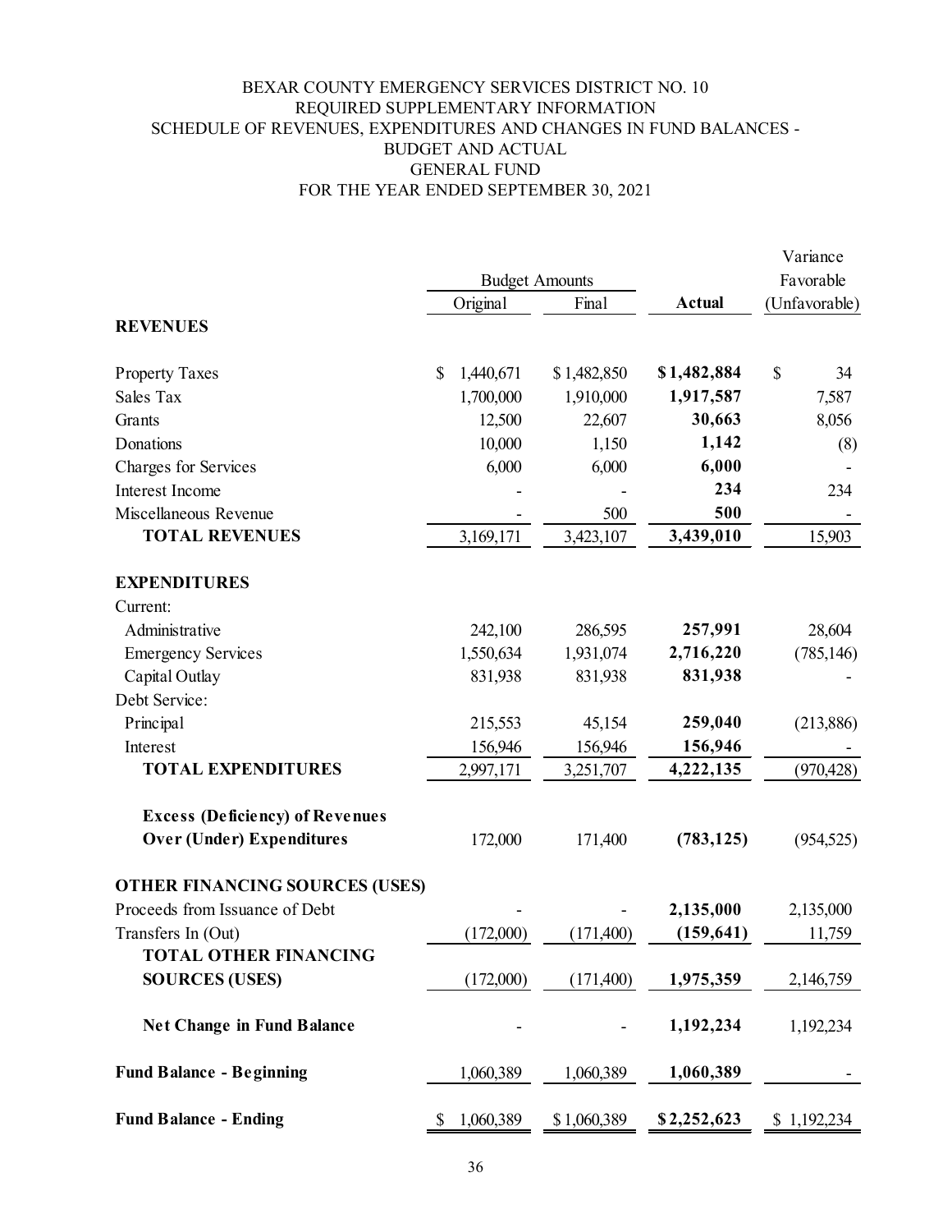# BEXAR COUNTY EMERGENCY SERVICES DISTRICT NO. 10
## REQUIRED SUPPLEMENTARY INFORMATION
## SCHEDULE OF REVENUES, EXPENDITURES AND CHANGES IN FUND BALANCES - BUDGET AND ACTUAL
## GENERAL FUND
## FOR THE YEAR ENDED SEPTEMBER 30, 2021

| | Budget Amounts | | | Variance Favorable |
|---|---|---|---|---|
| | Original | Final | **Actual** | (Unfavorable) |
| **REVENUES** | | | | |
| Property Taxes | $ 1,440,671 | $ 1,482,850 | **$ 1,482,884** | $ 34 |
| Sales Tax | 1,700,000 | 1,910,000 | **1,917,587** | 7,587 |
| Grants | 12,500 | 22,607 | **30,663** | 8,056 |
| Donations | 10,000 | 1,150 | **1,142** | (8) |
| Charges for Services | 6,000 | 6,000 | **6,000** | - |
| Interest Income | - | - | **234** | 234 |
| Miscellaneous Revenue | - | 500 | **500** | - |
| **TOTAL REVENUES** | 3,169,171 | 3,423,107 | **3,439,010** | 15,903 |
| **EXPENDITURES** | | | | |
| Current: | | | | |
| Administrative | 242,100 | 286,595 | **257,991** | 28,604 |
| Emergency Services | 1,550,634 | 1,931,074 | **2,716,220** | (785,146) |
| Capital Outlay | 831,938 | 831,938 | **831,938** | - |
| Debt Service: | | | | |
| Principal | 215,553 | 45,154 | **259,040** | (213,886) |
| Interest | 156,946 | 156,946 | **156,946** | - |
| **TOTAL EXPENDITURES** | 2,997,171 | 3,251,707 | **4,222,135** | (970,428) |
| **Excess (Deficiency) of Revenues Over (Under) Expenditures** | 172,000 | 171,400 | **(783,125)** | (954,525) |
| **OTHER FINANCING SOURCES (USES)** | | | | |
| Proceeds from Issuance of Debt | - | - | **2,135,000** | 2,135,000 |
| Transfers In (Out) | (172,000) | (171,400) | **(159,641)** | 11,759 |
| **TOTAL OTHER FINANCING SOURCES (USES)** | (172,000) | (171,400) | **1,975,359** | 2,146,759 |
| **Net Change in Fund Balance** | - | - | **1,192,234** | 1,192,234 |
| **Fund Balance - Beginning** | 1,060,389 | 1,060,389 | **1,060,389** | - |
| **Fund Balance - Ending** | $ 1,060,389 | $ 1,060,389 | **$ 2,252,623** | $ 1,192,234 |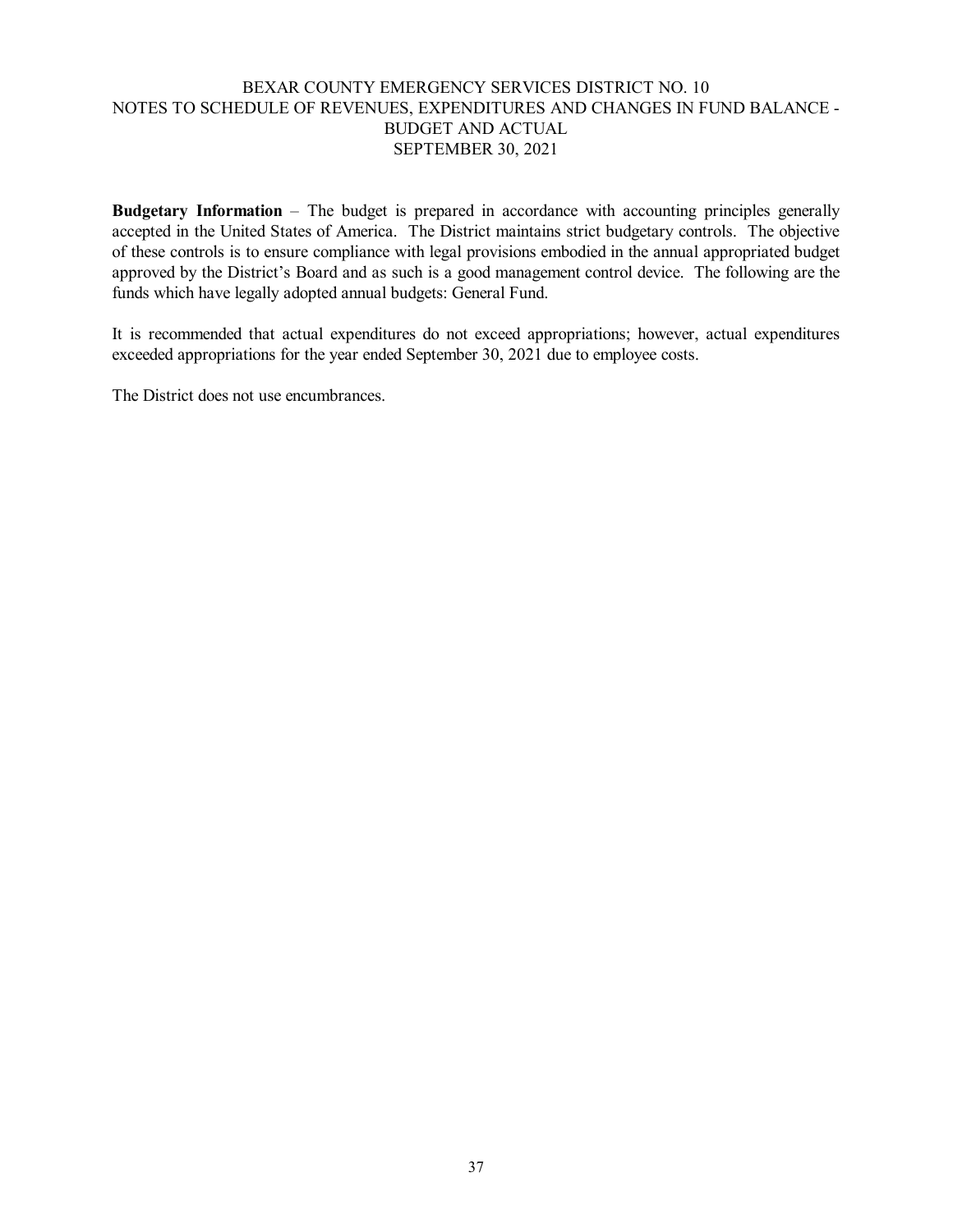# BEXAR COUNTY EMERGENCY SERVICES DISTRICT NO. 10
## NOTES TO SCHEDULE OF REVENUES, EXPENDITURES AND CHANGES IN FUND BALANCE - BUDGET AND ACTUAL
### SEPTEMBER 30, 2021

**Budgetary Information** – The budget is prepared in accordance with accounting principles generally accepted in the United States of America. The District maintains strict budgetary controls. The objective of these controls is to ensure compliance with legal provisions embodied in the annual appropriated budget approved by the District's Board and as such is a good management control device. The following are the funds which have legally adopted annual budgets: General Fund.

It is recommended that actual expenditures do not exceed appropriations; however, actual expenditures exceeded appropriations for the year ended September 30, 2021 due to employee costs.

The District does not use encumbrances.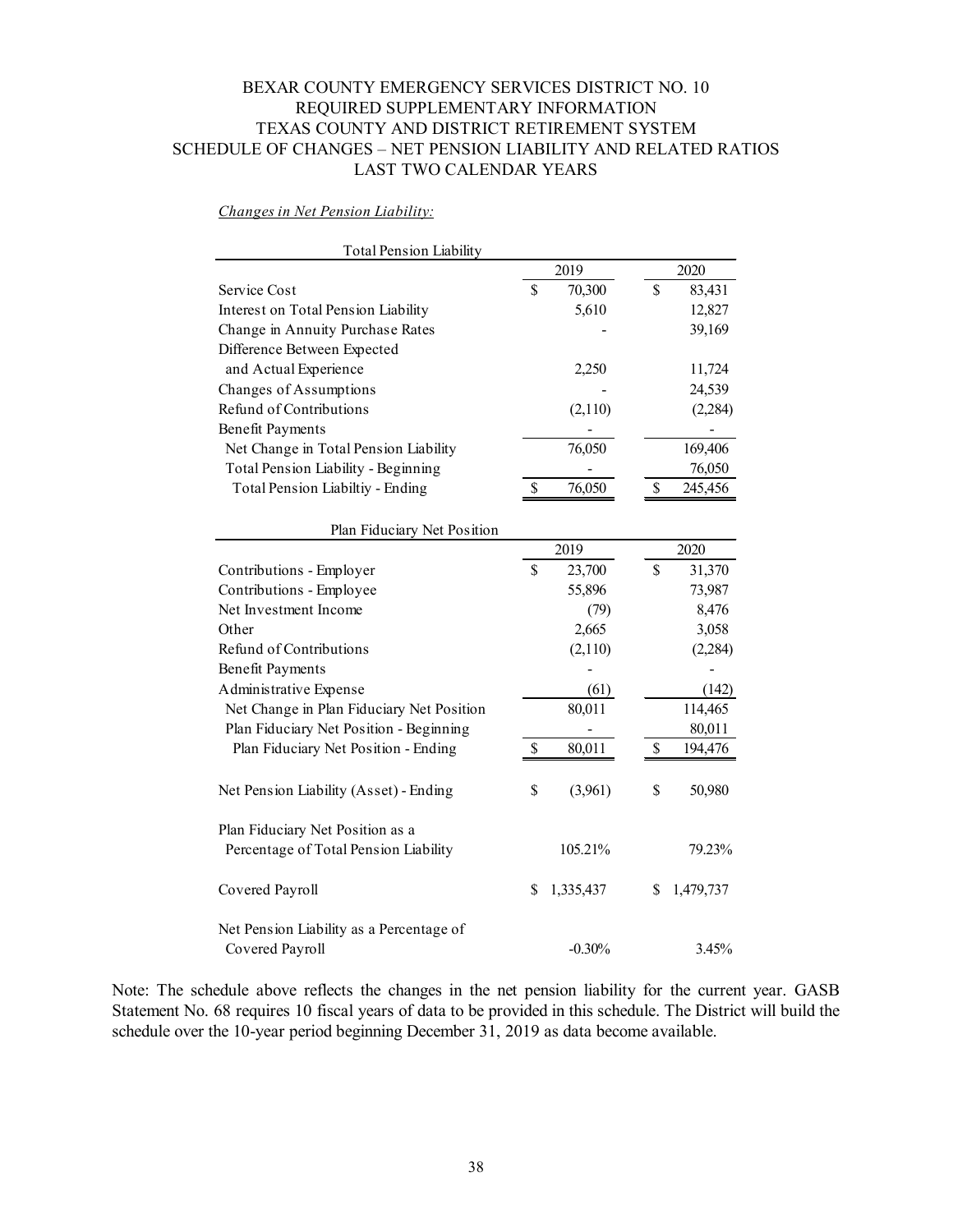# BEXAR COUNTY EMERGENCY SERVICES DISTRICT NO. 10
## REQUIRED SUPPLEMENTARY INFORMATION
## TEXAS COUNTY AND DISTRICT RETIREMENT SYSTEM
## SCHEDULE OF CHANGES – NET PENSION LIABILITY AND RELATED RATIOS
## LAST TWO CALENDAR YEARS

*Changes in Net Pension Liability:*

| Total Pension Liability | 2019 | 2020 |
|---|---|---|
| Service Cost | $ 70,300 | $ 83,431 |
| Interest on Total Pension Liability | 5,610 | 12,827 |
| Change in Annuity Purchase Rates | - | 39,169 |
| Difference Between Expected and Actual Experience | 2,250 | 11,724 |
| Changes of Assumptions | - | 24,539 |
| Refund of Contributions | (2,110) | (2,284) |
| Benefit Payments | - | - |
| Net Change in Total Pension Liability | 76,050 | 169,406 |
| Total Pension Liability - Beginning | - | 76,050 |
| Total Pension Liabiltiy - Ending | $ 76,050 | $ 245,456 |

| Plan Fiduciary Net Position | 2019 | 2020 |
|---|---|---|
| Contributions - Employer | $ 23,700 | $ 31,370 |
| Contributions - Employee | 55,896 | 73,987 |
| Net Investment Income | (79) | 8,476 |
| Other | 2,665 | 3,058 |
| Refund of Contributions | (2,110) | (2,284) |
| Benefit Payments | - | - |
| Administrative Expense | (61) | (142) |
| Net Change in Plan Fiduciary Net Position | 80,011 | 114,465 |
| Plan Fiduciary Net Position - Beginning | - | 80,011 |
| Plan Fiduciary Net Position - Ending | $ 80,011 | $ 194,476 |
| Net Pension Liability (Asset) - Ending | $ (3,961) | $ 50,980 |
| Plan Fiduciary Net Position as a Percentage of Total Pension Liability | 105.21% | 79.23% |
| Covered Payroll | $ 1,335,437 | $ 1,479,737 |
| Net Pension Liability as a Percentage of Covered Payroll | -0.30% | 3.45% |

Note: The schedule above reflects the changes in the net pension liability for the current year. GASB Statement No. 68 requires 10 fiscal years of data to be provided in this schedule. The District will build the schedule over the 10-year period beginning December 31, 2019 as data become available.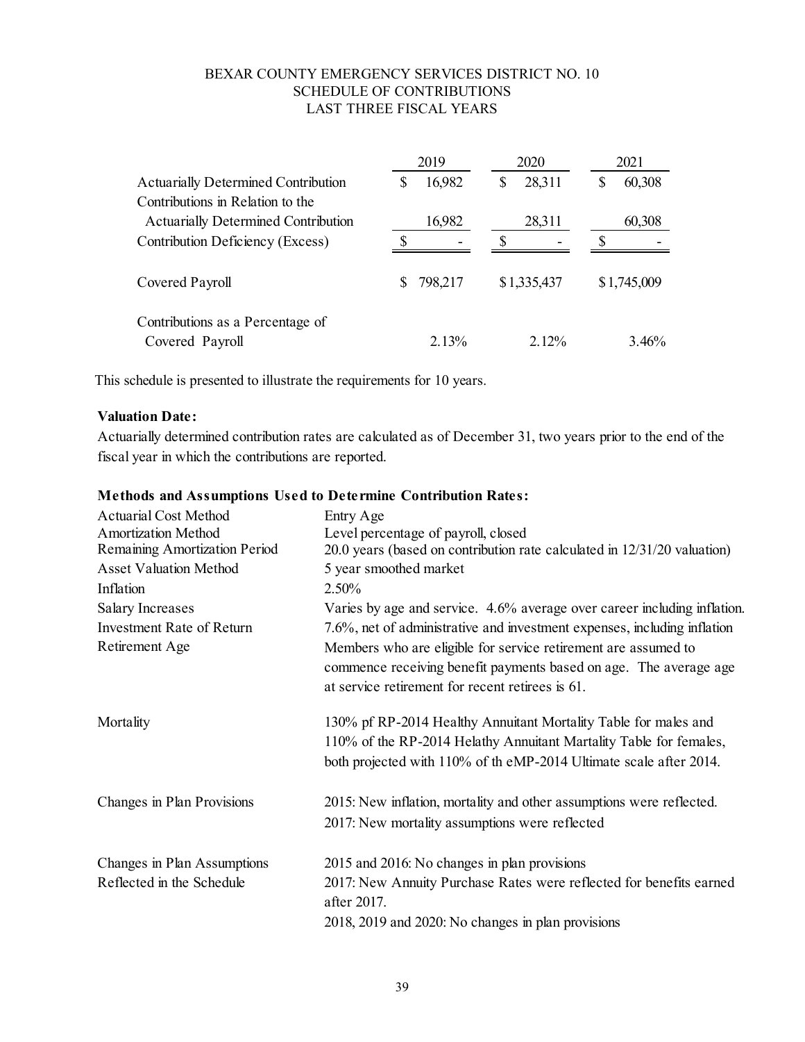# BEXAR COUNTY EMERGENCY SERVICES DISTRICT NO. 10
## SCHEDULE OF CONTRIBUTIONS
## LAST THREE FISCAL YEARS

| | 2019 | 2020 | 2021 |
|---|---|---|---|
| Actuarially Determined Contribution | $ 16,982 | $ 28,311 | $ 60,308 |
| Contributions in Relation to the Actuarially Determined Contribution | 16,982 | 28,311 | 60,308 |
| Contribution Deficiency (Excess) | $ - | $ - | $ - |
| Covered Payroll | $ 798,217 | $1,335,437 | $1,745,009 |
| Contributions as a Percentage of Covered Payroll | 2.13% | 2.12% | 3.46% |

This schedule is presented to illustrate the requirements for 10 years.

**Valuation Date:**

Actuarially determined contribution rates are calculated as of December 31, two years prior to the end of the fiscal year in which the contributions are reported.

**Methods and Assumptions Used to Determine Contribution Rates:**

| | |
|---|---|
| Actuarial Cost Method | Entry Age |
| Amortization Method | Level percentage of payroll, closed |
| Remaining Amortization Period | 20.0 years (based on contribution rate calculated in 12/31/20 valuation) |
| Asset Valuation Method | 5 year smoothed market |
| Inflation | 2.50% |
| Salary Increases | Varies by age and service. 4.6% average over career including inflation. |
| Investment Rate of Return | 7.6%, net of administrative and investment expenses, including inflation |
| Retirement Age | Members who are eligible for service retirement are assumed to commence receiving benefit payments based on age. The average age at service retirement for recent retirees is 61. |
| Mortality | 130% pf RP-2014 Healthy Annuitant Mortality Table for males and 110% of the RP-2014 Helathy Annuitant Martality Table for females, both projected with 110% of th eMP-2014 Ultimate scale after 2014. |
| Changes in Plan Provisions | 2015: New inflation, mortality and other assumptions were reflected.<br>2017: New mortality assumptions were reflected |
| Changes in Plan Assumptions Reflected in the Schedule | 2015 and 2016: No changes in plan provisions<br>2017: New Annuity Purchase Rates were reflected for benefits earned after 2017.<br>2018, 2019 and 2020: No changes in plan provisions |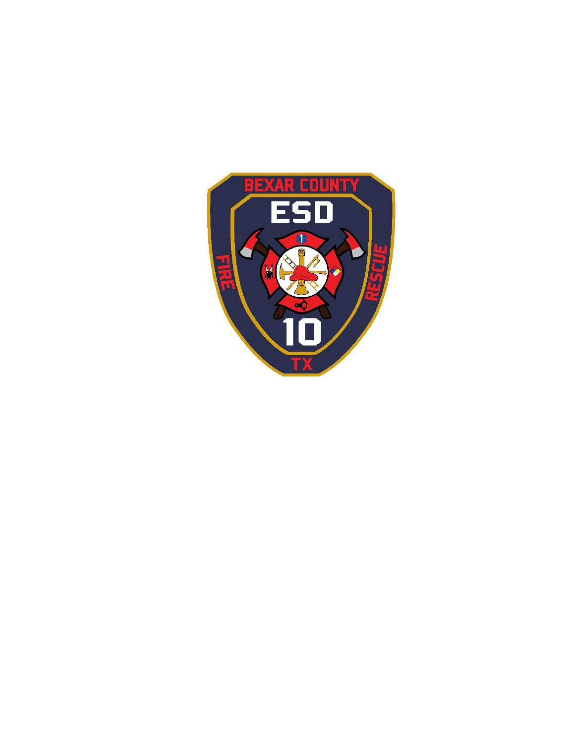BEXAR COUNTY

ESD

FIRE

RESCUE

10

TX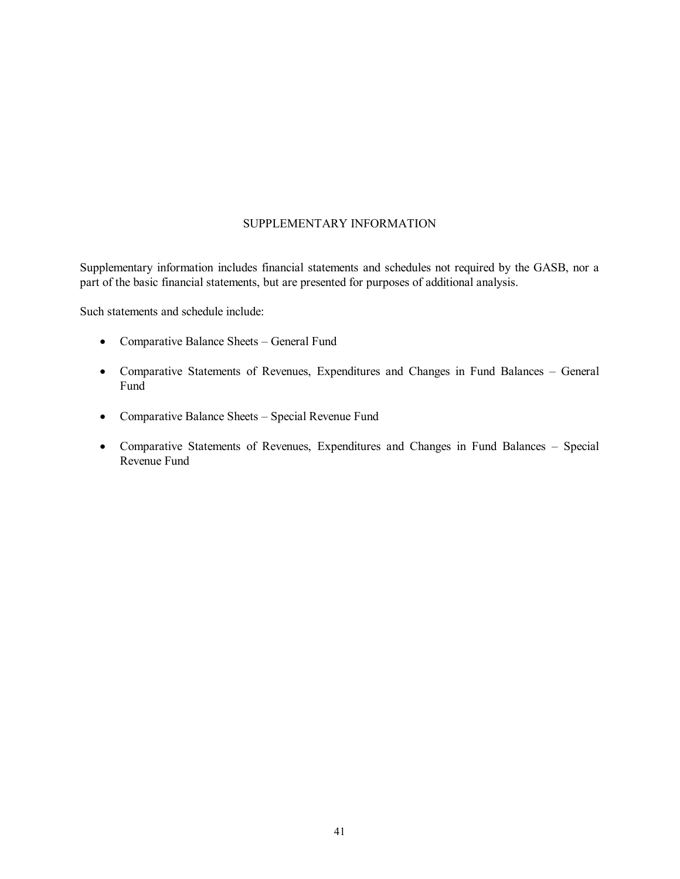# SUPPLEMENTARY INFORMATION

Supplementary information includes financial statements and schedules not required by the GASB, nor a part of the basic financial statements, but are presented for purposes of additional analysis.

Such statements and schedule include:

- Comparative Balance Sheets – General Fund
- Comparative Statements of Revenues, Expenditures and Changes in Fund Balances – General Fund
- Comparative Balance Sheets – Special Revenue Fund
- Comparative Statements of Revenues, Expenditures and Changes in Fund Balances – Special Revenue Fund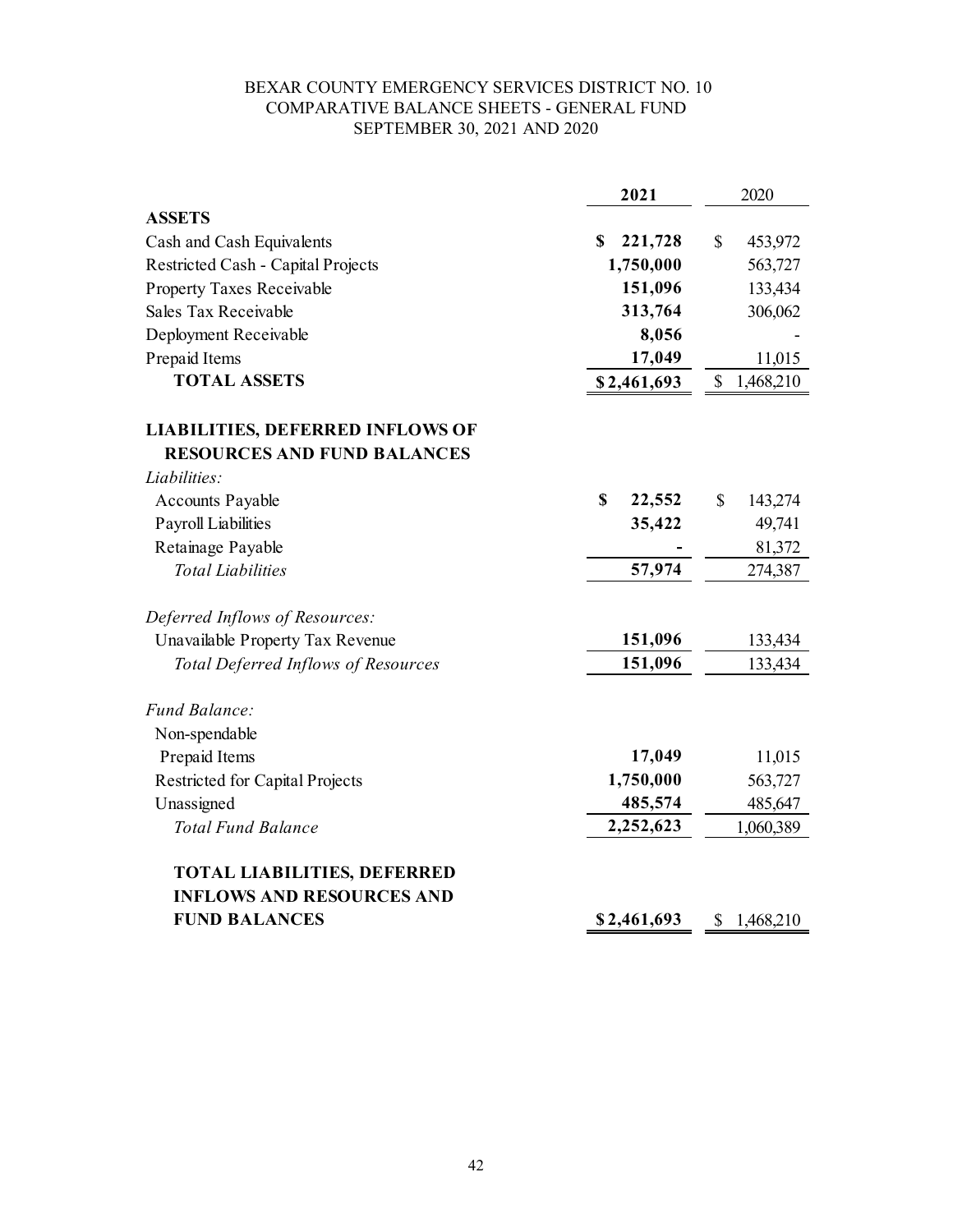# BEXAR COUNTY EMERGENCY SERVICES DISTRICT NO. 10
## COMPARATIVE BALANCE SHEETS - GENERAL FUND
### SEPTEMBER 30, 2021 AND 2020

| | 2021 | 2020 |
|---|---|---|
| **ASSETS** | | |
| Cash and Cash Equivalents | **$ 221,728** | $ 453,972 |
| Restricted Cash - Capital Projects | **1,750,000** | 563,727 |
| Property Taxes Receivable | **151,096** | 133,434 |
| Sales Tax Receivable | **313,764** | 306,062 |
| Deployment Receivable | **8,056** | - |
| Prepaid Items | **17,049** | 11,015 |
| **TOTAL ASSETS** | **$ 2,461,693** | $ 1,468,210 |
| | | |
| **LIABILITIES, DEFERRED INFLOWS OF RESOURCES AND FUND BALANCES** | | |
| *Liabilities:* | | |
| Accounts Payable | **$ 22,552** | $ 143,274 |
| Payroll Liabilities | **35,422** | 49,741 |
| Retainage Payable | **-** | 81,372 |
| *Total Liabilities* | **57,974** | 274,387 |
| | | |
| *Deferred Inflows of Resources:* | | |
| Unavailable Property Tax Revenue | **151,096** | 133,434 |
| *Total Deferred Inflows of Resources* | **151,096** | 133,434 |
| | | |
| *Fund Balance:* | | |
| Non-spendable | | |
| Prepaid Items | **17,049** | 11,015 |
| Restricted for Capital Projects | **1,750,000** | 563,727 |
| Unassigned | **485,574** | 485,647 |
| *Total Fund Balance* | **2,252,623** | 1,060,389 |
| | | |
| **TOTAL LIABILITIES, DEFERRED INFLOWS AND RESOURCES AND FUND BALANCES** | **$ 2,461,693** | $ 1,468,210 |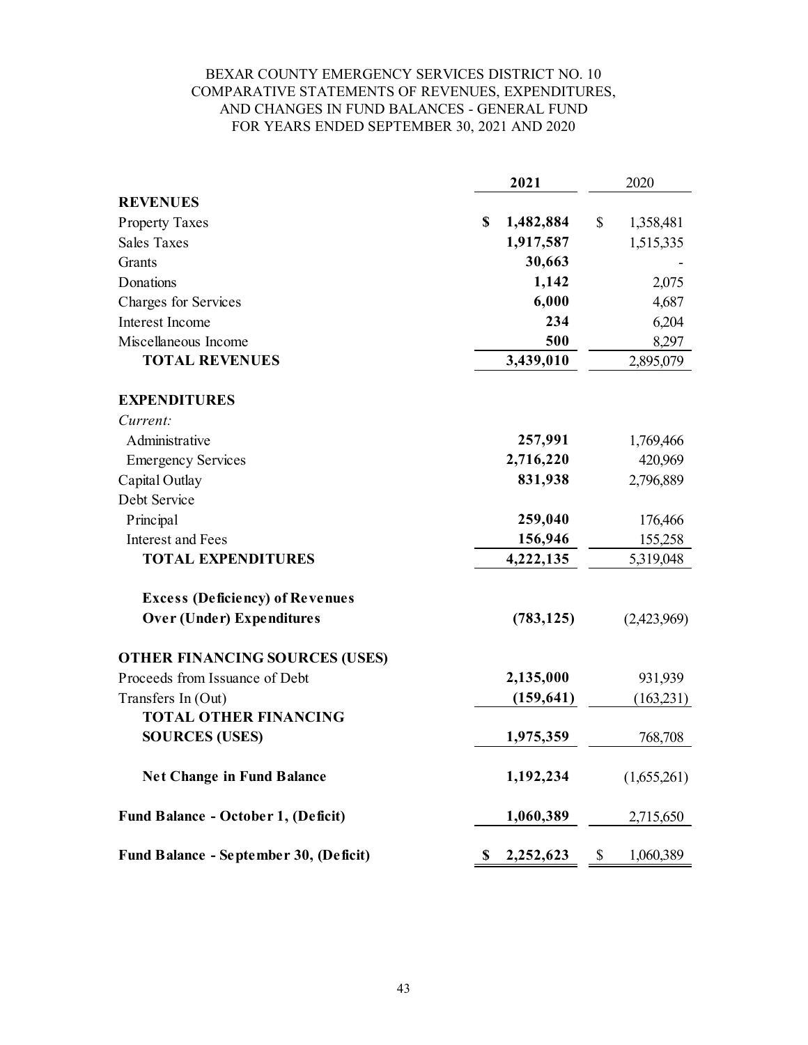BEXAR COUNTY EMERGENCY SERVICES DISTRICT NO. 10
COMPARATIVE STATEMENTS OF REVENUES, EXPENDITURES,
AND CHANGES IN FUND BALANCES - GENERAL FUND
FOR YEARS ENDED SEPTEMBER 30, 2021 AND 2020

| | **2021** | 2020 |
|---|---|---|
| **REVENUES** | | |
| Property Taxes | **$ 1,482,884** | $ 1,358,481 |
| Sales Taxes | **1,917,587** | 1,515,335 |
| Grants | **30,663** | - |
| Donations | **1,142** | 2,075 |
| Charges for Services | **6,000** | 4,687 |
| Interest Income | **234** | 6,204 |
| Miscellaneous Income | **500** | 8,297 |
| **TOTAL REVENUES** | **3,439,010** | 2,895,079 |
| | | |
| **EXPENDITURES** | | |
| *Current:* | | |
| Administrative | **257,991** | 1,769,466 |
| Emergency Services | **2,716,220** | 420,969 |
| Capital Outlay | **831,938** | 2,796,889 |
| Debt Service | | |
| Principal | **259,040** | 176,466 |
| Interest and Fees | **156,946** | 155,258 |
| **TOTAL EXPENDITURES** | **4,222,135** | 5,319,048 |
| | | |
| **Excess (Deficiency) of Revenues Over (Under) Expenditures** | **(783,125)** | (2,423,969) |
| | | |
| **OTHER FINANCING SOURCES (USES)** | | |
| Proceeds from Issuance of Debt | **2,135,000** | 931,939 |
| Transfers In (Out) | **(159,641)** | (163,231) |
| **TOTAL OTHER FINANCING SOURCES (USES)** | **1,975,359** | 768,708 |
| | | |
| **Net Change in Fund Balance** | **1,192,234** | (1,655,261) |
| | | |
| **Fund Balance - October 1, (Deficit)** | **1,060,389** | 2,715,650 |
| | | |
| **Fund Balance - September 30, (Deficit)** | **$ 2,252,623** | $ 1,060,389 |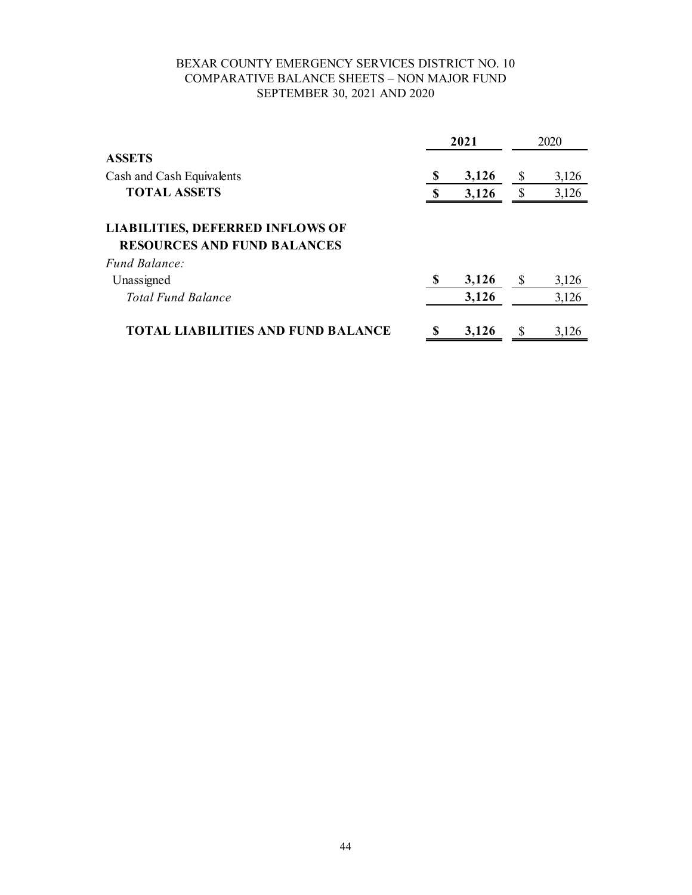# BEXAR COUNTY EMERGENCY SERVICES DISTRICT NO. 10
## COMPARATIVE BALANCE SHEETS – NON MAJOR FUND
### SEPTEMBER 30, 2021 AND 2020

| | **2021** | 2020 |
|---|---|---|
| **ASSETS** | | |
| Cash and Cash Equivalents | **$ 3,126** | $ 3,126 |
| **TOTAL ASSETS** | **$ 3,126** | $ 3,126 |
| **LIABILITIES, DEFERRED INFLOWS OF RESOURCES AND FUND BALANCES** | | |
| *Fund Balance:* | | |
| Unassigned | **$ 3,126** | $ 3,126 |
| *Total Fund Balance* | **3,126** | 3,126 |
| **TOTAL LIABILITIES AND FUND BALANCE** | **$ 3,126** | $ 3,126 |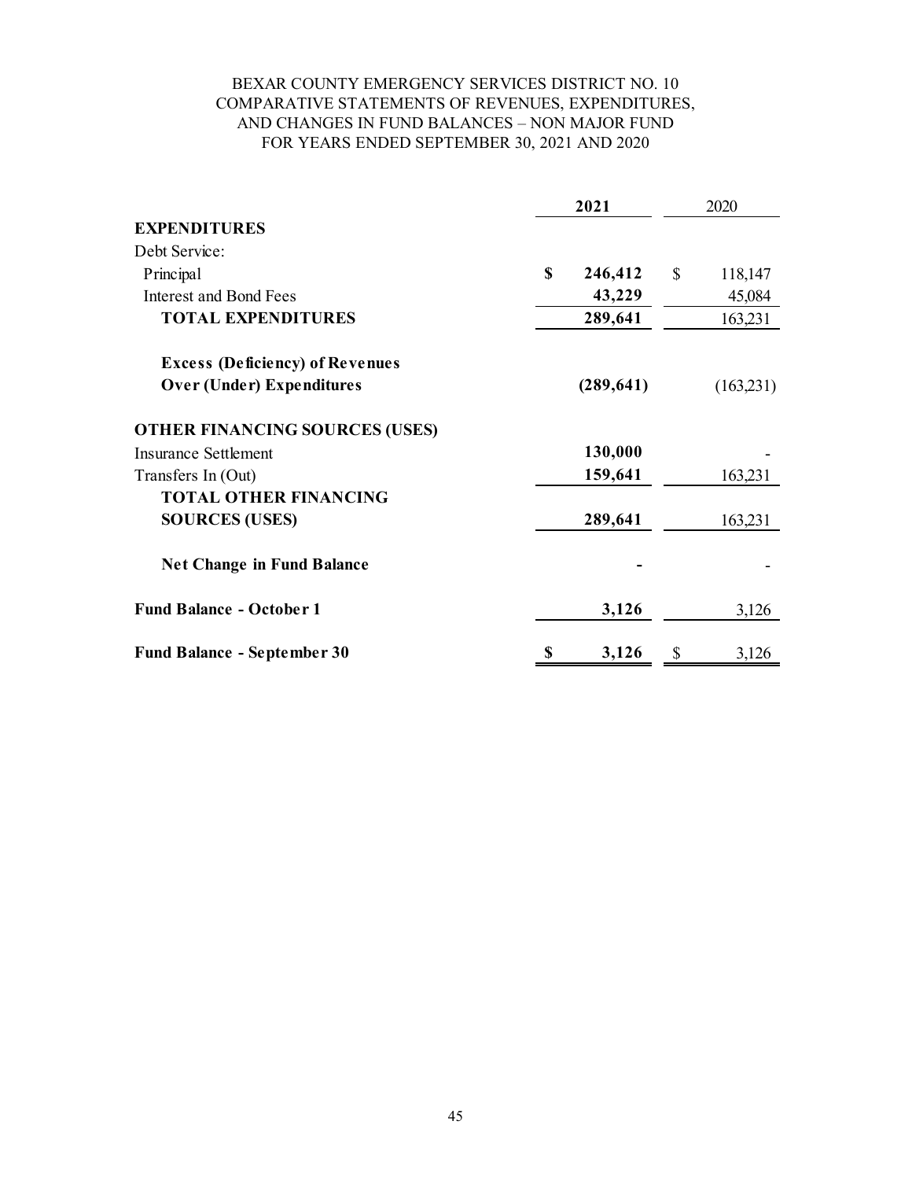BEXAR COUNTY EMERGENCY SERVICES DISTRICT NO. 10
COMPARATIVE STATEMENTS OF REVENUES, EXPENDITURES, AND CHANGES IN FUND BALANCES – NON MAJOR FUND
FOR YEARS ENDED SEPTEMBER 30, 2021 AND 2020

| | 2021 | 2020 |
|---|---|---|
| **EXPENDITURES** | | |
| Debt Service: | | |
| Principal | **$ 246,412** | $ 118,147 |
| Interest and Bond Fees | **43,229** | 45,084 |
| **TOTAL EXPENDITURES** | **289,641** | 163,231 |
| **Excess (Deficiency) of Revenues Over (Under) Expenditures** | **(289,641)** | (163,231) |
| **OTHER FINANCING SOURCES (USES)** | | |
| Insurance Settlement | **130,000** | - |
| Transfers In (Out) | **159,641** | 163,231 |
| **TOTAL OTHER FINANCING SOURCES (USES)** | **289,641** | 163,231 |
| **Net Change in Fund Balance** | **-** | - |
| **Fund Balance - October 1** | **3,126** | 3,126 |
| **Fund Balance - September 30** | **$ 3,126** | $ 3,126 |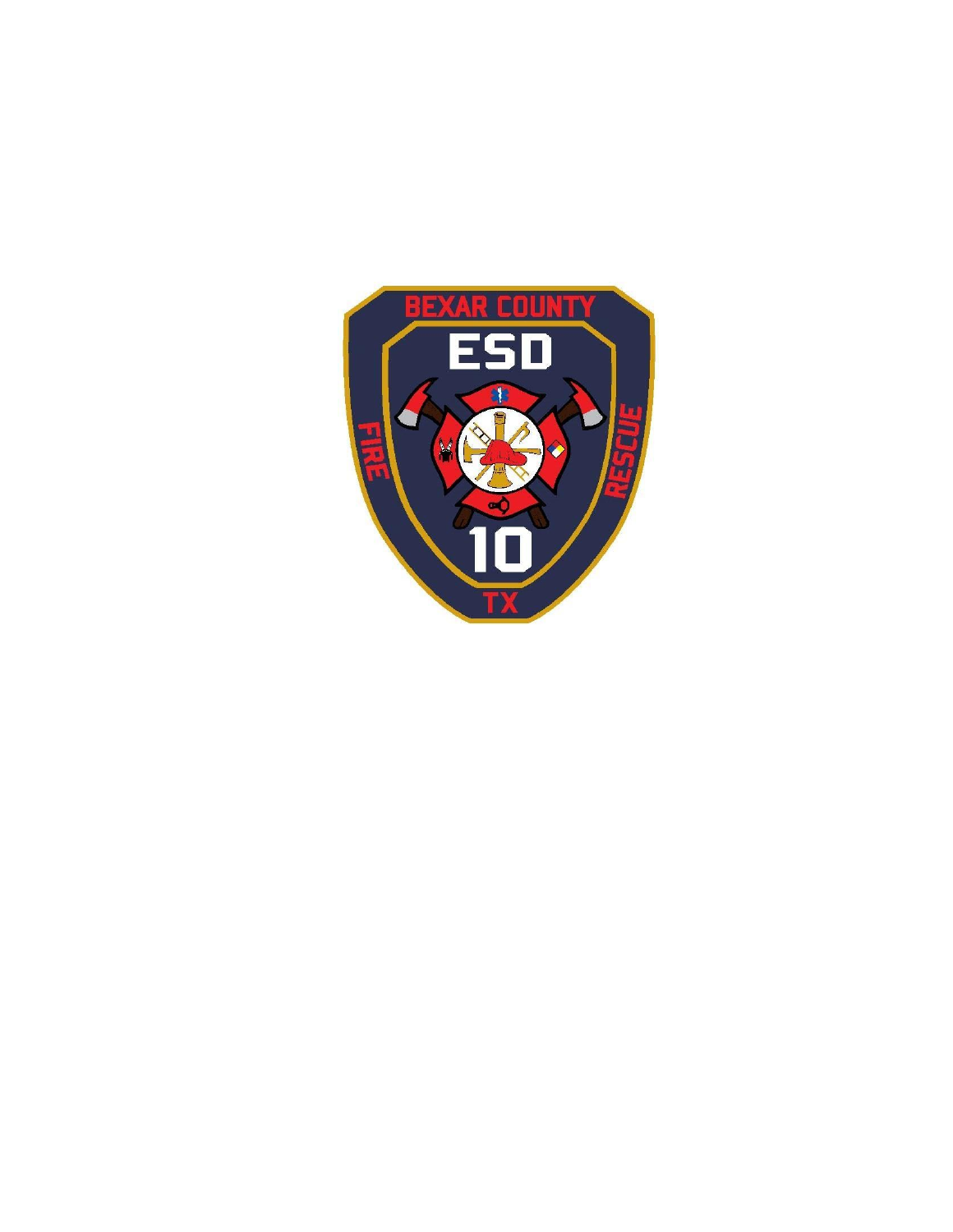BEXAR COUNTY

ESD

FIRE

RESCUE

10

TX